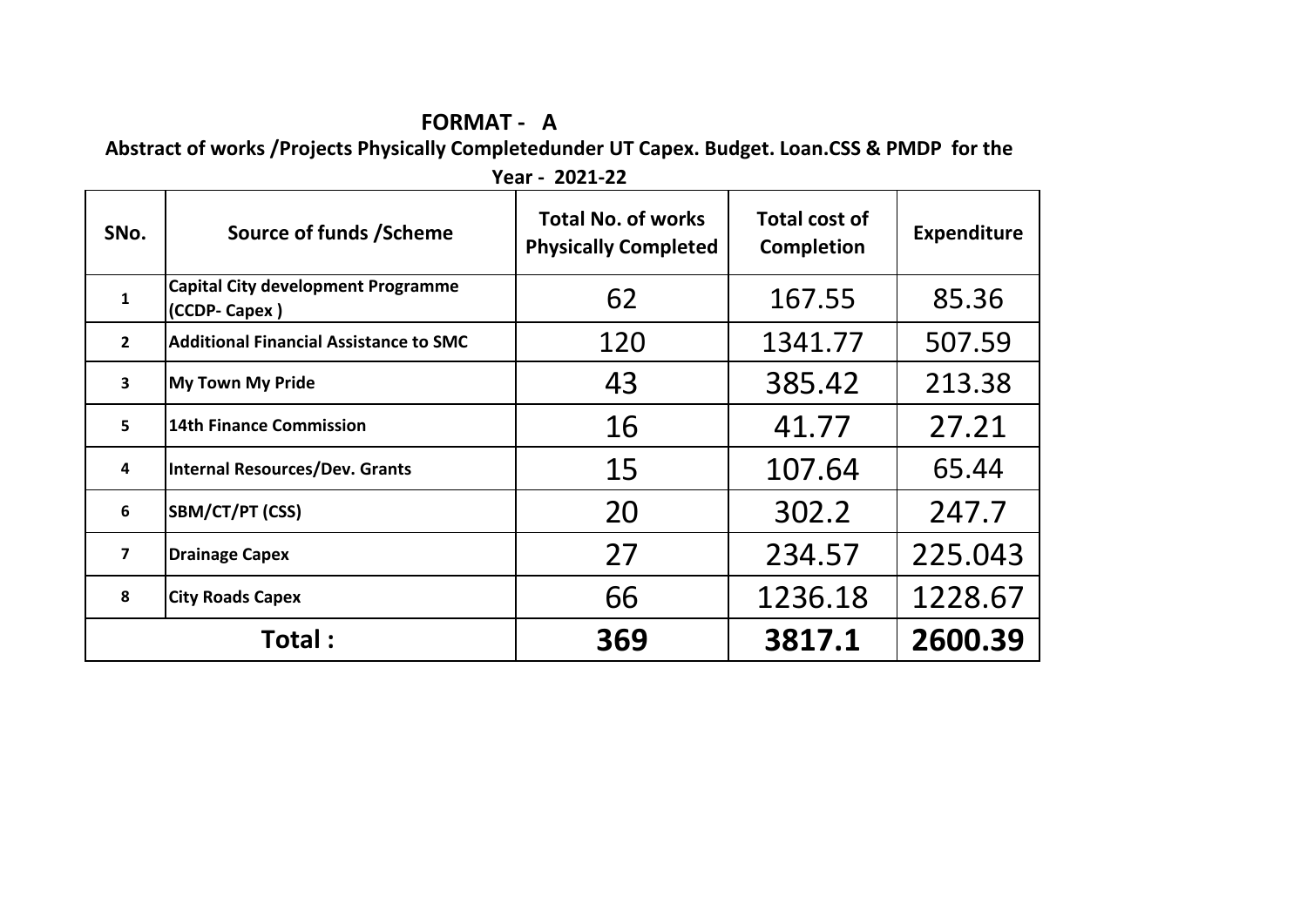# FORMAT - A

**Abstract of works /Projects Physically Completedunder UT Capex. Budget. Loan.CSS & PMDP for the Year - 2021-22**

| SNo. | Source of funds /Scheme | Total No. of works Physically Completed | Total cost of Completion | Expenditure |
|---|---|---|---|---|
| 1 | Capital City development Programme (CCDP- Capex ) | 62 | 167.55 | 85.36 |
| 2 | Additional Financial Assistance to SMC | 120 | 1341.77 | 507.59 |
| 3 | My Town My Pride | 43 | 385.42 | 213.38 |
| 5 | 14th Finance Commission | 16 | 41.77 | 27.21 |
| 4 | Internal Resources/Dev. Grants | 15 | 107.64 | 65.44 |
| 6 | SBM/CT/PT (CSS) | 20 | 302.2 | 247.7 |
| 7 | Drainage Capex | 27 | 234.57 | 225.043 |
| 8 | City Roads Capex | 66 | 1236.18 | 1228.67 |
| **Total :** | | **369** | **3817.1** | **2600.39** |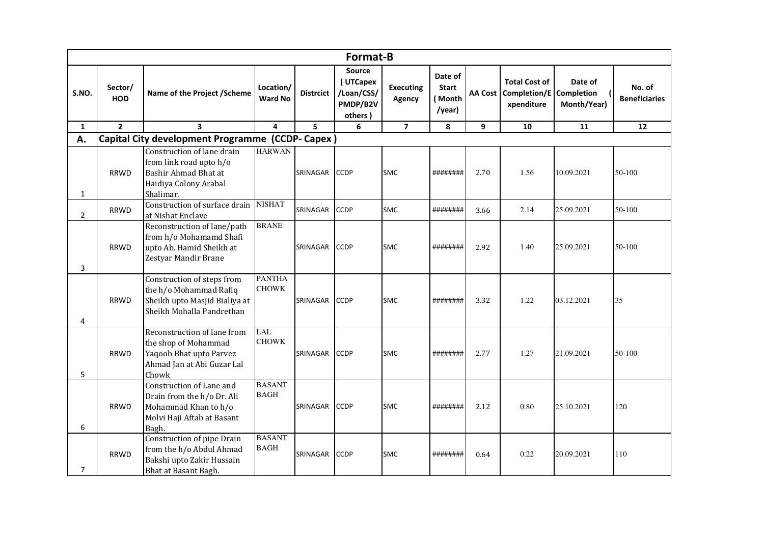| Format-B | | | | | | | | | | | |
|---|---|---|---|---|---|---|---|---|---|---|---|
| S.NO. | Sector/ HOD | Name of the Project /Scheme | Location/ Ward No | Distrcict | Source ( UTCapex /Loan/CSS/ PMDP/B2V others ) | Executing Agency | Date of Start ( Month /year) | AA Cost | Total Cost of Completion/E xpenditure | Date of Completion ( Month/Year) | No. of Beneficiaries |
| 1 | 2 | 3 | 4 | 5 | 6 | 7 | 8 | 9 | 10 | 11 | 12 |
| A. | Capital City development Programme (CCDP- Capex ) | | | | | | | | | | |
| 1 | RRWD | Construction of lane drain from link road upto h/o Bashir Ahmad Bhat at Haidiya Colony Arabal Shalimar. | HARWAN | SRINAGAR | CCDP | SMC | ######## | 2.70 | 1.56 | 10.09.2021 | 50-100 |
| 2 | RRWD | Construction of surface drain at Nishat Enclave | NISHAT | SRINAGAR | CCDP | SMC | ######## | 3.66 | 2.14 | 25.09.2021 | 50-100 |
| 3 | RRWD | Reconstruction of lane/path from h/o Mohamamd Shafi upto Ab. Hamid Sheikh at Zestyar Mandir Brane | BRANE | SRINAGAR | CCDP | SMC | ######## | 2.92 | 1.40 | 25.09.2021 | 50-100 |
| 4 | RRWD | Construction of steps from the h/o Mohammad Rafiq Sheikh upto Masjid Bialiya at Sheikh Mohalla Pandrethan | PANTHA CHOWK | SRINAGAR | CCDP | SMC | ######## | 3.32 | 1.22 | 03.12.2021 | 35 |
| 5 | RRWD | Reconstruction of lane from the shop of Mohammad Yaqoob Bhat upto Parvez Ahmad Jan at Abi Guzar Lal Chowk | LAL CHOWK | SRINAGAR | CCDP | SMC | ######## | 2.77 | 1.27 | 21.09.2021 | 50-100 |
| 6 | RRWD | Construction of Lane and Drain from the h/o Dr. Ali Mohammad Khan to h/o Molvi Haji Aftab at Basant Bagh. | BASANT BAGH | SRINAGAR | CCDP | SMC | ######## | 2.12 | 0.80 | 25.10.2021 | 120 |
| 7 | RRWD | Construction of pipe Drain from the h/o Abdul Ahmad Bakshi upto Zakir Hussain Bhat at Basant Bagh. | BASANT BAGH | SRINAGAR | CCDP | SMC | ######## | 0.64 | 0.22 | 20.09.2021 | 110 |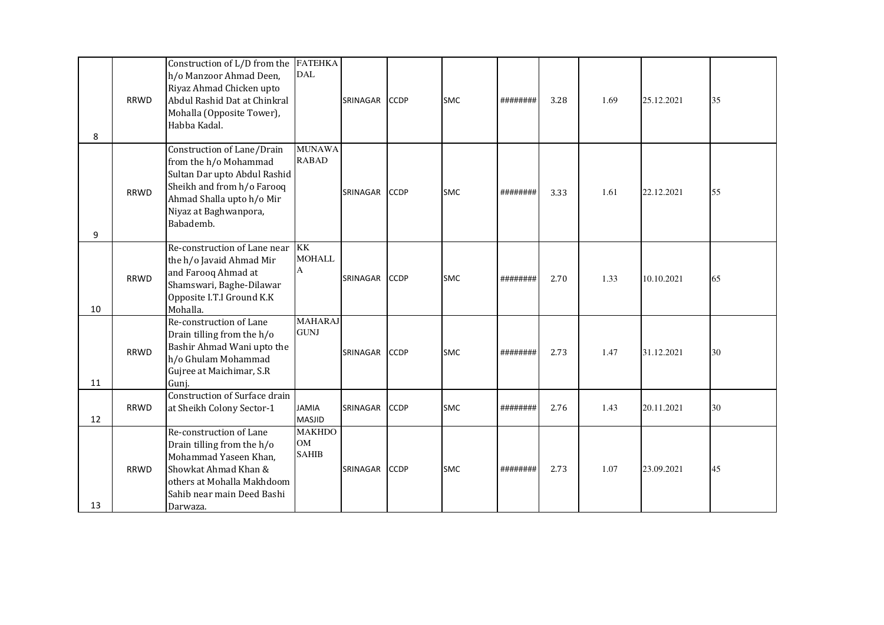| | | | | | | | | | | | |
|---|---|---|---|---|---|---|---|---|---|---|---|
| 8 | RRWD | Construction of L/D from the h/o Manzoor Ahmad Deen, Riyaz Ahmad Chicken upto Abdul Rashid Dat at Chinkral Mohalla (Opposite Tower), Habba Kadal. | FATEHKA DAL | SRINAGAR | CCDP | SMC | ######## | 3.28 | 1.69 | 25.12.2021 | 35 |
| 9 | RRWD | Construction of Lane/Drain from the h/o Mohammad Sultan Dar upto Abdul Rashid Sheikh and from h/o Farooq Ahmad Shalla upto h/o Mir Niyaz at Baghwanpora, Babademb. | MUNAWA RABAD | SRINAGAR | CCDP | SMC | ######## | 3.33 | 1.61 | 22.12.2021 | 55 |
| 10 | RRWD | Re-construction of Lane near the h/o Javaid Ahmad Mir and Farooq Ahmad at Shamswari, Baghe-Dilawar Opposite I.T.I Ground K.K Mohalla. | KK MOHALL A | SRINAGAR | CCDP | SMC | ######## | 2.70 | 1.33 | 10.10.2021 | 65 |
| 11 | RRWD | Re-construction of Lane Drain tilling from the h/o Bashir Ahmad Wani upto the h/o Ghulam Mohammad Gujree at Maichimar, S.R Gunj. | MAHARAJ GUNJ | SRINAGAR | CCDP | SMC | ######## | 2.73 | 1.47 | 31.12.2021 | 30 |
| 12 | RRWD | Construction of Surface drain at Sheikh Colony Sector-1 | JAMIA MASJID | SRINAGAR | CCDP | SMC | ######## | 2.76 | 1.43 | 20.11.2021 | 30 |
| 13 | RRWD | Re-construction of Lane Drain tilling from the h/o Mohammad Yaseen Khan, Showkat Ahmad Khan & others at Mohalla Makhdoom Sahib near main Deed Bashi Darwaza. | MAKHDO OM SAHIB | SRINAGAR | CCDP | SMC | ######## | 2.73 | 1.07 | 23.09.2021 | 45 |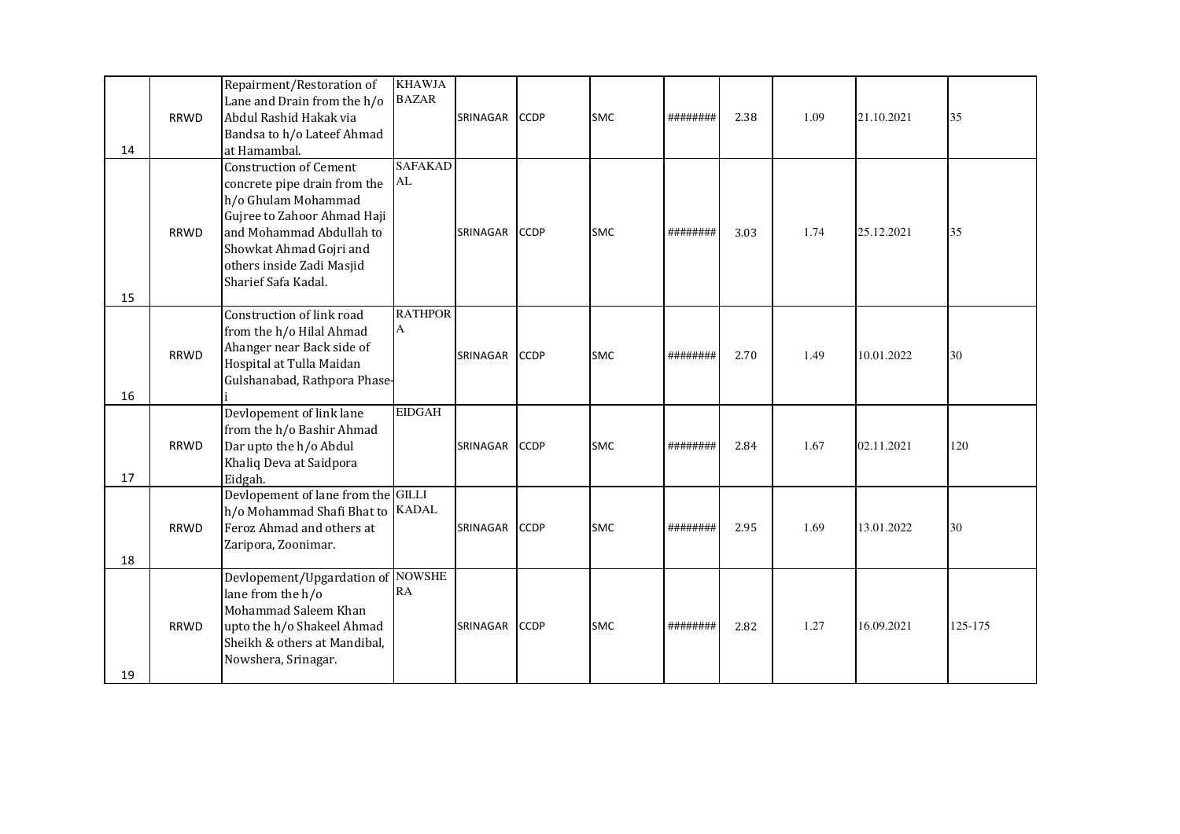| | | | | | | | | | | | |
|---|---|---|---|---|---|---|---|---|---|---|---|
| 14 | RRWD | Repairment/Restoration of Lane and Drain from the h/o Abdul Rashid Hakak via Bandsa to h/o Lateef Ahmad at Hamambal. | KHAWJA BAZAR | SRINAGAR | CCDP | SMC | ######## | 2.38 | 1.09 | 21.10.2021 | 35 |
| 15 | RRWD | Construction of Cement concrete pipe drain from the h/o Ghulam Mohammad Gujree to Zahoor Ahmad Haji and Mohammad Abdullah to Showkat Ahmad Gojri and others inside Zadi Masjid Sharief Safa Kadal. | SAFAKADAL | SRINAGAR | CCDP | SMC | ######## | 3.03 | 1.74 | 25.12.2021 | 35 |
| 16 | RRWD | Construction of link road from the h/o Hilal Ahmad Ahanger near Back side of Hospital at Tulla Maidan Gulshanabad, Rathpora Phase-i | RATHPORA | SRINAGAR | CCDP | SMC | ######## | 2.70 | 1.49 | 10.01.2022 | 30 |
| 17 | RRWD | Devlopement of link lane from the h/o Bashir Ahmad Dar upto the h/o Abdul Khaliq Deva at Saidpora Eidgah. | EIDGAH | SRINAGAR | CCDP | SMC | ######## | 2.84 | 1.67 | 02.11.2021 | 120 |
| 18 | RRWD | Devlopement of lane from the h/o Mohammad Shafi Bhat to Feroz Ahmad and others at Zaripora, Zoonimar. | GILLI KADAL | SRINAGAR | CCDP | SMC | ######## | 2.95 | 1.69 | 13.01.2022 | 30 |
| 19 | RRWD | Devlopement/Upgardation of lane from the h/o Mohammad Saleem Khan upto the h/o Shakeel Ahmad Sheikh & others at Mandibal, Nowshera, Srinagar. | NOWSHERA | SRINAGAR | CCDP | SMC | ######## | 2.82 | 1.27 | 16.09.2021 | 125-175 |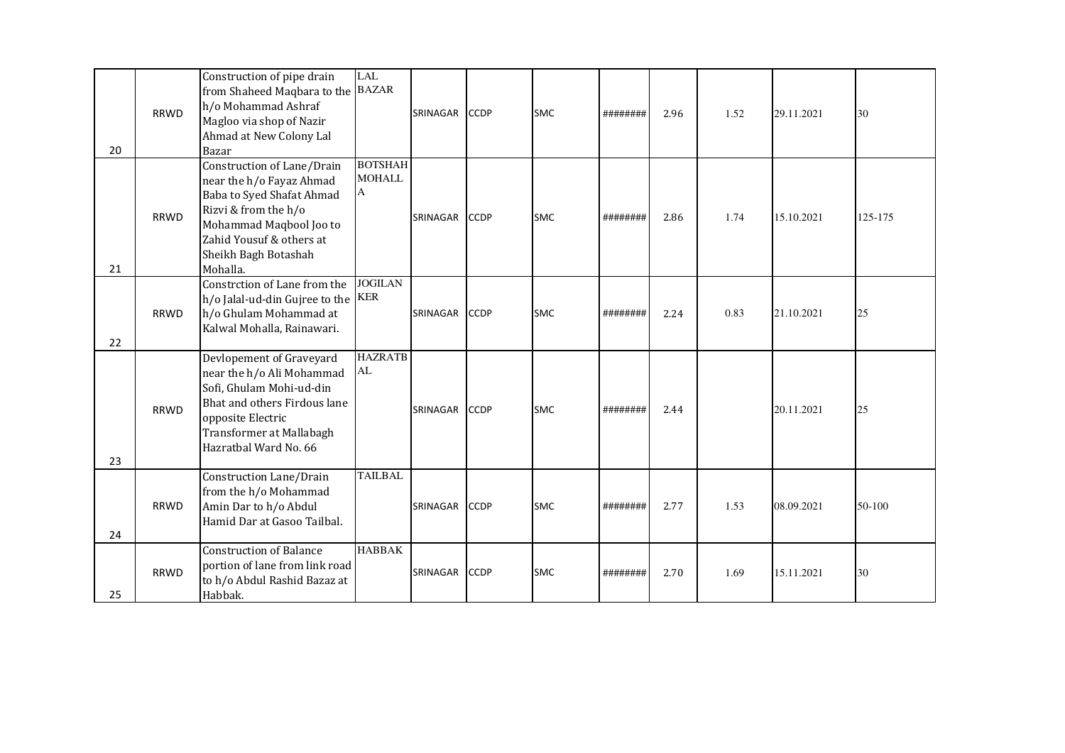| | | | | | | | | | | | |
|---|---|---|---|---|---|---|---|---|---|---|---|
| 20 | RRWD | Construction of pipe drain from Shaheed Maqbara to the h/o Mohammad Ashraf Magloo via shop of Nazir Ahmad at New Colony Lal Bazar | LAL BAZAR | SRINAGAR | CCDP | SMC | ######## | 2.96 | 1.52 | 29.11.2021 | 30 |
| 21 | RRWD | Construction of Lane/Drain near the h/o Fayaz Ahmad Baba to Syed Shafat Ahmad Rizvi & from the h/o Mohammad Maqbool Joo to Zahid Yousuf & others at Sheikh Bagh Botashah Mohalla. | BOTSHAH MOHALLA | SRINAGAR | CCDP | SMC | ######## | 2.86 | 1.74 | 15.10.2021 | 125-175 |
| 22 | RRWD | Constrction of Lane from the h/o Jalal-ud-din Gujree to the h/o Ghulam Mohammad at Kalwal Mohalla, Rainawari. | JOGILANKER | SRINAGAR | CCDP | SMC | ######## | 2.24 | 0.83 | 21.10.2021 | 25 |
| 23 | RRWD | Devlopement of Graveyard near the h/o Ali Mohammad Sofi, Ghulam Mohi-ud-din Bhat and others Firdous lane opposite Electric Transformer at Mallabagh Hazratbal Ward No. 66 | HAZRATBAL | SRINAGAR | CCDP | SMC | ######## | 2.44 | | 20.11.2021 | 25 |
| 24 | RRWD | Construction Lane/Drain from the h/o Mohammad Amin Dar to h/o Abdul Hamid Dar at Gasoo Tailbal. | TAILBAL | SRINAGAR | CCDP | SMC | ######## | 2.77 | 1.53 | 08.09.2021 | 50-100 |
| 25 | RRWD | Construction of Balance portion of lane from link road to h/o Abdul Rashid Bazaz at Habbak. | HABBAK | SRINAGAR | CCDP | SMC | ######## | 2.70 | 1.69 | 15.11.2021 | 30 |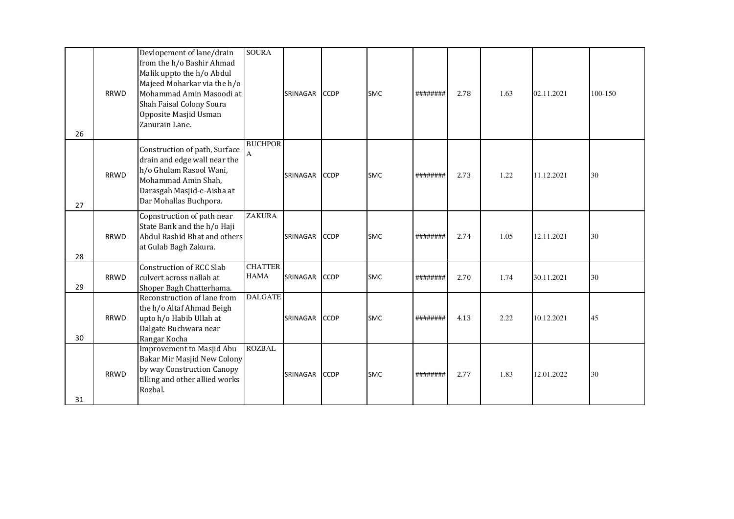| | | | | | | | | | | | |
|---|---|---|---|---|---|---|---|---|---|---|---|
| 26 | RRWD | Devlopement of lane/drain from the h/o Bashir Ahmad Malik uppto the h/o Abdul Majeed Moharkar via the h/o Mohammad Amin Masoodi at Shah Faisal Colony Soura Opposite Masjid Usman Zanurain Lane. | SOURA | SRINAGAR | CCDP | SMC | ######## | 2.78 | 1.63 | 02.11.2021 | 100-150 |
| 27 | RRWD | Construction of path, Surface drain and edge wall near the h/o Ghulam Rasool Wani, Mohammad Amin Shah, Darasgah Masjid-e-Aisha at Dar Mohallas Buchpora. | BUCHPORA | SRINAGAR | CCDP | SMC | ######## | 2.73 | 1.22 | 11.12.2021 | 30 |
| 28 | RRWD | Copnstruction of path near State Bank and the h/o Haji Abdul Rashid Bhat and others at Gulab Bagh Zakura. | ZAKURA | SRINAGAR | CCDP | SMC | ######## | 2.74 | 1.05 | 12.11.2021 | 30 |
| 29 | RRWD | Construction of RCC Slab culvert across nallah at Shoper Bagh Chatterhama. | CHATTERHAMA | SRINAGAR | CCDP | SMC | ######## | 2.70 | 1.74 | 30.11.2021 | 30 |
| 30 | RRWD | Reconstruction of lane from the h/o Altaf Ahmad Beigh upto h/o Habib Ullah at Dalgate Buchwara near Rangar Kocha | DALGATE | SRINAGAR | CCDP | SMC | ######## | 4.13 | 2.22 | 10.12.2021 | 45 |
| 31 | RRWD | Improvement to Masjid Abu Bakar Mir Masjid New Colony by way Construction Canopy tilling and other allied works Rozbal. | ROZBAL | SRINAGAR | CCDP | SMC | ######## | 2.77 | 1.83 | 12.01.2022 | 30 |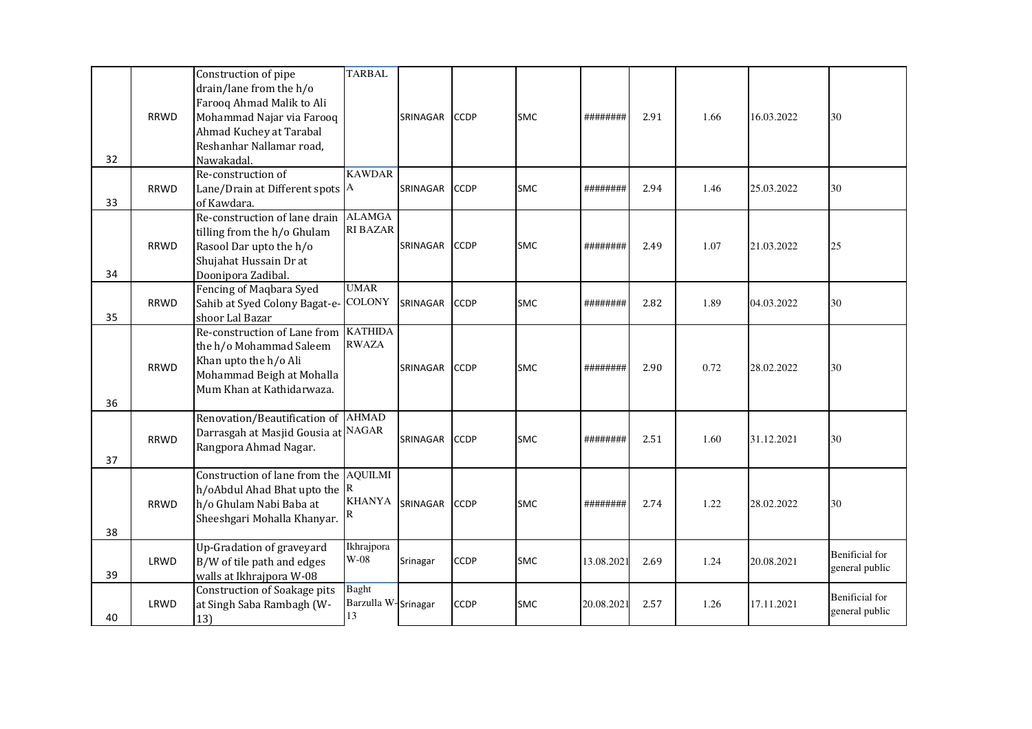| | | | | | | | | | | | |
|---|---|---|---|---|---|---|---|---|---|---|---|
| 32 | RRWD | Construction of pipe drain/lane from the h/o Farooq Ahmad Malik to Ali Mohammad Najar via Farooq Ahmad Kuchey at Tarabal Reshanhar Nallamar road, Nawakadal. | TARBAL | SRINAGAR | CCDP | SMC | ######## | 2.91 | 1.66 | 16.03.2022 | 30 |
| 33 | RRWD | Re-construction of Lane/Drain at Different spots of Kawdara. | KAWDARA | SRINAGAR | CCDP | SMC | ######## | 2.94 | 1.46 | 25.03.2022 | 30 |
| 34 | RRWD | Re-construction of lane drain tilling from the h/o Ghulam Rasool Dar upto the h/o Shujahat Hussain Dr at Doonipora Zadibal. | ALAMGARI BAZAR | SRINAGAR | CCDP | SMC | ######## | 2.49 | 1.07 | 21.03.2022 | 25 |
| 35 | RRWD | Fencing of Maqbara Syed Sahib at Syed Colony Bagat-e-shoor Lal Bazar | UMAR COLONY | SRINAGAR | CCDP | SMC | ######## | 2.82 | 1.89 | 04.03.2022 | 30 |
| 36 | RRWD | Re-construction of Lane from the h/o Mohammad Saleem Khan upto the h/o Ali Mohammad Beigh at Mohalla Mum Khan at Kathidarwaza. | KATHIDARWAZA | SRINAGAR | CCDP | SMC | ######## | 2.90 | 0.72 | 28.02.2022 | 30 |
| 37 | RRWD | Renovation/Beautification of Darrasgah at Masjid Gousia at Rangpora Ahmad Nagar. | AHMAD NAGAR | SRINAGAR | CCDP | SMC | ######## | 2.51 | 1.60 | 31.12.2021 | 30 |
| 38 | RRWD | Construction of lane from the h/oAbdul Ahad Bhat upto the h/o Ghulam Nabi Baba at Sheeshgari Mohalla Khanyar. | AQUILMIR KHANYAR | SRINAGAR | CCDP | SMC | ######## | 2.74 | 1.22 | 28.02.2022 | 30 |
| 39 | LRWD | Up-Gradation of graveyard B/W of tile path and edges walls at Ikhrajpora W-08 | Ikhrajpora W-08 | Srinagar | CCDP | SMC | 13.08.2021 | 2.69 | 1.24 | 20.08.2021 | Beneficial for general public |
| 40 | LRWD | Construction of Soakage pits at Singh Saba Rambagh (W-13) | Baght Barzulla W-13 | Srinagar | CCDP | SMC | 20.08.2021 | 2.57 | 1.26 | 17.11.2021 | Beneficial for general public |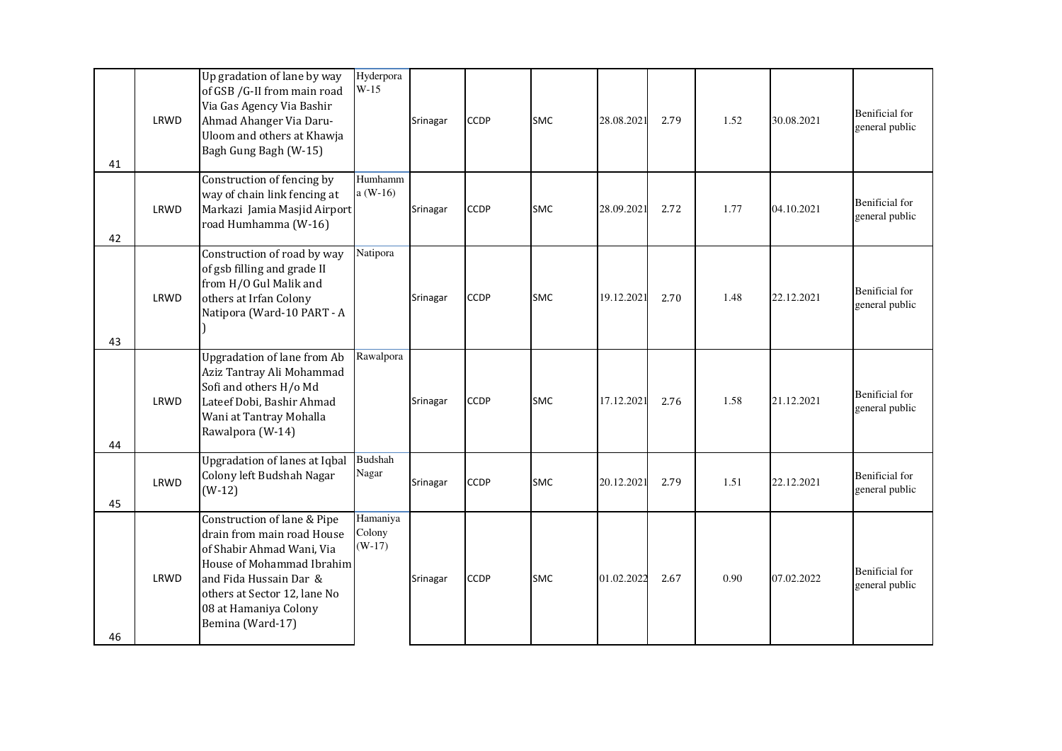| | | | | | | | | | | | |
|---|---|---|---|---|---|---|---|---|---|---|---|
| 41 | LRWD | Up gradation of lane by way of GSB /G-II from main road Via Gas Agency Via Bashir Ahmad Ahanger Via Daru-Uloom and others at Khawja Bagh Gung Bagh (W-15) | Hyderpora W-15 | Srinagar | CCDP | SMC | 28.08.2021 | 2.79 | 1.52 | 30.08.2021 | Benificial for general public |
| 42 | LRWD | Construction of fencing by way of chain link fencing at Markazi Jamia Masjid Airport road Humhamma (W-16) | Humhamma (W-16) | Srinagar | CCDP | SMC | 28.09.2021 | 2.72 | 1.77 | 04.10.2021 | Benificial for general public |
| 43 | LRWD | Construction of road by way of gsb filling and grade II from H/O Gul Malik and others at Irfan Colony Natipora (Ward-10 PART - A ) | Natipora | Srinagar | CCDP | SMC | 19.12.2021 | 2.70 | 1.48 | 22.12.2021 | Benificial for general public |
| 44 | LRWD | Upgradation of lane from Ab Aziz Tantray Ali Mohammad Sofi and others H/o Md Lateef Dobi, Bashir Ahmad Wani at Tantray Mohalla Rawalpora (W-14) | Rawalpora | Srinagar | CCDP | SMC | 17.12.2021 | 2.76 | 1.58 | 21.12.2021 | Benificial for general public |
| 45 | LRWD | Upgradation of lanes at Iqbal Colony left Budshah Nagar (W-12) | Budshah Nagar | Srinagar | CCDP | SMC | 20.12.2021 | 2.79 | 1.51 | 22.12.2021 | Benificial for general public |
| 46 | LRWD | Construction of lane & Pipe drain from main road House of Shabir Ahmad Wani, Via House of Mohammad Ibrahim and Fida Hussain Dar & others at Sector 12, lane No 08 at Hamaniya Colony Bemina (Ward-17) | Hamaniya Colony (W-17) | Srinagar | CCDP | SMC | 01.02.2022 | 2.67 | 0.90 | 07.02.2022 | Benificial for general public |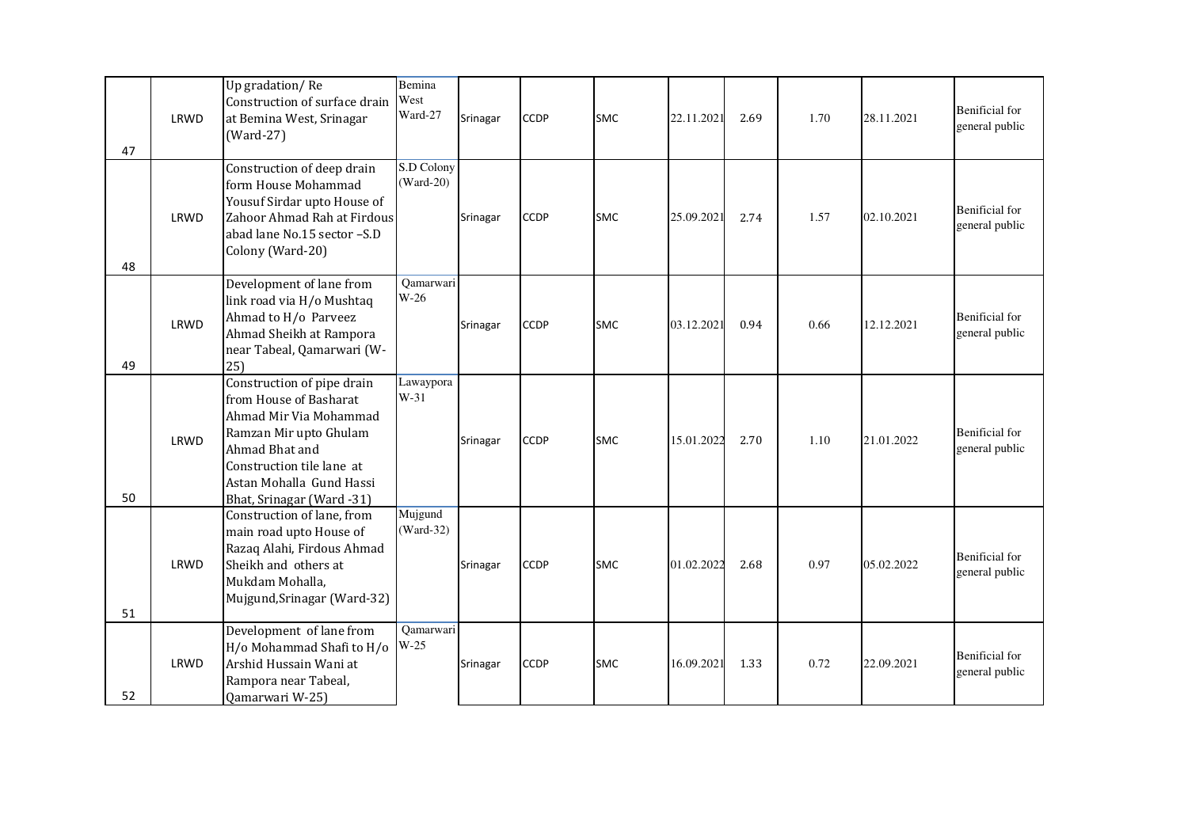| 47 | LRWD | Up gradation/ Re Construction of surface drain at Bemina West, Srinagar (Ward-27) | Bemina West Ward-27 | Srinagar | CCDP | SMC | 22.11.2021 | 2.69 | 1.70 | 28.11.2021 | Benificial for general public |
|---|---|---|---|---|---|---|---|---|---|---|---|
| 48 | LRWD | Construction of deep drain form House Mohammad Yousuf Sirdar upto House of Zahoor Ahmad Rah at Firdous abad lane No.15 sector –S.D Colony (Ward-20) | S.D Colony (Ward-20) | Srinagar | CCDP | SMC | 25.09.2021 | 2.74 | 1.57 | 02.10.2021 | Benificial for general public |
| 49 | LRWD | Development of lane from link road via H/o Mushtaq Ahmad to H/o Parveez Ahmad Sheikh at Rampora near Tabeal, Qamarwari (W-25) | Qamarwari W-26 | Srinagar | CCDP | SMC | 03.12.2021 | 0.94 | 0.66 | 12.12.2021 | Benificial for general public |
| 50 | LRWD | Construction of pipe drain from House of Basharat Ahmad Mir Via Mohammad Ramzan Mir upto Ghulam Ahmad Bhat and Construction tile lane at Astan Mohalla Gund Hassi Bhat, Srinagar (Ward -31) | Lawaypora W-31 | Srinagar | CCDP | SMC | 15.01.2022 | 2.70 | 1.10 | 21.01.2022 | Benificial for general public |
| 51 | LRWD | Construction of lane, from main road upto House of Razaq Alahi, Firdous Ahmad Sheikh and others at Mukdam Mohalla, Mujgund,Srinagar (Ward-32) | Mujgund (Ward-32) | Srinagar | CCDP | SMC | 01.02.2022 | 2.68 | 0.97 | 05.02.2022 | Benificial for general public |
| 52 | LRWD | Development of lane from H/o Mohammad Shafi to H/o Arshid Hussain Wani at Rampora near Tabeal, Qamarwari W-25) | Qamarwari W-25 | Srinagar | CCDP | SMC | 16.09.2021 | 1.33 | 0.72 | 22.09.2021 | Benificial for general public |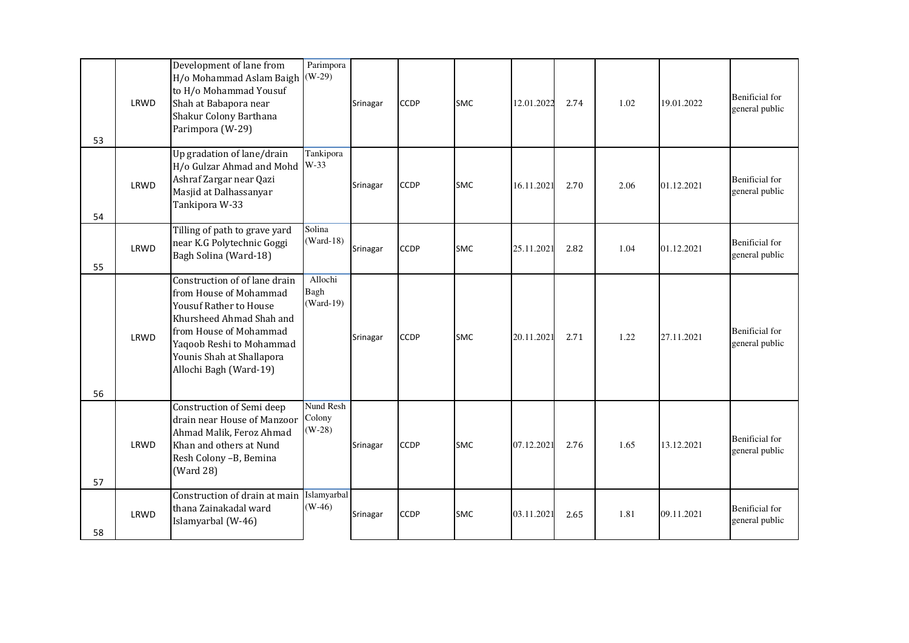| | | | | | | | | | | | |
|---|---|---|---|---|---|---|---|---|---|---|---|
| 53 | LRWD | Development of lane from H/o Mohammad Aslam Baigh to H/o Mohammad Yousuf Shah at Babapora near Shakur Colony Barthana Parimpora (W-29) | Parimpora (W-29) | Srinagar | CCDP | SMC | 12.01.2022 | 2.74 | 1.02 | 19.01.2022 | Binificial for general public |
| 54 | LRWD | Up gradation of lane/drain H/o Gulzar Ahmad and Mohd Ashraf Zargar near Qazi Masjid at Dalhassanyar Tankipora W-33 | Tankipora W-33 | Srinagar | CCDP | SMC | 16.11.2021 | 2.70 | 2.06 | 01.12.2021 | Binificial for general public |
| 55 | LRWD | Tilling of path to grave yard near K.G Polytechnic Goggi Bagh Solina (Ward-18) | Solina (Ward-18) | Srinagar | CCDP | SMC | 25.11.2021 | 2.82 | 1.04 | 01.12.2021 | Binificial for general public |
| 56 | LRWD | Construction of of lane drain from House of Mohammad Yousuf Rather to House Khursheed Ahmad Shah and from House of Mohammad Yaqoob Reshi to Mohammad Younis Shah at Shallapora Allochi Bagh (Ward-19) | Allochi Bagh (Ward-19) | Srinagar | CCDP | SMC | 20.11.2021 | 2.71 | 1.22 | 27.11.2021 | Binificial for general public |
| 57 | LRWD | Construction of Semi deep drain near House of Manzoor Ahmad Malik, Feroz Ahmad Khan and others at Nund Resh Colony –B, Bemina (Ward 28) | Nund Resh Colony (W-28) | Srinagar | CCDP | SMC | 07.12.2021 | 2.76 | 1.65 | 13.12.2021 | Binificial for general public |
| 58 | LRWD | Construction of drain at main thana Zainakadal ward Islamyarbal (W-46) | Islamyarbal (W-46) | Srinagar | CCDP | SMC | 03.11.2021 | 2.65 | 1.81 | 09.11.2021 | Binificial for general public |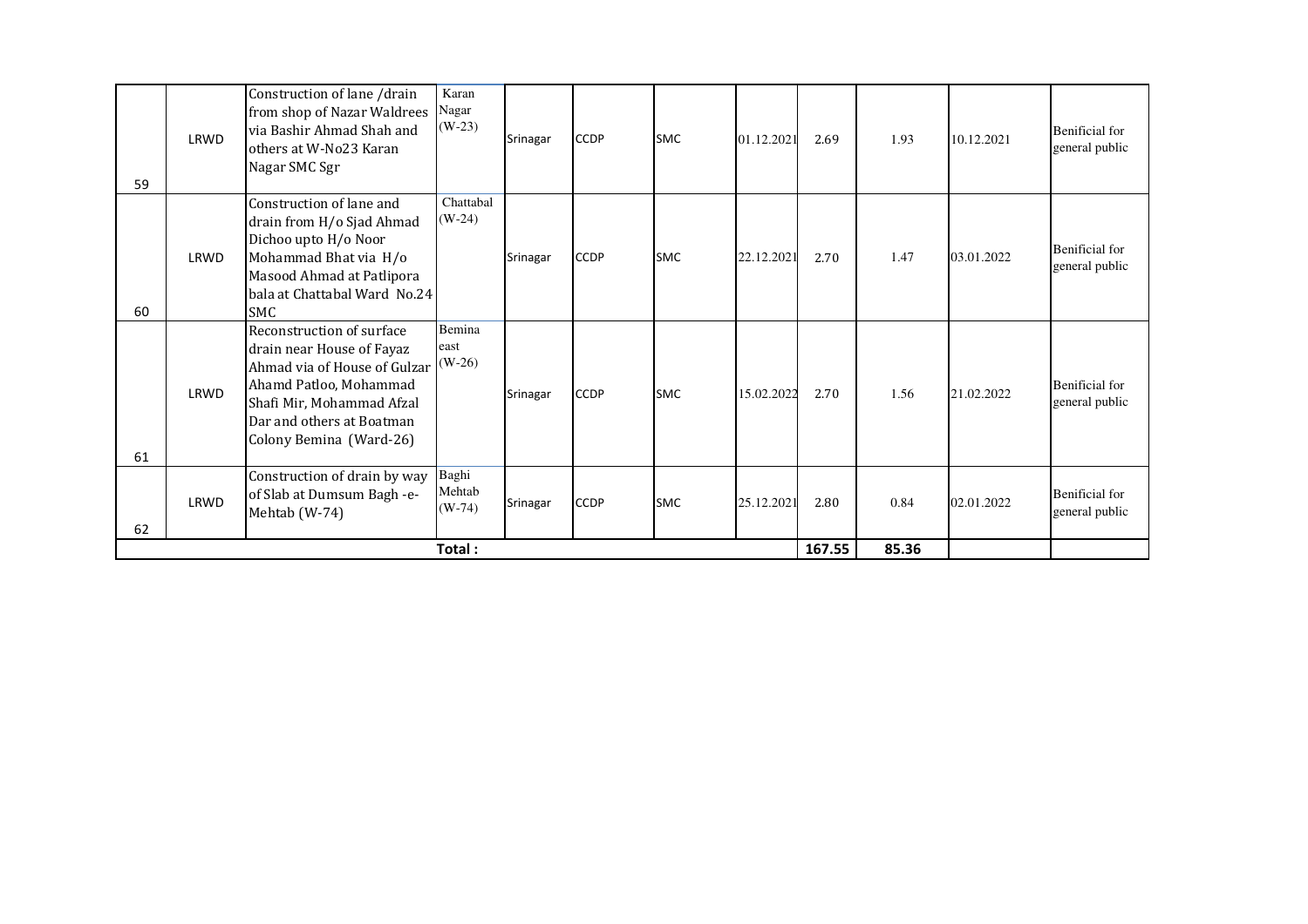| 59 | LRWD | Construction of lane /drain from shop of Nazar Waldrees via Bashir Ahmad Shah and others at W-No23 Karan Nagar SMC Sgr | Karan Nagar (W-23) | Srinagar | CCDP | SMC | 01.12.2021 | 2.69 | 1.93 | 10.12.2021 | Benificial for general public |
|---|---|---|---|---|---|---|---|---|---|---|---|
| 60 | LRWD | Construction of lane and drain from H/o Sjad Ahmad Dichoo upto H/o Noor Mohammad Bhat via H/o Masood Ahmad at Patlipora bala at Chattabal Ward No.24 SMC | Chattabal (W-24) | Srinagar | CCDP | SMC | 22.12.2021 | 2.70 | 1.47 | 03.01.2022 | Benificial for general public |
| 61 | LRWD | Reconstruction of surface drain near House of Fayaz Ahmad via of House of Gulzar Ahamd Patloo, Mohammad Shafi Mir, Mohammad Afzal Dar and others at Boatman Colony Bemina (Ward-26) | Bemina east (W-26) | Srinagar | CCDP | SMC | 15.02.2022 | 2.70 | 1.56 | 21.02.2022 | Benificial for general public |
| 62 | LRWD | Construction of drain by way of Slab at Dumsum Bagh -e-Mehtab (W-74) | Baghi Mehtab (W-74) | Srinagar | CCDP | SMC | 25.12.2021 | 2.80 | 0.84 | 02.01.2022 | Benificial for general public |
| | | Total : | | | | | | **167.55** | **85.36** | | |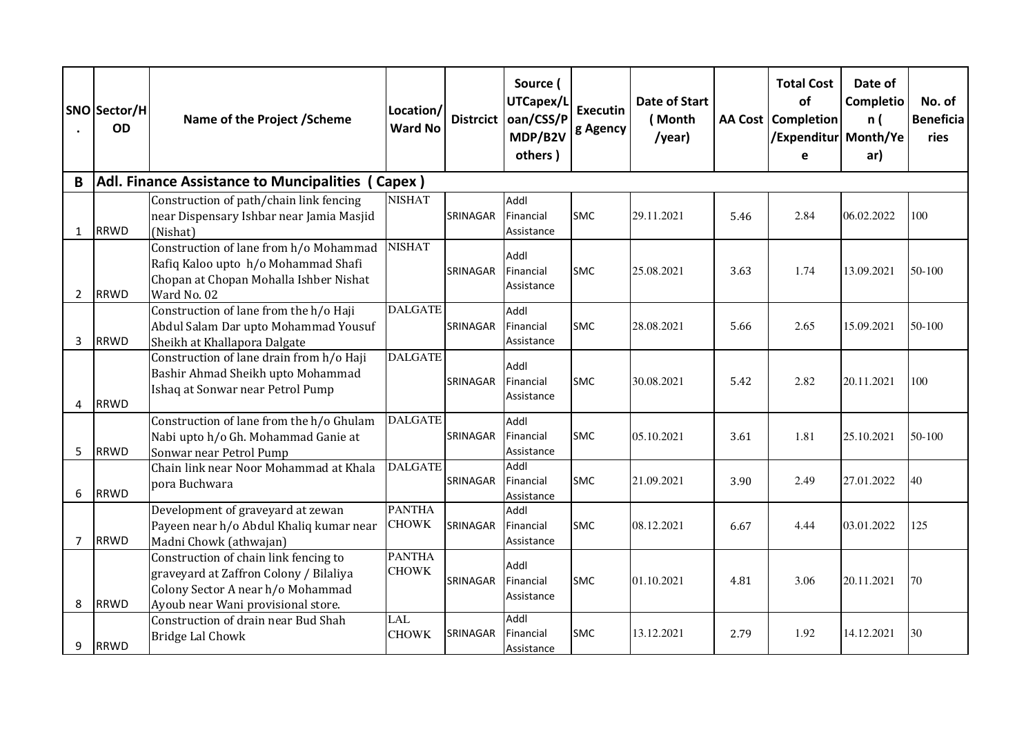| SNO. | Sector/HOD | Name of the Project /Scheme | Location/ Ward No | Distrcict | Source ( UTCapex/Loan/CSS/PMDP/B2V others ) | Executing Agency | Date of Start ( Month /year) | AA Cost | Total Cost of Completion /Expenditure | Date of Completion ( Month/Year) | No. of Beneficiaries |
|---|---|---|---|---|---|---|---|---|---|---|---|
| **B** | **Adl. Finance Assistance to Muncipalities ( Capex )** | | | | | | | | | | |
| 1 | RRWD | Construction of path/chain link fencing near Dispensary Ishbar near Jamia Masjid (Nishat) | NISHAT | SRINAGAR | Addl Financial Assistance | SMC | 29.11.2021 | 5.46 | 2.84 | 06.02.2022 | 100 |
| 2 | RRWD | Construction of lane from h/o Mohammad Rafiq Kaloo upto h/o Mohammad Shafi Chopan at Chopan Mohalla Ishber Nishat Ward No. 02 | NISHAT | SRINAGAR | Addl Financial Assistance | SMC | 25.08.2021 | 3.63 | 1.74 | 13.09.2021 | 50-100 |
| 3 | RRWD | Construction of lane from the h/o Haji Abdul Salam Dar upto Mohammad Yousuf Sheikh at Khallapora Dalgate | DALGATE | SRINAGAR | Addl Financial Assistance | SMC | 28.08.2021 | 5.66 | 2.65 | 15.09.2021 | 50-100 |
| 4 | RRWD | Construction of lane drain from h/o Haji Bashir Ahmad Sheikh upto Mohammad Ishaq at Sonwar near Petrol Pump | DALGATE | SRINAGAR | Addl Financial Assistance | SMC | 30.08.2021 | 5.42 | 2.82 | 20.11.2021 | 100 |
| 5 | RRWD | Construction of lane from the h/o Ghulam Nabi upto h/o Gh. Mohammad Ganie at Sonwar near Petrol Pump | DALGATE | SRINAGAR | Addl Financial Assistance | SMC | 05.10.2021 | 3.61 | 1.81 | 25.10.2021 | 50-100 |
| 6 | RRWD | Chain link near Noor Mohammad at Khala pora Buchwara | DALGATE | SRINAGAR | Addl Financial Assistance | SMC | 21.09.2021 | 3.90 | 2.49 | 27.01.2022 | 40 |
| 7 | RRWD | Development of graveyard at zewan Payeen near h/o Abdul Khaliq kumar near Madni Chowk (athwajan) | PANTHA CHOWK | SRINAGAR | Addl Financial Assistance | SMC | 08.12.2021 | 6.67 | 4.44 | 03.01.2022 | 125 |
| 8 | RRWD | Construction of chain link fencing to graveyard at Zaffron Colony / Bilaliya Colony Sector A near h/o Mohammad Ayoub near Wani provisional store. | PANTHA CHOWK | SRINAGAR | Addl Financial Assistance | SMC | 01.10.2021 | 4.81 | 3.06 | 20.11.2021 | 70 |
| 9 | RRWD | Construction of drain near Bud Shah Bridge Lal Chowk | LAL CHOWK | SRINAGAR | Addl Financial Assistance | SMC | 13.12.2021 | 2.79 | 1.92 | 14.12.2021 | 30 |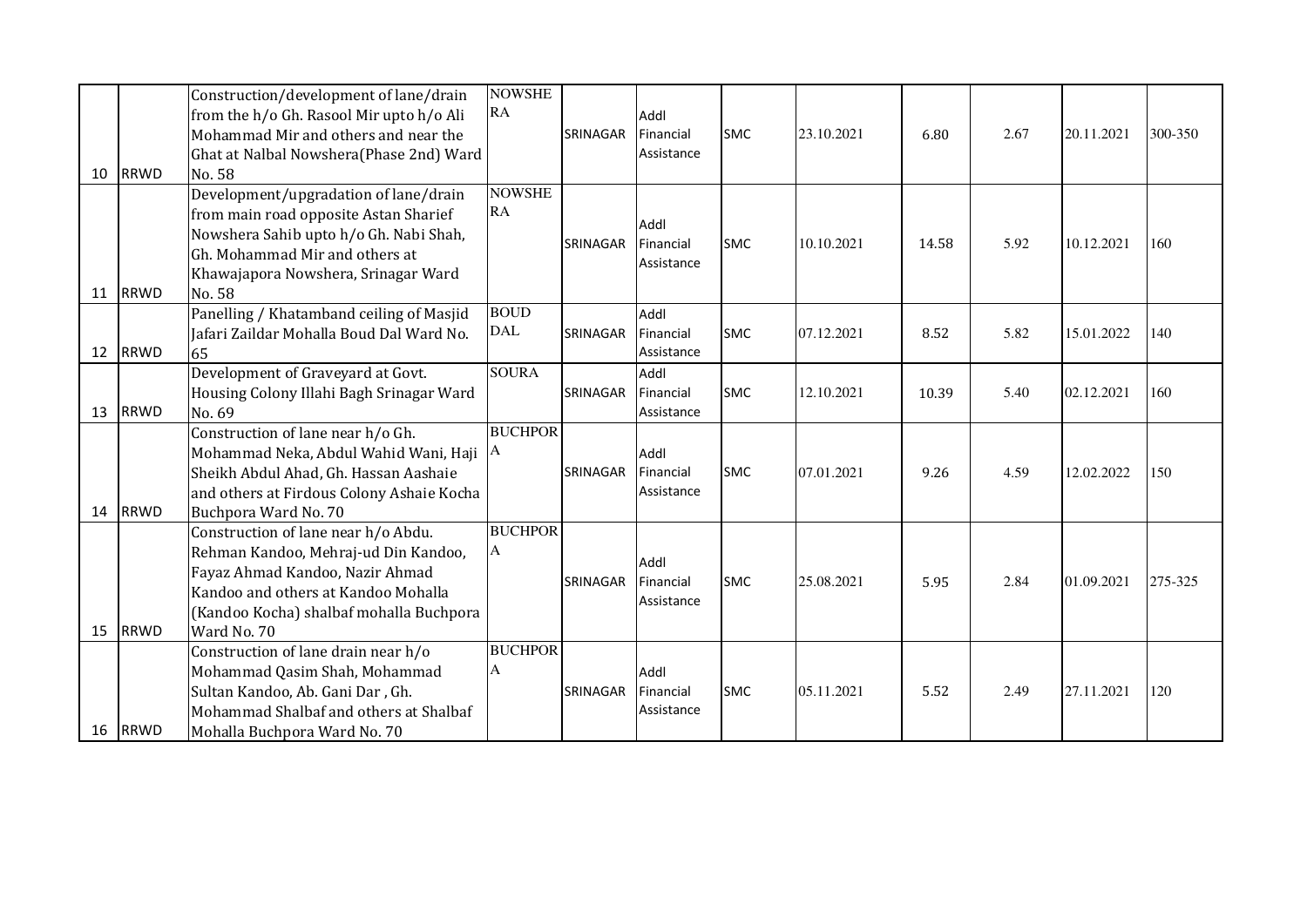| | | | | | | | | | | | |
|---|---|---|---|---|---|---|---|---|---|---|---|
| 10 | RRWD | Construction/development of lane/drain from the h/o Gh. Rasool Mir upto h/o Ali Mohammad Mir and others and near the Ghat at Nalbal Nowshera(Phase 2nd) Ward No. 58 | NOWSHERA | SRINAGAR | Addl Financial Assistance | SMC | 23.10.2021 | 6.80 | 2.67 | 20.11.2021 | 300-350 |
| 11 | RRWD | Development/upgradation of lane/drain from main road opposite Astan Sharief Nowshera Sahib upto h/o Gh. Nabi Shah, Gh. Mohammad Mir and others at Khawajapora Nowshera, Srinagar Ward No. 58 | NOWSHERA | SRINAGAR | Addl Financial Assistance | SMC | 10.10.2021 | 14.58 | 5.92 | 10.12.2021 | 160 |
| 12 | RRWD | Panelling / Khatamband ceiling of Masjid Jafari Zaildar Mohalla Boud Dal Ward No. 65 | BOUD DAL | SRINAGAR | Addl Financial Assistance | SMC | 07.12.2021 | 8.52 | 5.82 | 15.01.2022 | 140 |
| 13 | RRWD | Development of Graveyard at Govt. Housing Colony Illahi Bagh Srinagar Ward No. 69 | SOURA | SRINAGAR | Addl Financial Assistance | SMC | 12.10.2021 | 10.39 | 5.40 | 02.12.2021 | 160 |
| 14 | RRWD | Construction of lane near h/o Gh. Mohammad Neka, Abdul Wahid Wani, Haji Sheikh Abdul Ahad, Gh. Hassan Aashaie and others at Firdous Colony Ashaie Kocha Buchpora Ward No. 70 | BUCHPORA | SRINAGAR | Addl Financial Assistance | SMC | 07.01.2021 | 9.26 | 4.59 | 12.02.2022 | 150 |
| 15 | RRWD | Construction of lane near h/o Abdu. Rehman Kandoo, Mehraj-ud Din Kandoo, Fayaz Ahmad Kandoo, Nazir Ahmad Kandoo and others at Kandoo Mohalla (Kandoo Kocha) shalbaf mohalla Buchpora Ward No. 70 | BUCHPORA | SRINAGAR | Addl Financial Assistance | SMC | 25.08.2021 | 5.95 | 2.84 | 01.09.2021 | 275-325 |
| 16 | RRWD | Construction of lane drain near h/o Mohammad Qasim Shah, Mohammad Sultan Kandoo, Ab. Gani Dar , Gh. Mohammad Shalbaf and others at Shalbaf Mohalla Buchpora Ward No. 70 | BUCHPORA | SRINAGAR | Addl Financial Assistance | SMC | 05.11.2021 | 5.52 | 2.49 | 27.11.2021 | 120 |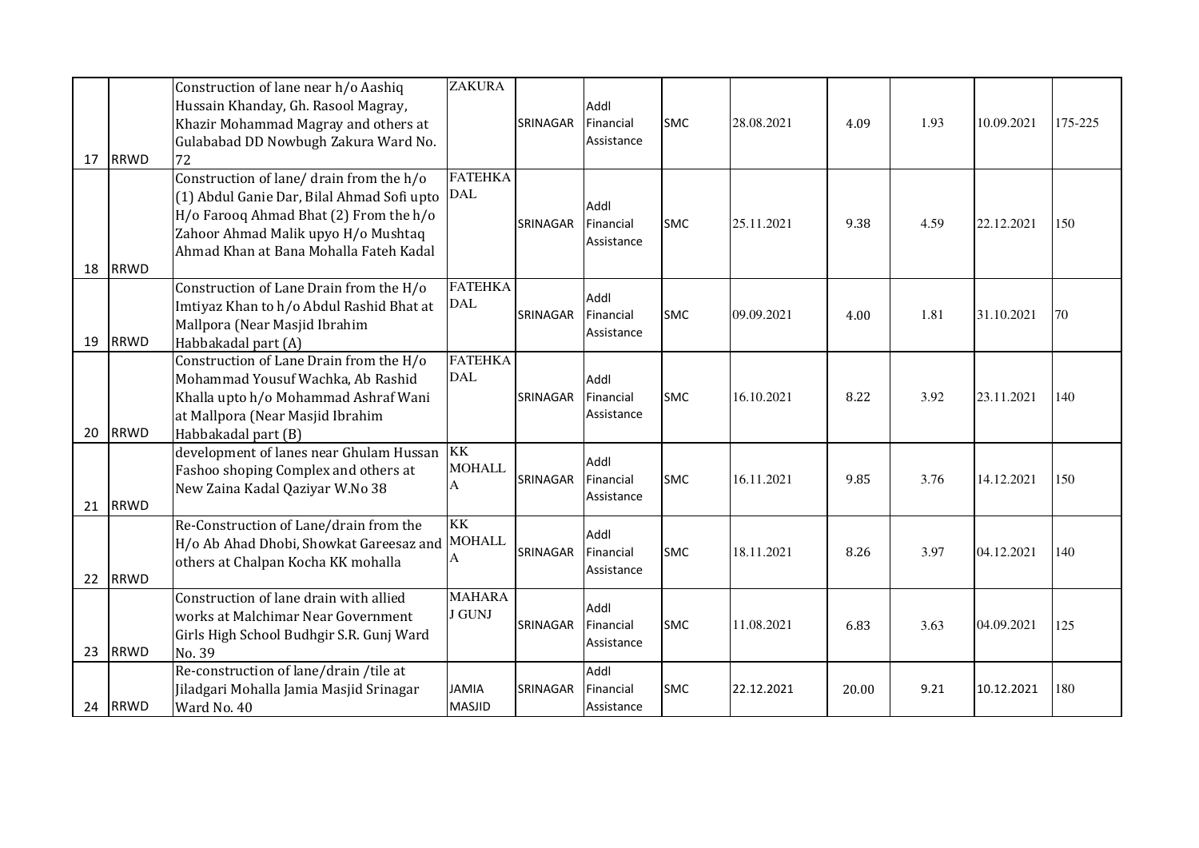| 17 | RRWD | Construction of lane near h/o Aashiq Hussain Khanday, Gh. Rasool Magray, Khazir Mohammad Magray and others at Gulababad DD Nowbugh Zakura Ward No. 72 | ZAKURA | SRINAGAR | Addl Financial Assistance | SMC | 28.08.2021 | 4.09 | 1.93 | 10.09.2021 | 175-225 |
|---|---|---|---|---|---|---|---|---|---|---|---|
| 18 | RRWD | Construction of lane/ drain from the h/o (1) Abdul Ganie Dar, Bilal Ahmad Sofi upto H/o Farooq Ahmad Bhat (2) From the h/o Zahoor Ahmad Malik upyo H/o Mushtaq Ahmad Khan at Bana Mohalla Fateh Kadal | FATEHKADAL | SRINAGAR | Addl Financial Assistance | SMC | 25.11.2021 | 9.38 | 4.59 | 22.12.2021 | 150 |
| 19 | RRWD | Construction of Lane Drain from the H/o Imtiyaz Khan to h/o Abdul Rashid Bhat at Mallpora (Near Masjid Ibrahim Habbakadal part (A) | FATEHKADAL | SRINAGAR | Addl Financial Assistance | SMC | 09.09.2021 | 4.00 | 1.81 | 31.10.2021 | 70 |
| 20 | RRWD | Construction of Lane Drain from the H/o Mohammad Yousuf Wachka, Ab Rashid Khalla upto h/o Mohammad Ashraf Wani at Mallpora (Near Masjid Ibrahim Habbakadal part (B) | FATEHKADAL | SRINAGAR | Addl Financial Assistance | SMC | 16.10.2021 | 8.22 | 3.92 | 23.11.2021 | 140 |
| 21 | RRWD | development of lanes near Ghulam Hussan Fashoo shoping Complex and others at New Zaina Kadal Qaziyar W.No 38 | KK MOHALLA | SRINAGAR | Addl Financial Assistance | SMC | 16.11.2021 | 9.85 | 3.76 | 14.12.2021 | 150 |
| 22 | RRWD | Re-Construction of Lane/drain from the H/o Ab Ahad Dhobi, Showkat Gareesaz and others at Chalpan Kocha KK mohalla | KK MOHALLA | SRINAGAR | Addl Financial Assistance | SMC | 18.11.2021 | 8.26 | 3.97 | 04.12.2021 | 140 |
| 23 | RRWD | Construction of lane drain with allied works at Malchimar Near Government Girls High School Budhgir S.R. Gunj Ward No. 39 | MAHARAJ GUNJ | SRINAGAR | Addl Financial Assistance | SMC | 11.08.2021 | 6.83 | 3.63 | 04.09.2021 | 125 |
| 24 | RRWD | Re-construction of lane/drain /tile at Jiladgari Mohalla Jamia Masjid Srinagar Ward No. 40 | JAMIA MASJID | SRINAGAR | Addl Financial Assistance | SMC | 22.12.2021 | 20.00 | 9.21 | 10.12.2021 | 180 |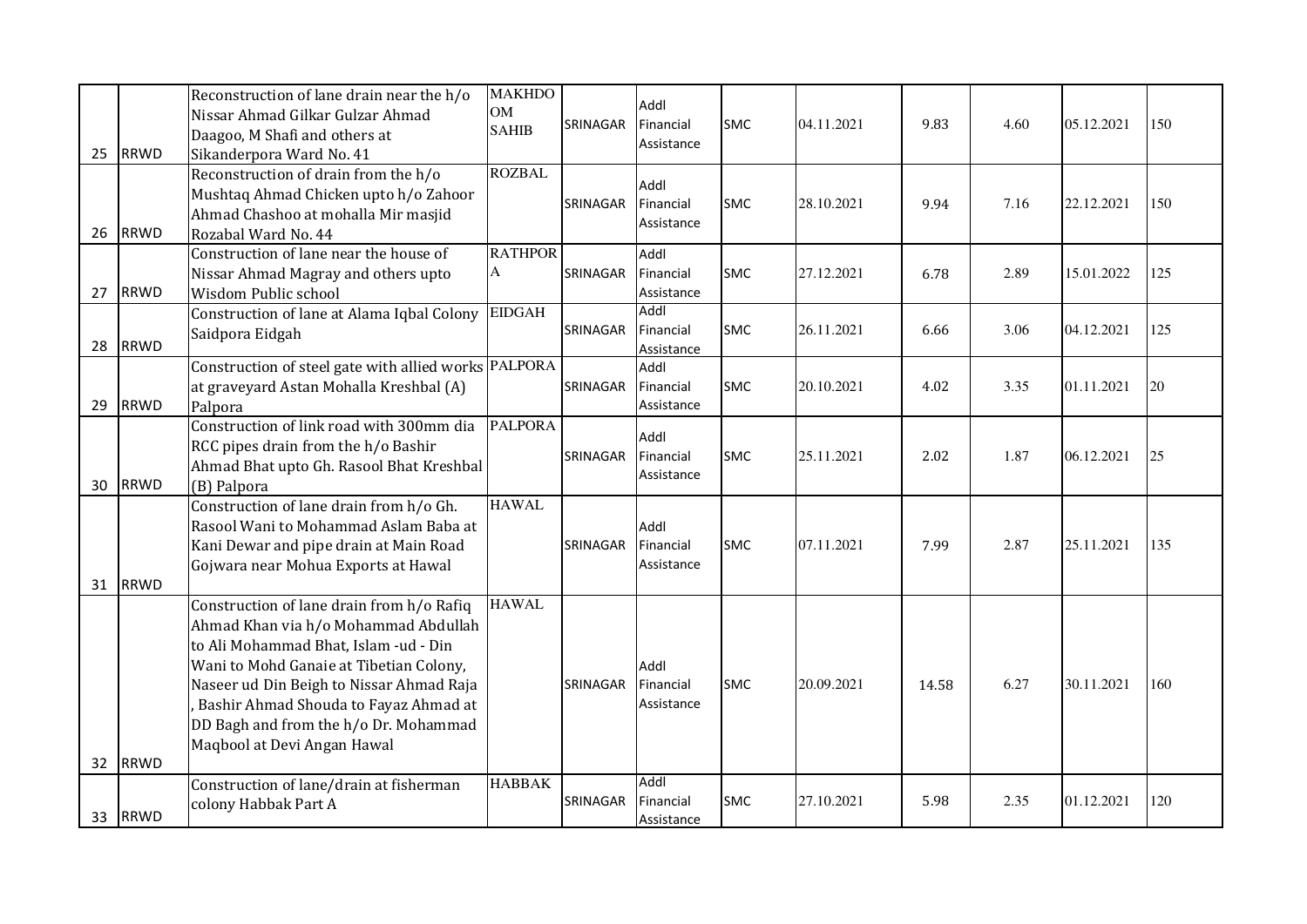| 25 | RRWD | Reconstruction of lane drain near the h/o Nissar Ahmad Gilkar Gulzar Ahmad Daagoo, M Shafi and others at Sikanderpora Ward No. 41 | MAKHDOOM SAHIB | SRINAGAR | Addl Financial Assistance | SMC | 04.11.2021 | 9.83 | 4.60 | 05.12.2021 | 150 |
|---|---|---|---|---|---|---|---|---|---|---|---|
| 26 | RRWD | Reconstruction of drain from the h/o Mushtaq Ahmad Chicken upto h/o Zahoor Ahmad Chashoo at mohalla Mir masjid Rozabal Ward No. 44 | ROZBAL | SRINAGAR | Addl Financial Assistance | SMC | 28.10.2021 | 9.94 | 7.16 | 22.12.2021 | 150 |
| 27 | RRWD | Construction of lane near the house of Nissar Ahmad Magray and others upto Wisdom Public school | RATHPORA | SRINAGAR | Addl Financial Assistance | SMC | 27.12.2021 | 6.78 | 2.89 | 15.01.2022 | 125 |
| 28 | RRWD | Construction of lane at Alama Iqbal Colony Saidpora Eidgah | EIDGAH | SRINAGAR | Addl Financial Assistance | SMC | 26.11.2021 | 6.66 | 3.06 | 04.12.2021 | 125 |
| 29 | RRWD | Construction of steel gate with allied works at graveyard Astan Mohalla Kreshbal (A) Palpora | PALPORA | SRINAGAR | Addl Financial Assistance | SMC | 20.10.2021 | 4.02 | 3.35 | 01.11.2021 | 20 |
| 30 | RRWD | Construction of link road with 300mm dia RCC pipes drain from the h/o Bashir Ahmad Bhat upto Gh. Rasool Bhat Kreshbal (B) Palpora | PALPORA | SRINAGAR | Addl Financial Assistance | SMC | 25.11.2021 | 2.02 | 1.87 | 06.12.2021 | 25 |
| 31 | RRWD | Construction of lane drain from h/o Gh. Rasool Wani to Mohammad Aslam Baba at Kani Dewar and pipe drain at Main Road Gojwara near Mohua Exports at Hawal | HAWAL | SRINAGAR | Addl Financial Assistance | SMC | 07.11.2021 | 7.99 | 2.87 | 25.11.2021 | 135 |
| 32 | RRWD | Construction of lane drain from h/o Rafiq Ahmad Khan via h/o Mohammad Abdullah to Ali Mohammad Bhat, Islam -ud - Din Wani to Mohd Ganaie at Tibetian Colony, Naseer ud Din Beigh to Nissar Ahmad Raja , Bashir Ahmad Shouda to Fayaz Ahmad at DD Bagh and from the h/o Dr. Mohammad Maqbool at Devi Angan Hawal | HAWAL | SRINAGAR | Addl Financial Assistance | SMC | 20.09.2021 | 14.58 | 6.27 | 30.11.2021 | 160 |
| 33 | RRWD | Construction of lane/drain at fisherman colony Habbak Part A | HABBAK | SRINAGAR | Addl Financial Assistance | SMC | 27.10.2021 | 5.98 | 2.35 | 01.12.2021 | 120 |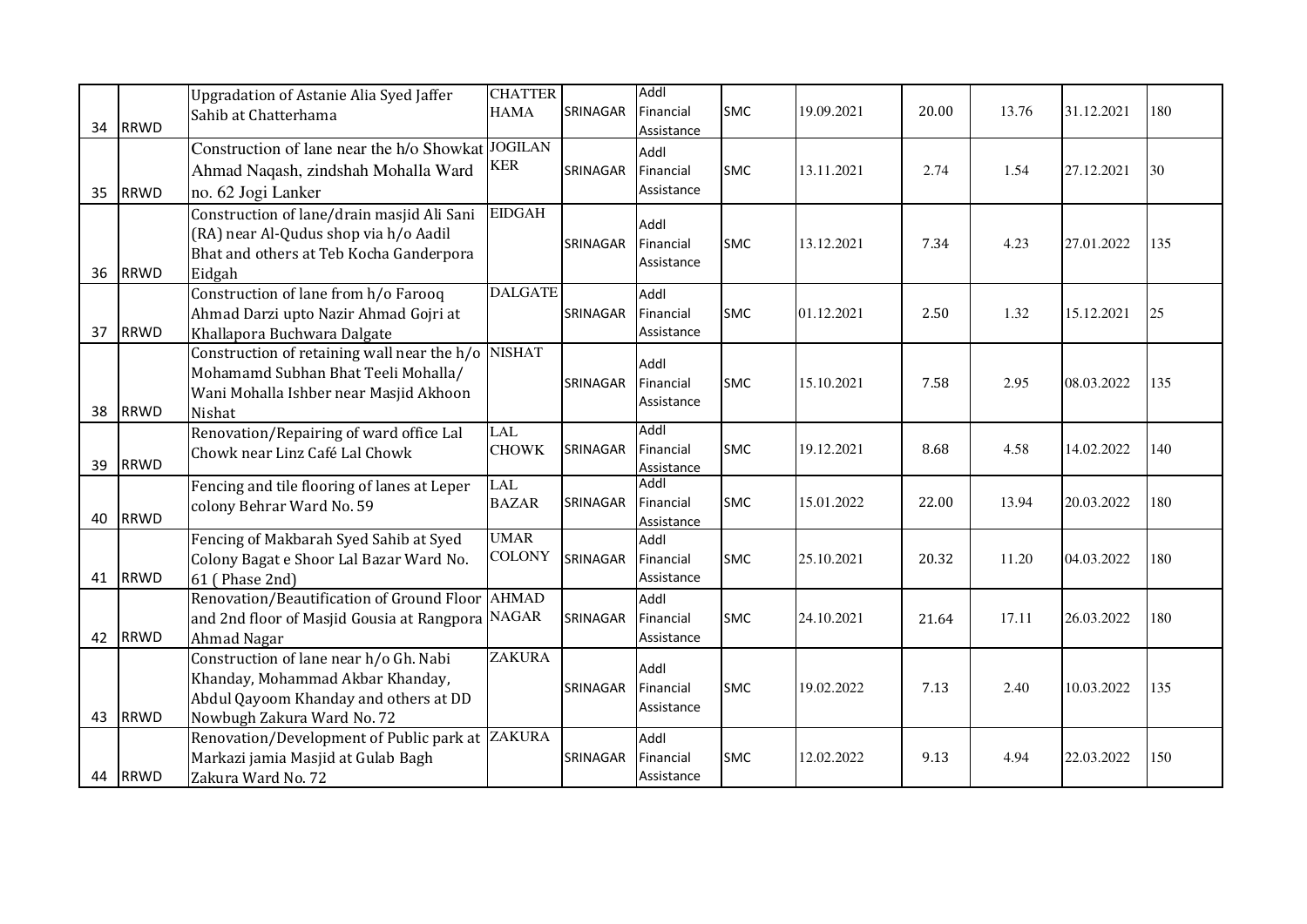| | | | | | | | | | | | |
|---|---|---|---|---|---|---|---|---|---|---|---|
| 34 | RRWD | Upgradation of Astanie Alia Syed Jaffer Sahib at Chatterhama | CHATTER HAMA | SRINAGAR | Addl Financial Assistance | SMC | 19.09.2021 | 20.00 | 13.76 | 31.12.2021 | 180 |
| 35 | RRWD | Construction of lane near the h/o Showkat Ahmad Naqash, zindshah Mohalla Ward no. 62 Jogi Lanker | JOGILAN KER | SRINAGAR | Addl Financial Assistance | SMC | 13.11.2021 | 2.74 | 1.54 | 27.12.2021 | 30 |
| 36 | RRWD | Construction of lane/drain masjid Ali Sani (RA) near Al-Qudus shop via h/o Aadil Bhat and others at Teb Kocha Ganderpora Eidgah | EIDGAH | SRINAGAR | Addl Financial Assistance | SMC | 13.12.2021 | 7.34 | 4.23 | 27.01.2022 | 135 |
| 37 | RRWD | Construction of lane from h/o Farooq Ahmad Darzi upto Nazir Ahmad Gojri at Khallapora Buchwara Dalgate | DALGATE | SRINAGAR | Addl Financial Assistance | SMC | 01.12.2021 | 2.50 | 1.32 | 15.12.2021 | 25 |
| 38 | RRWD | Construction of retaining wall near the h/o Mohamamd Subhan Bhat Teeli Mohalla/ Wani Mohalla Ishber near Masjid Akhoon Nishat | NISHAT | SRINAGAR | Addl Financial Assistance | SMC | 15.10.2021 | 7.58 | 2.95 | 08.03.2022 | 135 |
| 39 | RRWD | Renovation/Repairing of ward office Lal Chowk near Linz Café Lal Chowk | LAL CHOWK | SRINAGAR | Addl Financial Assistance | SMC | 19.12.2021 | 8.68 | 4.58 | 14.02.2022 | 140 |
| 40 | RRWD | Fencing and tile flooring of lanes at Leper colony Behrar Ward No. 59 | LAL BAZAR | SRINAGAR | Addl Financial Assistance | SMC | 15.01.2022 | 22.00 | 13.94 | 20.03.2022 | 180 |
| 41 | RRWD | Fencing of Makbarah Syed Sahib at Syed Colony Bagat e Shoor Lal Bazar Ward No. 61 ( Phase 2nd) | UMAR COLONY | SRINAGAR | Addl Financial Assistance | SMC | 25.10.2021 | 20.32 | 11.20 | 04.03.2022 | 180 |
| 42 | RRWD | Renovation/Beautification of Ground Floor and 2nd floor of Masjid Gousia at Rangpora Ahmad Nagar | AHMAD NAGAR | SRINAGAR | Addl Financial Assistance | SMC | 24.10.2021 | 21.64 | 17.11 | 26.03.2022 | 180 |
| 43 | RRWD | Construction of lane near h/o Gh. Nabi Khanday, Mohammad Akbar Khanday, Abdul Qayoom Khanday and others at DD Nowbugh Zakura Ward No. 72 | ZAKURA | SRINAGAR | Addl Financial Assistance | SMC | 19.02.2022 | 7.13 | 2.40 | 10.03.2022 | 135 |
| 44 | RRWD | Renovation/Development of Public park at Markazi jamia Masjid at Gulab Bagh Zakura Ward No. 72 | ZAKURA | SRINAGAR | Addl Financial Assistance | SMC | 12.02.2022 | 9.13 | 4.94 | 22.03.2022 | 150 |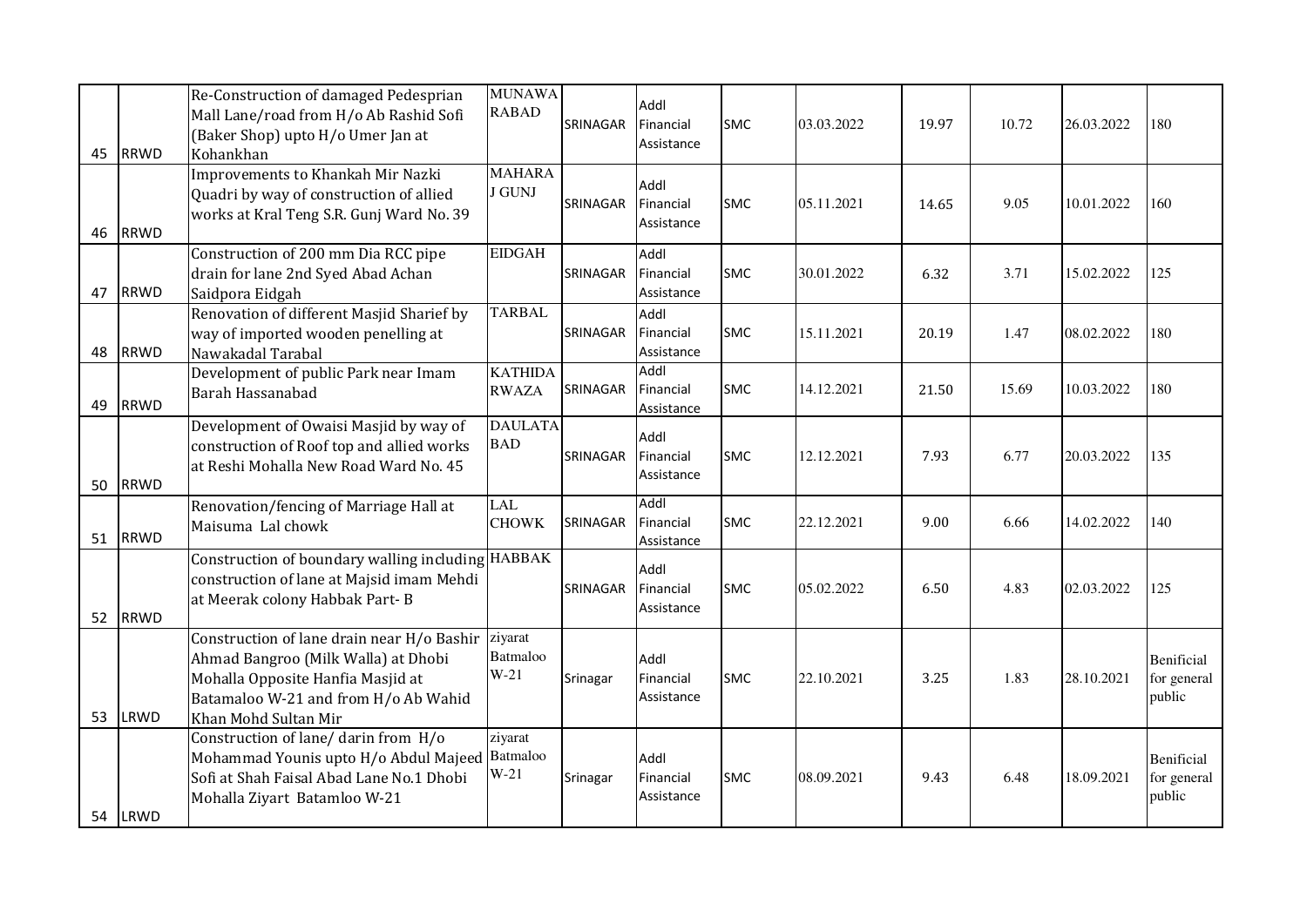| 45 | RRWD | Re-Construction of damaged Pedesprian Mall Lane/road from H/o Ab Rashid Sofi (Baker Shop) upto H/o Umer Jan at Kohankhan | MUNAWARABAD | SRINAGAR | Addl Financial Assistance | SMC | 03.03.2022 | 19.97 | 10.72 | 26.03.2022 | 180 |
|---|---|---|---|---|---|---|---|---|---|---|---|
| 46 | RRWD | Improvements to Khankah Mir Nazki Quadri by way of construction of allied works at Kral Teng S.R. Gunj Ward No. 39 | MAHARAJ GUNJ | SRINAGAR | Addl Financial Assistance | SMC | 05.11.2021 | 14.65 | 9.05 | 10.01.2022 | 160 |
| 47 | RRWD | Construction of 200 mm Dia RCC pipe drain for lane 2nd Syed Abad Achan Saidpora Eidgah | EIDGAH | SRINAGAR | Addl Financial Assistance | SMC | 30.01.2022 | 6.32 | 3.71 | 15.02.2022 | 125 |
| 48 | RRWD | Renovation of different Masjid Sharief by way of imported wooden penelling at Nawakadal Tarabal | TARBAL | SRINAGAR | Addl Financial Assistance | SMC | 15.11.2021 | 20.19 | 1.47 | 08.02.2022 | 180 |
| 49 | RRWD | Development of public Park near Imam Barah Hassanabad | KATHIDARWAZA | SRINAGAR | Addl Financial Assistance | SMC | 14.12.2021 | 21.50 | 15.69 | 10.03.2022 | 180 |
| 50 | RRWD | Development of Owaisi Masjid by way of construction of Roof top and allied works at Reshi Mohalla New Road Ward No. 45 | DAULATABAD | SRINAGAR | Addl Financial Assistance | SMC | 12.12.2021 | 7.93 | 6.77 | 20.03.2022 | 135 |
| 51 | RRWD | Renovation/fencing of Marriage Hall at Maisuma Lal chowk | LAL CHOWK | SRINAGAR | Addl Financial Assistance | SMC | 22.12.2021 | 9.00 | 6.66 | 14.02.2022 | 140 |
| 52 | RRWD | Construction of boundary walling including construction of lane at Majsid imam Mehdi at Meerak colony Habbak Part- B | HABBAK | SRINAGAR | Addl Financial Assistance | SMC | 05.02.2022 | 6.50 | 4.83 | 02.03.2022 | 125 |
| 53 | LRWD | Construction of lane drain near H/o Bashir Ahmad Bangroo (Milk Walla) at Dhobi Mohalla Opposite Hanfia Masjid at Batamaloo W-21 and from H/o Ab Wahid Khan Mohd Sultan Mir | ziyarat Batmaloo W-21 | Srinagar | Addl Financial Assistance | SMC | 22.10.2021 | 3.25 | 1.83 | 28.10.2021 | Beneficial for general public |
| 54 | LRWD | Construction of lane/ darin from H/o Mohammad Younis upto H/o Abdul Majeed Sofi at Shah Faisal Abad Lane No.1 Dhobi Mohalla Ziyart Batamloo W-21 | ziyarat Batmaloo W-21 | Srinagar | Addl Financial Assistance | SMC | 08.09.2021 | 9.43 | 6.48 | 18.09.2021 | Beneficial for general public |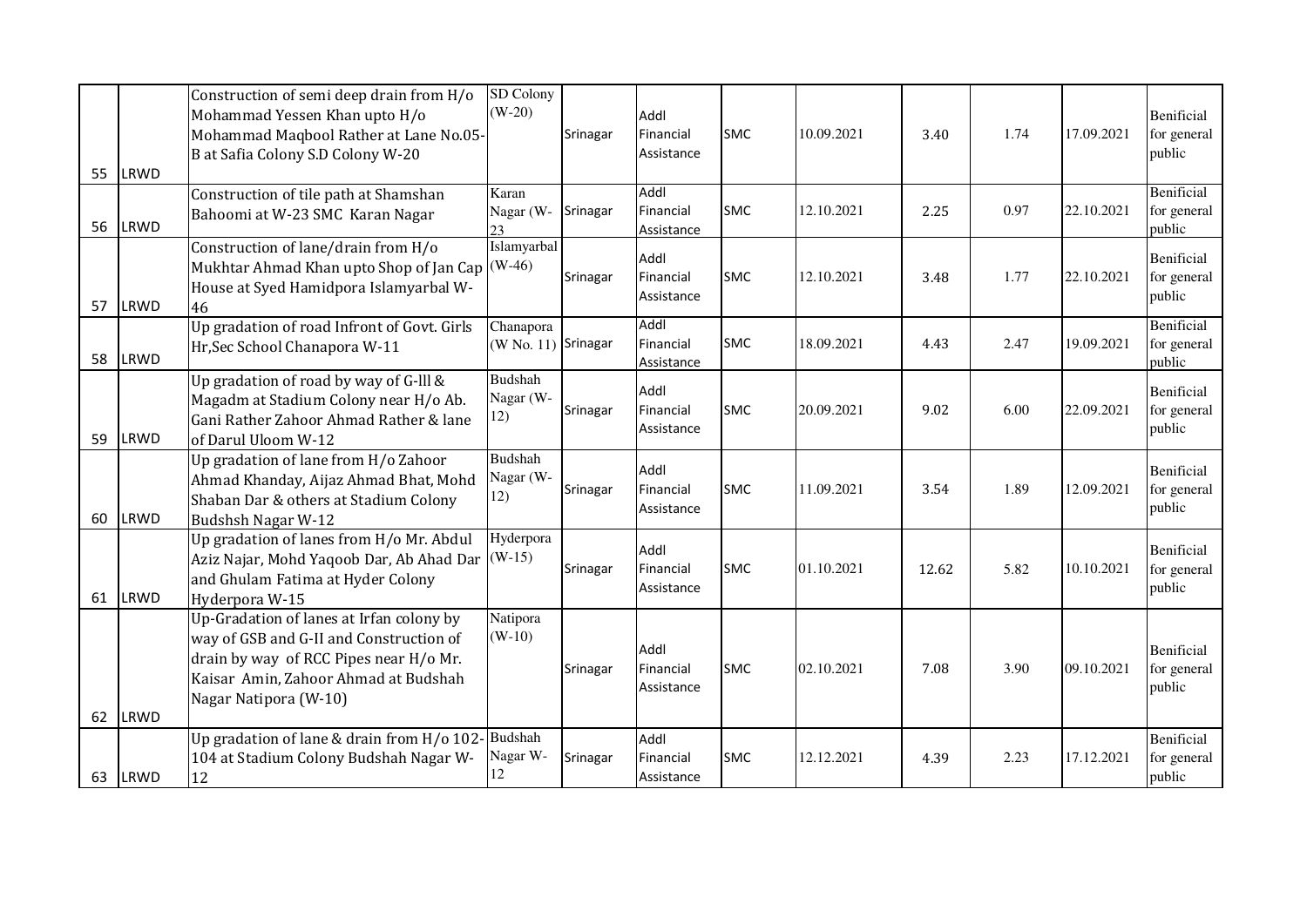| | | | | | | | | | | | |
|---|---|---|---|---|---|---|---|---|---|---|---|
| 55 | LRWD | Construction of semi deep drain from H/o Mohammad Yessen Khan upto H/o Mohammad Maqbool Rather at Lane No.05-B at Safia Colony S.D Colony W-20 | SD Colony (W-20) | Srinagar | Addl Financial Assistance | SMC | 10.09.2021 | 3.40 | 1.74 | 17.09.2021 | Benificial for general public |
| 56 | LRWD | Construction of tile path at Shamshan Bahoomi at W-23 SMC Karan Nagar | Karan Nagar (W-23 | Srinagar | Addl Financial Assistance | SMC | 12.10.2021 | 2.25 | 0.97 | 22.10.2021 | Benificial for general public |
| 57 | LRWD | Construction of lane/drain from H/o Mukhtar Ahmad Khan upto Shop of Jan Cap House at Syed Hamidpora Islamyarbal W-46 | Islamyarbal (W-46) | Srinagar | Addl Financial Assistance | SMC | 12.10.2021 | 3.48 | 1.77 | 22.10.2021 | Benificial for general public |
| 58 | LRWD | Up gradation of road Infront of Govt. Girls Hr,Sec School Chanapora W-11 | Chanapora (W No. 11) | Srinagar | Addl Financial Assistance | SMC | 18.09.2021 | 4.43 | 2.47 | 19.09.2021 | Benificial for general public |
| 59 | LRWD | Up gradation of road by way of G-lll & Magadm at Stadium Colony near H/o Ab. Gani Rather Zahoor Ahmad Rather & lane of Darul Uloom W-12 | Budshah Nagar (W-12) | Srinagar | Addl Financial Assistance | SMC | 20.09.2021 | 9.02 | 6.00 | 22.09.2021 | Benificial for general public |
| 60 | LRWD | Up gradation of lane from H/o Zahoor Ahmad Khanday, Aijaz Ahmad Bhat, Mohd Shaban Dar & others at Stadium Colony Budshsh Nagar W-12 | Budshah Nagar (W-12) | Srinagar | Addl Financial Assistance | SMC | 11.09.2021 | 3.54 | 1.89 | 12.09.2021 | Benificial for general public |
| 61 | LRWD | Up gradation of lanes from H/o Mr. Abdul Aziz Najar, Mohd Yaqoob Dar, Ab Ahad Dar and Ghulam Fatima at Hyder Colony Hyderpora W-15 | Hyderpora (W-15) | Srinagar | Addl Financial Assistance | SMC | 01.10.2021 | 12.62 | 5.82 | 10.10.2021 | Benificial for general public |
| 62 | LRWD | Up-Gradation of lanes at Irfan colony by way of GSB and G-II and Construction of drain by way of RCC Pipes near H/o Mr. Kaisar Amin, Zahoor Ahmad at Budshah Nagar Natipora (W-10) | Natipora (W-10) | Srinagar | Addl Financial Assistance | SMC | 02.10.2021 | 7.08 | 3.90 | 09.10.2021 | Benificial for general public |
| 63 | LRWD | Up gradation of lane & drain from H/o 102-104 at Stadium Colony Budshah Nagar W-12 | Budshah Nagar W-12 | Srinagar | Addl Financial Assistance | SMC | 12.12.2021 | 4.39 | 2.23 | 17.12.2021 | Benificial for general public |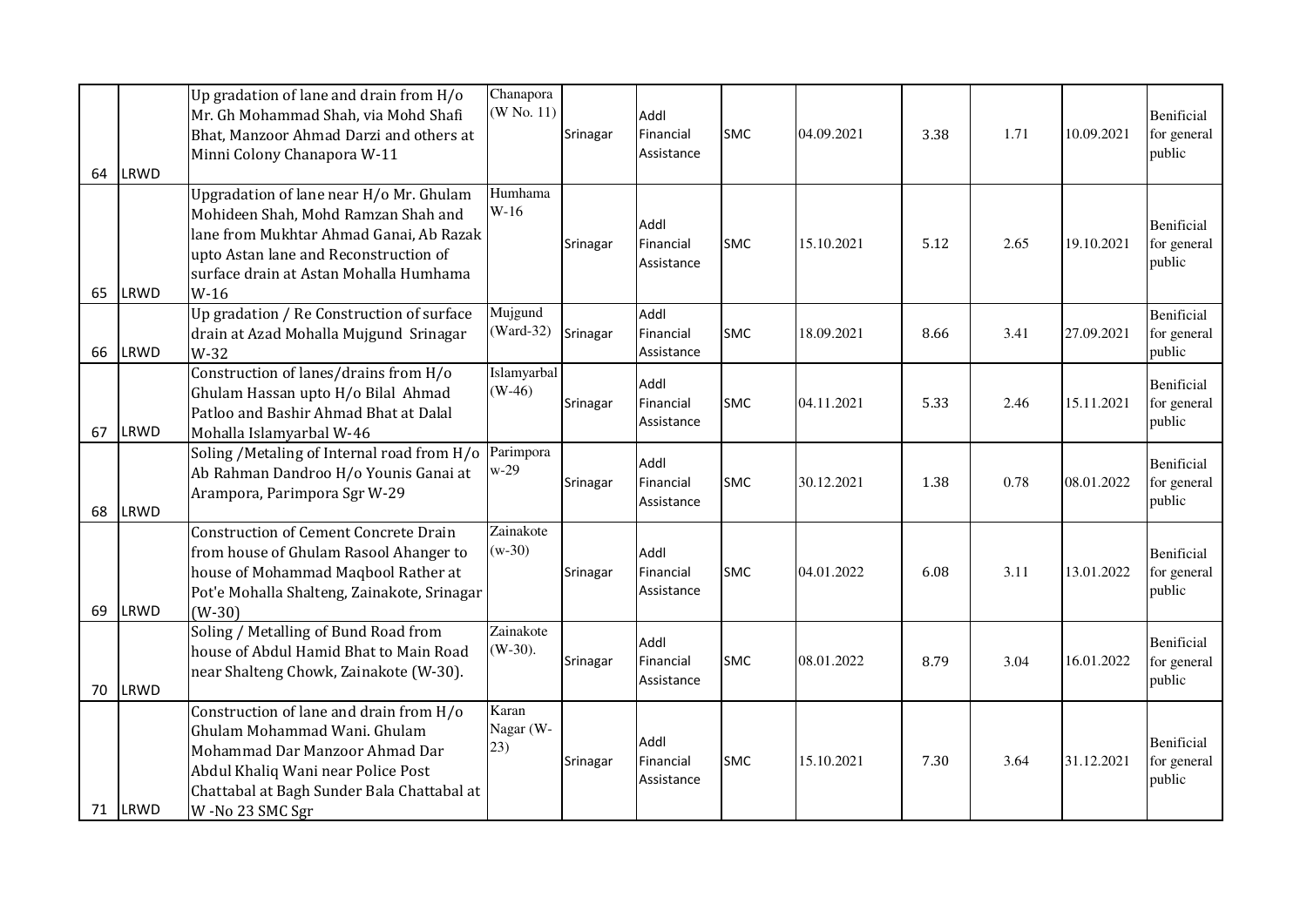| 64 | LRWD | Up gradation of lane and drain from H/o Mr. Gh Mohammad Shah, via Mohd Shafi Bhat, Manzoor Ahmad Darzi and others at Minni Colony Chanapora W-11 | Chanapora (W No. 11) | Srinagar | Addl Financial Assistance | SMC | 04.09.2021 | 3.38 | 1.71 | 10.09.2021 | Beinificial for general public |
|---|---|---|---|---|---|---|---|---|---|---|---|
| 65 | LRWD | Upgradation of lane near H/o Mr. Ghulam Mohideen Shah, Mohd Ramzan Shah and lane from Mukhtar Ahmad Ganai, Ab Razak upto Astan lane and Reconstruction of surface drain at Astan Mohalla Humhama W-16 | Humhama W-16 | Srinagar | Addl Financial Assistance | SMC | 15.10.2021 | 5.12 | 2.65 | 19.10.2021 | Beinificial for general public |
| 66 | LRWD | Up gradation / Re Construction of surface drain at Azad Mohalla Mujgund Srinagar W-32 | Mujgund (Ward-32) | Srinagar | Addl Financial Assistance | SMC | 18.09.2021 | 8.66 | 3.41 | 27.09.2021 | Beinificial for general public |
| 67 | LRWD | Construction of lanes/drains from H/o Ghulam Hassan upto H/o Bilal Ahmad Patloo and Bashir Ahmad Bhat at Dalal Mohalla Islamyarbal W-46 | Islamyarbal (W-46) | Srinagar | Addl Financial Assistance | SMC | 04.11.2021 | 5.33 | 2.46 | 15.11.2021 | Beinificial for general public |
| 68 | LRWD | Soling /Metaling of Internal road from H/o Ab Rahman Dandroo H/o Younis Ganai at Arampora, Parimpora Sgr W-29 | Parimpora w-29 | Srinagar | Addl Financial Assistance | SMC | 30.12.2021 | 1.38 | 0.78 | 08.01.2022 | Beinificial for general public |
| 69 | LRWD | Construction of Cement Concrete Drain from house of Ghulam Rasool Ahanger to house of Mohammad Maqbool Rather at Pot'e Mohalla Shalteng, Zainakote, Srinagar (W-30) | Zainakote (w-30) | Srinagar | Addl Financial Assistance | SMC | 04.01.2022 | 6.08 | 3.11 | 13.01.2022 | Beinificial for general public |
| 70 | LRWD | Soling / Metalling of Bund Road from house of Abdul Hamid Bhat to Main Road near Shalteng Chowk, Zainakote (W-30). | Zainakote (W-30). | Srinagar | Addl Financial Assistance | SMC | 08.01.2022 | 8.79 | 3.04 | 16.01.2022 | Beinificial for general public |
| 71 | LRWD | Construction of lane and drain from H/o Ghulam Mohammad Wani. Ghulam Mohammad Dar Manzoor Ahmad Dar Abdul Khaliq Wani near Police Post Chattabal at Bagh Sunder Bala Chattabal at W -No 23 SMC Sgr | Karan Nagar (W-23) | Srinagar | Addl Financial Assistance | SMC | 15.10.2021 | 7.30 | 3.64 | 31.12.2021 | Beinificial for general public |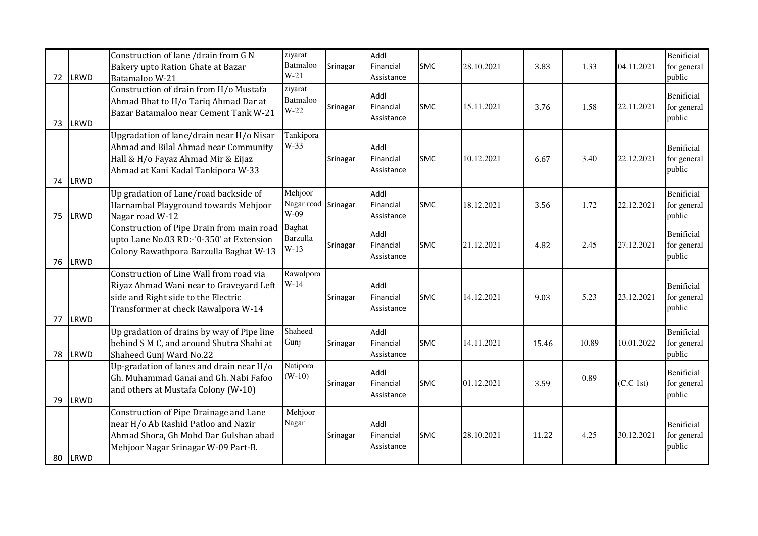| | | | | | | | | | | |
|---|---|---|---|---|---|---|---|---|---|---|
| 72 | LRWD | Construction of lane /drain from G N Bakery upto Ration Ghate at Bazar Batamaloo W-21 | ziyarat Batmaloo W-21 | Srinagar | Addl Financial Assistance | SMC | 28.10.2021 | 3.83 | 1.33 | 04.11.2021 | Benificial for general public |
| 73 | LRWD | Construction of drain from H/o Mustafa Ahmad Bhat to H/o Tariq Ahmad Dar at Bazar Batamaloo near Cement Tank W-21 | ziyarat Batmaloo W-22 | Srinagar | Addl Financial Assistance | SMC | 15.11.2021 | 3.76 | 1.58 | 22.11.2021 | Benificial for general public |
| 74 | LRWD | Upgradation of lane/drain near H/o Nisar Ahmad and Bilal Ahmad near Community Hall & H/o Fayaz Ahmad Mir & Eijaz Ahmad at Kani Kadal Tankipora W-33 | Tankipora W-33 | Srinagar | Addl Financial Assistance | SMC | 10.12.2021 | 6.67 | 3.40 | 22.12.2021 | Benificial for general public |
| 75 | LRWD | Up gradation of Lane/road backside of Harnambal Playground towards Mehjoor Nagar road W-12 | Mehjoor Nagar road W-09 | Srinagar | Addl Financial Assistance | SMC | 18.12.2021 | 3.56 | 1.72 | 22.12.2021 | Benificial for general public |
| 76 | LRWD | Construction of Pipe Drain from main road upto Lane No.03 RD:-'0-350' at Extension Colony Rawathpora Barzulla Baghat W-13 | Baghat Barzulla W-13 | Srinagar | Addl Financial Assistance | SMC | 21.12.2021 | 4.82 | 2.45 | 27.12.2021 | Benificial for general public |
| 77 | LRWD | Construction of Line Wall from road via Riyaz Ahmad Wani near to Graveyard Left side and Right side to the Electric Transformer at check Rawalpora W-14 | Rawalpora W-14 | Srinagar | Addl Financial Assistance | SMC | 14.12.2021 | 9.03 | 5.23 | 23.12.2021 | Benificial for general public |
| 78 | LRWD | Up gradation of drains by way of Pipe line behind S M C, and around Shutra Shahi at Shaheed Gunj Ward No.22 | Shaheed Gunj | Srinagar | Addl Financial Assistance | SMC | 14.11.2021 | 15.46 | 10.89 | 10.01.2022 | Benificial for general public |
| 79 | LRWD | Up-gradation of lanes and drain near H/o Gh. Muhammad Ganai and Gh. Nabi Fafoo and others at Mustafa Colony (W-10) | Natipora (W-10) | Srinagar | Addl Financial Assistance | SMC | 01.12.2021 | 3.59 | 0.89 | (C.C 1st) | Benificial for general public |
| 80 | LRWD | Construction of Pipe Drainage and Lane near H/o Ab Rashid Patloo and Nazir Ahmad Shora, Gh Mohd Dar Gulshan abad Mehjoor Nagar Srinagar W-09 Part-B. | Mehjoor Nagar | Srinagar | Addl Financial Assistance | SMC | 28.10.2021 | 11.22 | 4.25 | 30.12.2021 | Benificial for general public |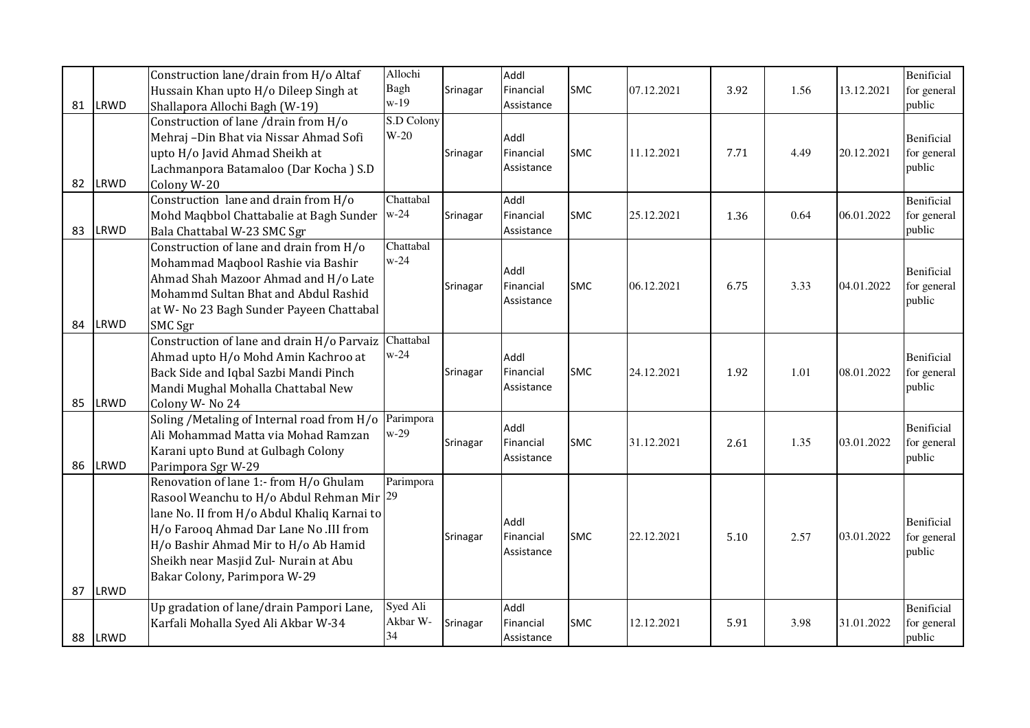| 81 | LRWD | Construction lane/drain from H/o Altaf Hussain Khan upto H/o Dileep Singh at Shallapora Allochi Bagh (W-19) | Allochi Bagh w-19 | Srinagar | Addl Financial Assistance | SMC | 07.12.2021 | 3.92 | 1.56 | 13.12.2021 | Beneficial for general public |
|---|---|---|---|---|---|---|---|---|---|---|---|
| 82 | LRWD | Construction of lane /drain from H/o Mehraj –Din Bhat via Nissar Ahmad Sofi upto H/o Javid Ahmad Sheikh at Lachmanpora Batamaloo (Dar Kocha ) S.D Colony W-20 | S.D Colony W-20 | Srinagar | Addl Financial Assistance | SMC | 11.12.2021 | 7.71 | 4.49 | 20.12.2021 | Beneficial for general public |
| 83 | LRWD | Construction lane and drain from H/o Mohd Maqbbol Chattabalie at Bagh Sunder Bala Chattabal W-23 SMC Sgr | Chattabal w-24 | Srinagar | Addl Financial Assistance | SMC | 25.12.2021 | 1.36 | 0.64 | 06.01.2022 | Beneficial for general public |
| 84 | LRWD | Construction of lane and drain from H/o Mohammad Maqbool Rashie via Bashir Ahmad Shah Mazoor Ahmad and H/o Late Mohammd Sultan Bhat and Abdul Rashid at W- No 23 Bagh Sunder Payeen Chattabal SMC Sgr | Chattabal w-24 | Srinagar | Addl Financial Assistance | SMC | 06.12.2021 | 6.75 | 3.33 | 04.01.2022 | Beneficial for general public |
| 85 | LRWD | Construction of lane and drain H/o Parvaiz Ahmad upto H/o Mohd Amin Kachroo at Back Side and Iqbal Sazbi Mandi Pinch Mandi Mughal Mohalla Chattabal New Colony W- No 24 | Chattabal w-24 | Srinagar | Addl Financial Assistance | SMC | 24.12.2021 | 1.92 | 1.01 | 08.01.2022 | Beneficial for general public |
| 86 | LRWD | Soling /Metaling of Internal road from H/o Ali Mohammad Matta via Mohad Ramzan Karani upto Bund at Gulbagh Colony Parimpora Sgr W-29 | Parimpora w-29 | Srinagar | Addl Financial Assistance | SMC | 31.12.2021 | 2.61 | 1.35 | 03.01.2022 | Beneficial for general public |
| 87 | LRWD | Renovation of lane 1:- from H/o Ghulam Rasool Weanchu to H/o Abdul Rehman Mir lane No. II from H/o Abdul Khaliq Karnai to H/o Farooq Ahmad Dar Lane No .III from H/o Bashir Ahmad Mir to H/o Ab Hamid Sheikh near Masjid Zul- Nurain at Abu Bakar Colony, Parimpora W-29 | Parimpora 29 | Srinagar | Addl Financial Assistance | SMC | 22.12.2021 | 5.10 | 2.57 | 03.01.2022 | Beneficial for general public |
| 88 | LRWD | Up gradation of lane/drain Pampori Lane, Karfali Mohalla Syed Ali Akbar W-34 | Syed Ali Akbar W-34 | Srinagar | Addl Financial Assistance | SMC | 12.12.2021 | 5.91 | 3.98 | 31.01.2022 | Beneficial for general public |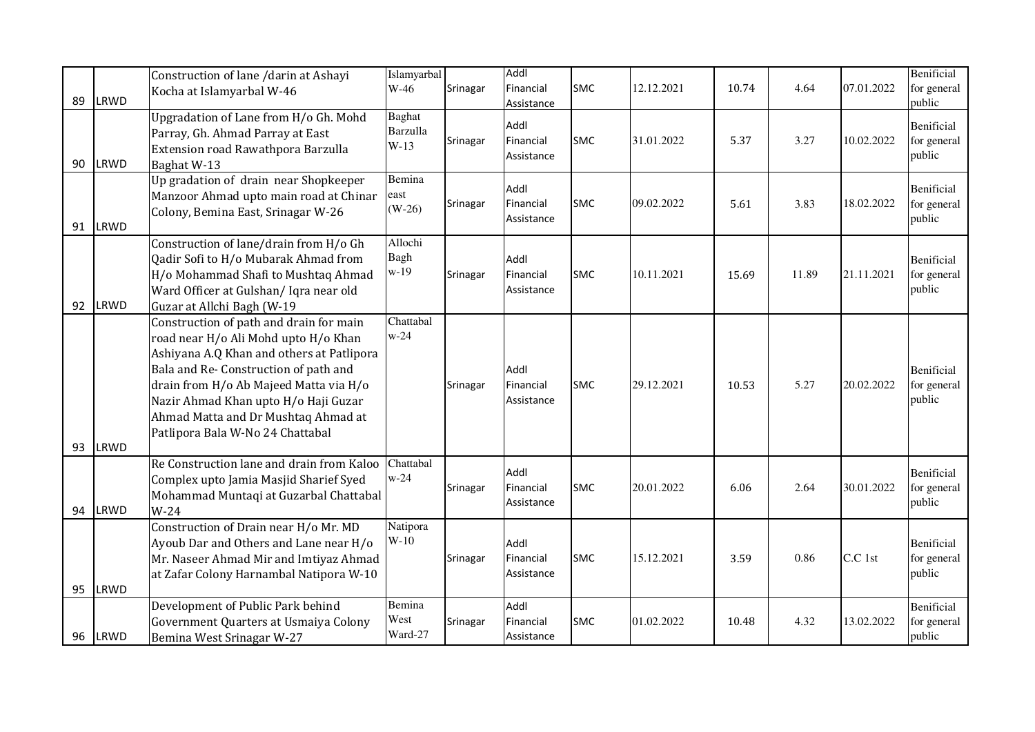| 89 | LRWD | Construction of lane /darin at Ashayi Kocha at Islamyarbal W-46 | Islamyarbal W-46 | Srinagar | Addl Financial Assistance | SMC | 12.12.2021 | 10.74 | 4.64 | 07.01.2022 | Benificial for general public |
|---|---|---|---|---|---|---|---|---|---|---|---|
| 90 | LRWD | Upgradation of Lane from H/o Gh. Mohd Parray, Gh. Ahmad Parray at East Extension road Rawathpora Barzulla Baghat W-13 | Baghat Barzulla W-13 | Srinagar | Addl Financial Assistance | SMC | 31.01.2022 | 5.37 | 3.27 | 10.02.2022 | Benificial for general public |
| 91 | LRWD | Up gradation of drain near Shopkeeper Manzoor Ahmad upto main road at Chinar Colony, Bemina East, Srinagar W-26 | Bemina east (W-26) | Srinagar | Addl Financial Assistance | SMC | 09.02.2022 | 5.61 | 3.83 | 18.02.2022 | Benificial for general public |
| 92 | LRWD | Construction of lane/drain from H/o Gh Qadir Sofi to H/o Mubarak Ahmad from H/o Mohammad Shafi to Mushtaq Ahmad Ward Officer at Gulshan/ Iqra near old Guzar at Allchi Bagh (W-19 | Allochi Bagh w-19 | Srinagar | Addl Financial Assistance | SMC | 10.11.2021 | 15.69 | 11.89 | 21.11.2021 | Benificial for general public |
| 93 | LRWD | Construction of path and drain for main road near H/o Ali Mohd upto H/o Khan Ashiyana A.Q Khan and others at Patlipora Bala and Re- Construction of path and drain from H/o Ab Majeed Matta via H/o Nazir Ahmad Khan upto H/o Haji Guzar Ahmad Matta and Dr Mushtaq Ahmad at Patlipora Bala W-No 24 Chattabal | Chattabal w-24 | Srinagar | Addl Financial Assistance | SMC | 29.12.2021 | 10.53 | 5.27 | 20.02.2022 | Benificial for general public |
| 94 | LRWD | Re Construction lane and drain from Kaloo Complex upto Jamia Masjid Sharief Syed Mohammad Muntaqi at Guzarbal Chattabal W-24 | Chattabal w-24 | Srinagar | Addl Financial Assistance | SMC | 20.01.2022 | 6.06 | 2.64 | 30.01.2022 | Benificial for general public |
| 95 | LRWD | Construction of Drain near H/o Mr. MD Ayoub Dar and Others and Lane near H/o Mr. Naseer Ahmad Mir and Imtiyaz Ahmad at Zafar Colony Harnambal Natipora W-10 | Natipora W-10 | Srinagar | Addl Financial Assistance | SMC | 15.12.2021 | 3.59 | 0.86 | C.C 1st | Benificial for general public |
| 96 | LRWD | Development of Public Park behind Government Quarters at Usmaiya Colony Bemina West Srinagar W-27 | Bemina West Ward-27 | Srinagar | Addl Financial Assistance | SMC | 01.02.2022 | 10.48 | 4.32 | 13.02.2022 | Benificial for general public |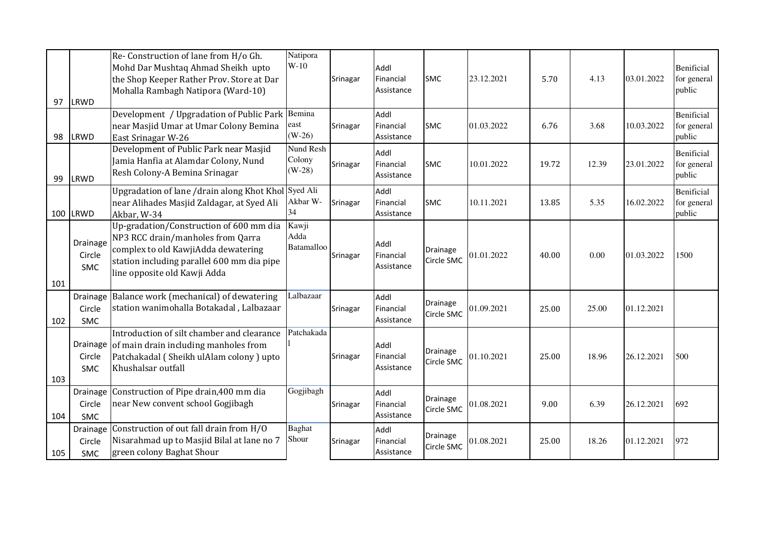| | | | | | | | | | | | |
|---|---|---|---|---|---|---|---|---|---|---|---|
| 97 | LRWD | Re- Construction of lane from H/o Gh. Mohd Dar Mushtaq Ahmad Sheikh upto the Shop Keeper Rather Prov. Store at Dar Mohalla Rambagh Natipora (Ward-10) | Natipora W-10 | Srinagar | Addl Financial Assistance | SMC | 23.12.2021 | 5.70 | 4.13 | 03.01.2022 | Benificial for general public |
| 98 | LRWD | Development / Upgradation of Public Park near Masjid Umar at Umar Colony Bemina East Srinagar W-26 | Bemina east (W-26) | Srinagar | Addl Financial Assistance | SMC | 01.03.2022 | 6.76 | 3.68 | 10.03.2022 | Benificial for general public |
| 99 | LRWD | Development of Public Park near Masjid Jamia Hanfia at Alamdar Colony, Nund Resh Colony-A Bemina Srinagar | Nund Resh Colony (W-28) | Srinagar | Addl Financial Assistance | SMC | 10.01.2022 | 19.72 | 12.39 | 23.01.2022 | Benificial for general public |
| 100 | LRWD | Upgradation of lane /drain along Khot Khol near Alihades Masjid Zaldagar, at Syed Ali Akbar, W-34 | Syed Ali Akbar W-34 | Srinagar | Addl Financial Assistance | SMC | 10.11.2021 | 13.85 | 5.35 | 16.02.2022 | Benificial for general public |
| 101 | Drainage Circle SMC | Up-gradation/Construction of 600 mm dia NP3 RCC drain/manholes from Qarra complex to old KawjiAdda dewatering station including parallel 600 mm dia pipe line opposite old Kawji Adda | Kawji Adda Batamalloo | Srinagar | Addl Financial Assistance | Drainage Circle SMC | 01.01.2022 | 40.00 | 0.00 | 01.03.2022 | 1500 |
| 102 | Drainage Circle SMC | Balance work (mechanical) of dewatering station wanimohalla Botakadal , Lalbazaar | Lalbazaar | Srinagar | Addl Financial Assistance | Drainage Circle SMC | 01.09.2021 | 25.00 | 25.00 | 01.12.2021 | |
| 103 | Drainage Circle SMC | Introduction of silt chamber and clearance of main drain including manholes from Patchakadal ( Sheikh ulAlam colony ) upto Khushalsar outfall | Patchakadal | Srinagar | Addl Financial Assistance | Drainage Circle SMC | 01.10.2021 | 25.00 | 18.96 | 26.12.2021 | 500 |
| 104 | Drainage Circle SMC | Construction of Pipe drain,400 mm dia near New convent school Gogjibagh | Gogjibagh | Srinagar | Addl Financial Assistance | Drainage Circle SMC | 01.08.2021 | 9.00 | 6.39 | 26.12.2021 | 692 |
| 105 | Drainage Circle SMC | Construction of out fall drain from H/O Nisarahmad up to Masjid Bilal at lane no 7 green colony Baghat Shour | Baghat Shour | Srinagar | Addl Financial Assistance | Drainage Circle SMC | 01.08.2021 | 25.00 | 18.26 | 01.12.2021 | 972 |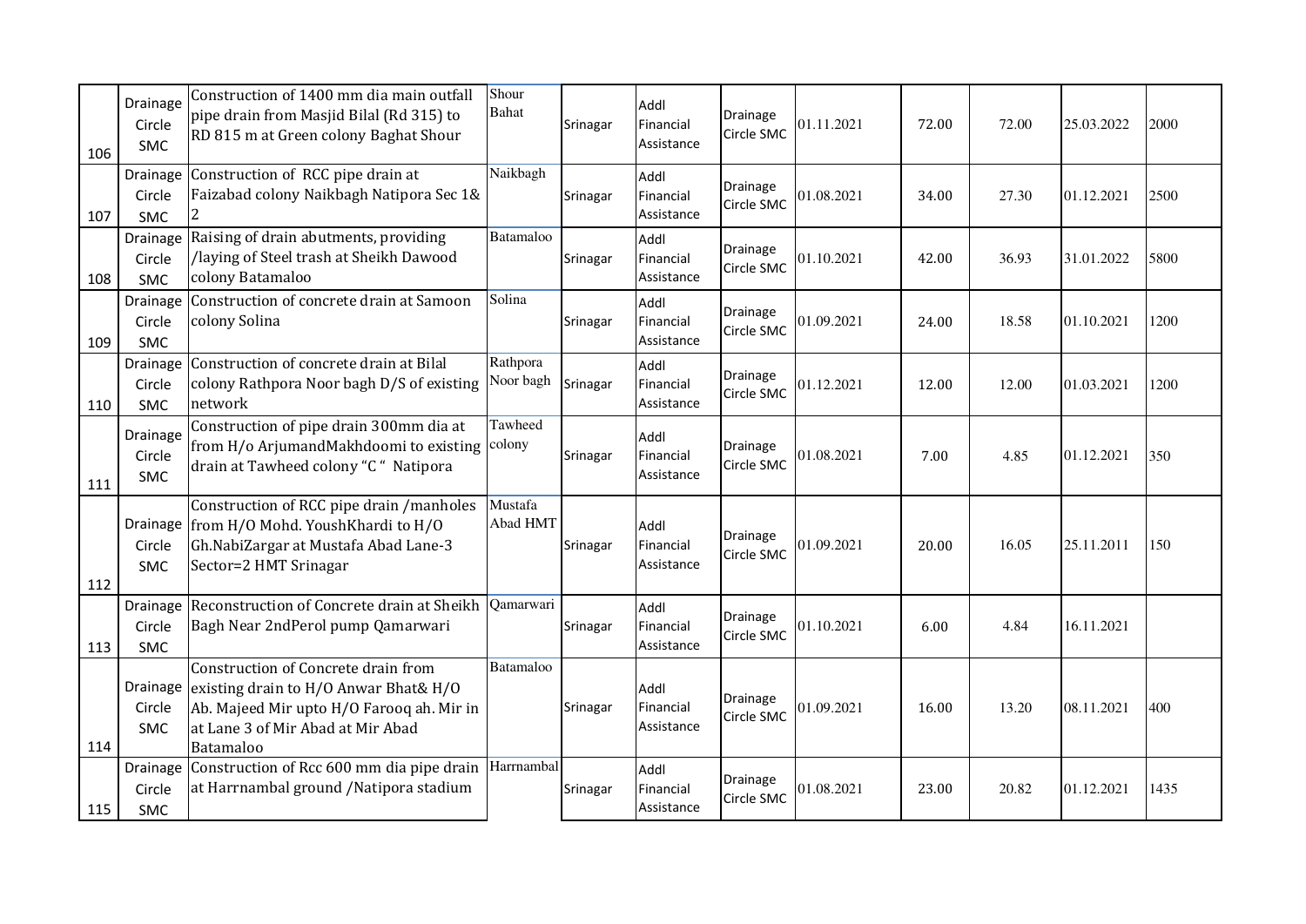| 106 | Drainage Circle SMC | Construction of 1400 mm dia main outfall pipe drain from Masjid Bilal (Rd 315) to RD 815 m at Green colony Baghat Shour | Shour Bahat | Srinagar | Addl Financial Assistance | Drainage Circle SMC | 01.11.2021 | 72.00 | 72.00 | 25.03.2022 | 2000 |
|---|---|---|---|---|---|---|---|---|---|---|---|
| 107 | Drainage Circle SMC | Construction of RCC pipe drain at Faizabad colony Naikbagh Natipora Sec 1& 2 | Naikbagh | Srinagar | Addl Financial Assistance | Drainage Circle SMC | 01.08.2021 | 34.00 | 27.30 | 01.12.2021 | 2500 |
| 108 | Drainage Circle SMC | Raising of drain abutments, providing /laying of Steel trash at Sheikh Dawood colony Batamaloo | Batamaloo | Srinagar | Addl Financial Assistance | Drainage Circle SMC | 01.10.2021 | 42.00 | 36.93 | 31.01.2022 | 5800 |
| 109 | Drainage Circle SMC | Construction of concrete drain at Samoon colony Solina | Solina | Srinagar | Addl Financial Assistance | Drainage Circle SMC | 01.09.2021 | 24.00 | 18.58 | 01.10.2021 | 1200 |
| 110 | Drainage Circle SMC | Construction of concrete drain at Bilal colony Rathpora Noor bagh D/S of existing network | Rathpora Noor bagh | Srinagar | Addl Financial Assistance | Drainage Circle SMC | 01.12.2021 | 12.00 | 12.00 | 01.03.2021 | 1200 |
| 111 | Drainage Circle SMC | Construction of pipe drain 300mm dia at from H/o ArjumandMakhdoomi to existing drain at Tawheed colony "C " Natipora | Tawheed colony | Srinagar | Addl Financial Assistance | Drainage Circle SMC | 01.08.2021 | 7.00 | 4.85 | 01.12.2021 | 350 |
| 112 | Drainage Circle SMC | Construction of RCC pipe drain /manholes from H/O Mohd. YoushKhardi to H/O Gh.NabiZargar at Mustafa Abad Lane-3 Sector=2 HMT Srinagar | Mustafa Abad HMT | Srinagar | Addl Financial Assistance | Drainage Circle SMC | 01.09.2021 | 20.00 | 16.05 | 25.11.2011 | 150 |
| 113 | Drainage Circle SMC | Reconstruction of Concrete drain at Sheikh Bagh Near 2ndPerol pump Qamarwari | Qamarwari | Srinagar | Addl Financial Assistance | Drainage Circle SMC | 01.10.2021 | 6.00 | 4.84 | 16.11.2021 | |
| 114 | Drainage Circle SMC | Construction of Concrete drain from existing drain to H/O Anwar Bhat& H/O Ab. Majeed Mir upto H/O Farooq ah. Mir in at Lane 3 of Mir Abad at Mir Abad Batamaloo | Batamaloo | Srinagar | Addl Financial Assistance | Drainage Circle SMC | 01.09.2021 | 16.00 | 13.20 | 08.11.2021 | 400 |
| 115 | Drainage Circle SMC | Construction of Rcc 600 mm dia pipe drain at Harrnambal ground /Natipora stadium | Harrnambal | Srinagar | Addl Financial Assistance | Drainage Circle SMC | 01.08.2021 | 23.00 | 20.82 | 01.12.2021 | 1435 |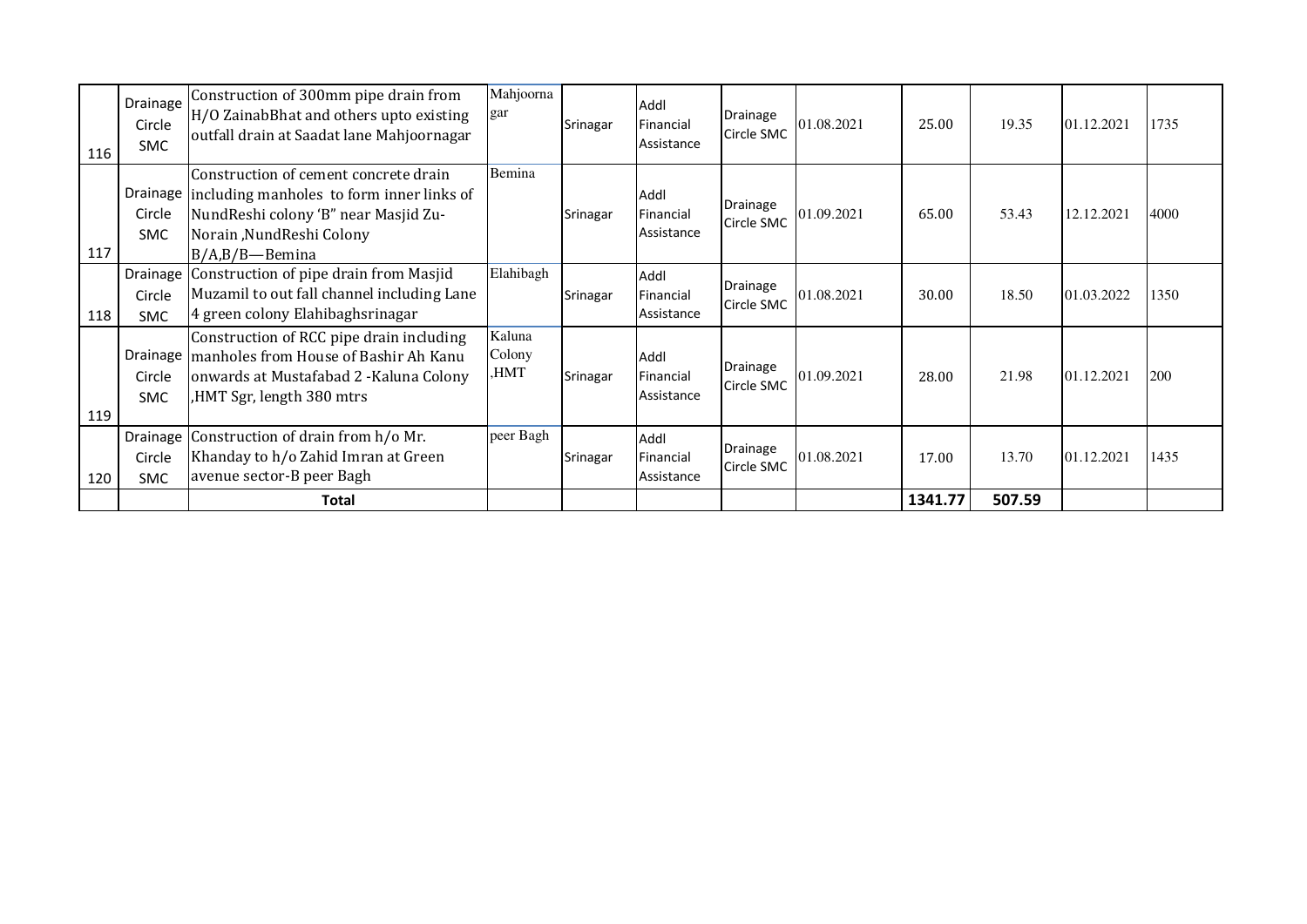| 116 | Drainage Circle SMC | Construction of 300mm pipe drain from H/O ZainabBhat and others upto existing outfall drain at Saadat lane Mahjoornagar | Mahjoornagar | Srinagar | Addl Financial Assistance | Drainage Circle SMC | 01.08.2021 | 25.00 | 19.35 | 01.12.2021 | 1735 |
|---|---|---|---|---|---|---|---|---|---|---|---|
| 117 | Drainage Circle SMC | Construction of cement concrete drain including manholes to form inner links of NundReshi colony 'B" near Masjid Zu-Norain ,NundReshi Colony B/A,B/B—Bemina | Bemina | Srinagar | Addl Financial Assistance | Drainage Circle SMC | 01.09.2021 | 65.00 | 53.43 | 12.12.2021 | 4000 |
| 118 | Drainage Circle SMC | Construction of pipe drain from Masjid Muzamil to out fall channel including Lane 4 green colony Elahibaghsrinagar | Elahibagh | Srinagar | Addl Financial Assistance | Drainage Circle SMC | 01.08.2021 | 30.00 | 18.50 | 01.03.2022 | 1350 |
| 119 | Drainage Circle SMC | Construction of RCC pipe drain including manholes from House of Bashir Ah Kanu onwards at Mustafabad 2 -Kaluna Colony ,HMT Sgr, length 380 mtrs | Kaluna Colony ,HMT | Srinagar | Addl Financial Assistance | Drainage Circle SMC | 01.09.2021 | 28.00 | 21.98 | 01.12.2021 | 200 |
| 120 | Drainage Circle SMC | Construction of drain from h/o Mr. Khanday to h/o Zahid Imran at Green avenue sector-B peer Bagh | peer Bagh | Srinagar | Addl Financial Assistance | Drainage Circle SMC | 01.08.2021 | 17.00 | 13.70 | 01.12.2021 | 1435 |
| | | **Total** | | | | | | **1341.77** | **507.59** | | |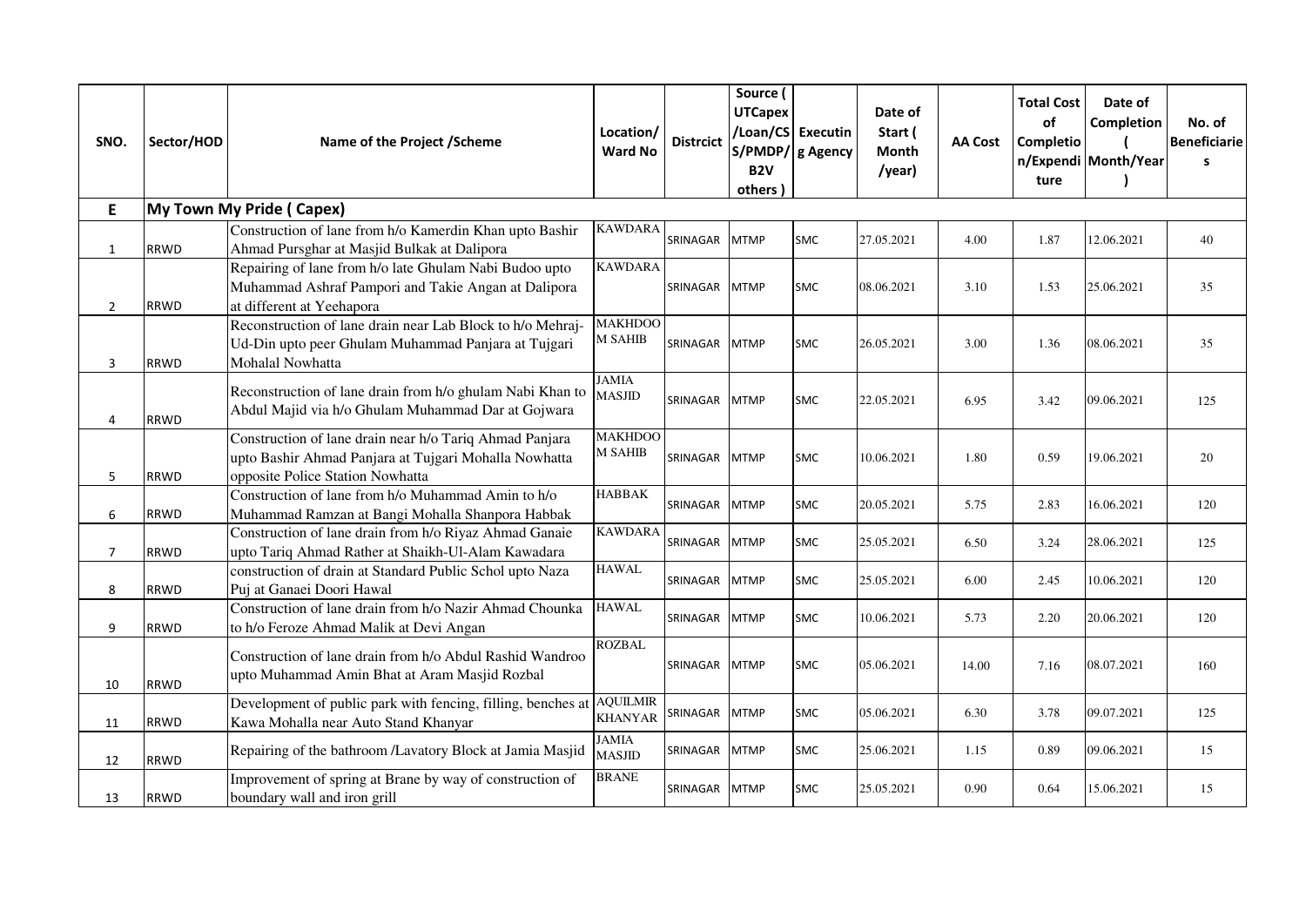| SNO. | Sector/HOD | Name of the Project /Scheme | Location/ Ward No | Distrcict | Source ( UTCapex /Loan/CSS/PMDP/ B2V others ) | Executing Agency | Date of Start ( Month /year) | AA Cost | Total Cost of Completion/Expenditure | Date of Completion ( Month/Year ) | No. of Beneficiaries |
|---|---|---|---|---|---|---|---|---|---|---|---|
| **E** | **My Town My Pride ( Capex)** | | | | | | | | | | |
| 1 | RRWD | Construction of lane from h/o Kamerdin Khan upto Bashir Ahmad Pursghar at Masjid Bulkak at Dalipora | KAWDARA | SRINAGAR | MTMP | SMC | 27.05.2021 | 4.00 | 1.87 | 12.06.2021 | 40 |
| 2 | RRWD | Repairing of lane from h/o late Ghulam Nabi Budoo upto Muhammad Ashraf Pampori and Takie Angan at Dalipora at different at Yeehapora | KAWDARA | SRINAGAR | MTMP | SMC | 08.06.2021 | 3.10 | 1.53 | 25.06.2021 | 35 |
| 3 | RRWD | Reconstruction of lane drain near Lab Block to h/o Mehraj-Ud-Din upto peer Ghulam Muhammad Panjara at Tujgari Mohalal Nowhatta | MAKHDOOM SAHIB | SRINAGAR | MTMP | SMC | 26.05.2021 | 3.00 | 1.36 | 08.06.2021 | 35 |
| 4 | RRWD | Reconstruction of lane drain from h/o ghulam Nabi Khan to Abdul Majid via h/o Ghulam Muhammad Dar at Gojwara | JAMIA MASJID | SRINAGAR | MTMP | SMC | 22.05.2021 | 6.95 | 3.42 | 09.06.2021 | 125 |
| 5 | RRWD | Construction of lane drain near h/o Tariq Ahmad Panjara upto Bashir Ahmad Panjara at Tujgari Mohalla Nowhatta opposite Police Station Nowhatta | MAKHDOOM SAHIB | SRINAGAR | MTMP | SMC | 10.06.2021 | 1.80 | 0.59 | 19.06.2021 | 20 |
| 6 | RRWD | Construction of lane from h/o Muhammad Amin to h/o Muhammad Ramzan at Bangi Mohalla Shanpora Habbak | HABBAK | SRINAGAR | MTMP | SMC | 20.05.2021 | 5.75 | 2.83 | 16.06.2021 | 120 |
| 7 | RRWD | Construction of lane drain from h/o Riyaz Ahmad Ganaie upto Tariq Ahmad Rather at Shaikh-Ul-Alam Kawadara | KAWDARA | SRINAGAR | MTMP | SMC | 25.05.2021 | 6.50 | 3.24 | 28.06.2021 | 125 |
| 8 | RRWD | construction of drain at Standard Public Schol upto Naza Puj at Ganaei Doori Hawal | HAWAL | SRINAGAR | MTMP | SMC | 25.05.2021 | 6.00 | 2.45 | 10.06.2021 | 120 |
| 9 | RRWD | Construction of lane drain from h/o Nazir Ahmad Chounka to h/o Feroze Ahmad Malik at Devi Angan | HAWAL | SRINAGAR | MTMP | SMC | 10.06.2021 | 5.73 | 2.20 | 20.06.2021 | 120 |
| 10 | RRWD | Construction of lane drain from h/o Abdul Rashid Wandroo upto Muhammad Amin Bhat at Aram Masjid Rozbal | ROZBAL | SRINAGAR | MTMP | SMC | 05.06.2021 | 14.00 | 7.16 | 08.07.2021 | 160 |
| 11 | RRWD | Development of public park with fencing, filling, benches at Kawa Mohalla near Auto Stand Khanyar | AQUILMIR KHANYAR | SRINAGAR | MTMP | SMC | 05.06.2021 | 6.30 | 3.78 | 09.07.2021 | 125 |
| 12 | RRWD | Repairing of the bathroom /Lavatory Block at Jamia Masjid | JAMIA MASJID | SRINAGAR | MTMP | SMC | 25.06.2021 | 1.15 | 0.89 | 09.06.2021 | 15 |
| 13 | RRWD | Improvement of spring at Brane by way of construction of boundary wall and iron grill | BRANE | SRINAGAR | MTMP | SMC | 25.05.2021 | 0.90 | 0.64 | 15.06.2021 | 15 |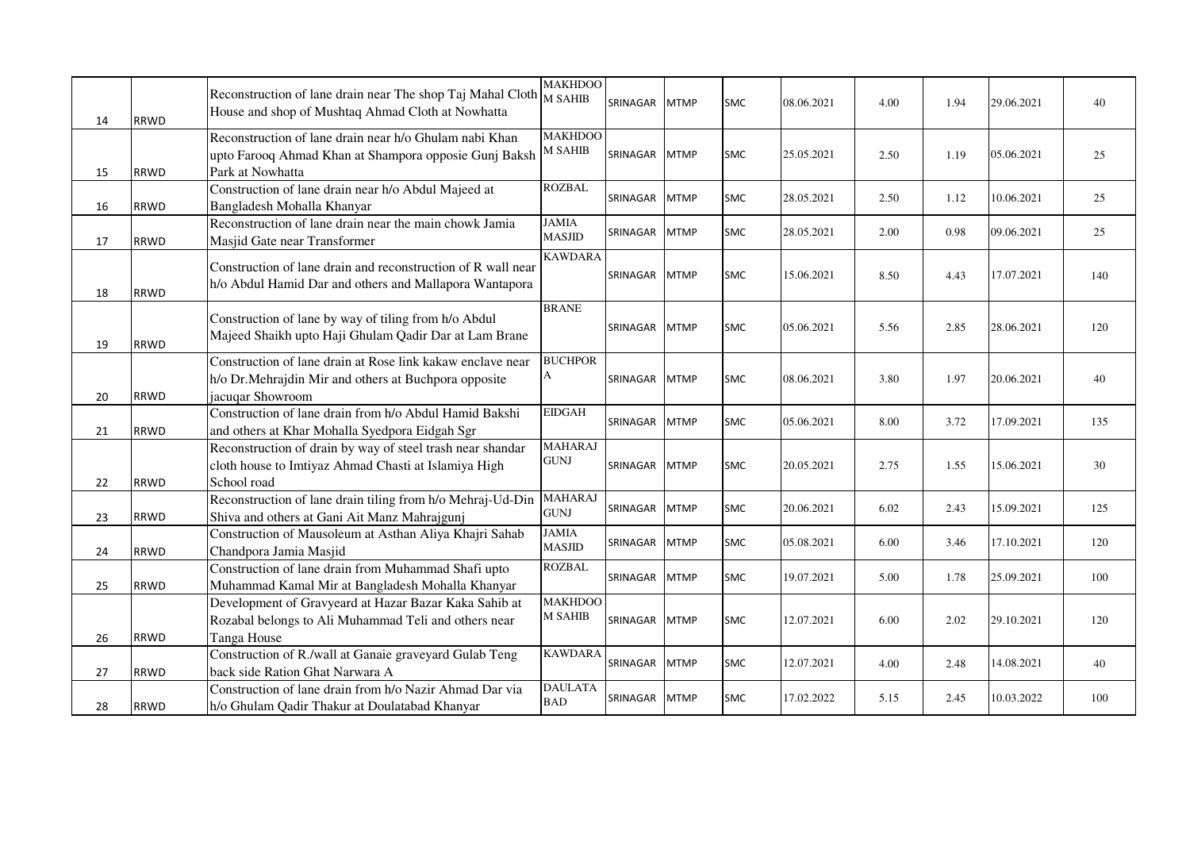| 14 | RRWD | Reconstruction of lane drain near The shop Taj Mahal Cloth House and shop of Mushtaq Ahmad Cloth at Nowhatta | MAKHDOOM SAHIB | SRINAGAR | MTMP | SMC | 08.06.2021 | 4.00 | 1.94 | 29.06.2021 | 40 |
|---|---|---|---|---|---|---|---|---|---|---|---|
| 15 | RRWD | Reconstruction of lane drain near h/o Ghulam nabi Khan upto Farooq Ahmad Khan at Shampora opposie Gunj Baksh Park at Nowhatta | MAKHDOOM SAHIB | SRINAGAR | MTMP | SMC | 25.05.2021 | 2.50 | 1.19 | 05.06.2021 | 25 |
| 16 | RRWD | Construction of lane drain near h/o Abdul Majeed at Bangladesh Mohalla Khanyar | ROZBAL | SRINAGAR | MTMP | SMC | 28.05.2021 | 2.50 | 1.12 | 10.06.2021 | 25 |
| 17 | RRWD | Reconstruction of lane drain near the main chowk Jamia Masjid Gate near Transformer | JAMIA MASJID | SRINAGAR | MTMP | SMC | 28.05.2021 | 2.00 | 0.98 | 09.06.2021 | 25 |
| 18 | RRWD | Construction of lane drain and reconstruction of R wall near h/o Abdul Hamid Dar and others and Mallapora Wantapora | KAWDARA | SRINAGAR | MTMP | SMC | 15.06.2021 | 8.50 | 4.43 | 17.07.2021 | 140 |
| 19 | RRWD | Construction of lane by way of tiling from h/o Abdul Majeed Shaikh upto Haji Ghulam Qadir Dar at Lam Brane | BRANE | SRINAGAR | MTMP | SMC | 05.06.2021 | 5.56 | 2.85 | 28.06.2021 | 120 |
| 20 | RRWD | Construction of lane drain at Rose link kakaw enclave near h/o Dr.Mehrajdin Mir and others at Buchpora opposite jacuqar Showroom | BUCHPORA | SRINAGAR | MTMP | SMC | 08.06.2021 | 3.80 | 1.97 | 20.06.2021 | 40 |
| 21 | RRWD | Construction of lane drain from h/o Abdul Hamid Bakshi and others at Khar Mohalla Syedpora Eidgah Sgr | EIDGAH | SRINAGAR | MTMP | SMC | 05.06.2021 | 8.00 | 3.72 | 17.09.2021 | 135 |
| 22 | RRWD | Reconstruction of drain by way of steel trash near shandar cloth house to Imtiyaz Ahmad Chasti at Islamiya High School road | MAHARAJ GUNJ | SRINAGAR | MTMP | SMC | 20.05.2021 | 2.75 | 1.55 | 15.06.2021 | 30 |
| 23 | RRWD | Reconstruction of lane drain tiling from h/o Mehraj-Ud-Din Shiva and others at Gani Ait Manz Mahrajgunj | MAHARAJ GUNJ | SRINAGAR | MTMP | SMC | 20.06.2021 | 6.02 | 2.43 | 15.09.2021 | 125 |
| 24 | RRWD | Construction of Mausoleum at Asthan Aliya Khajri Sahab Chandpora Jamia Masjid | JAMIA MASJID | SRINAGAR | MTMP | SMC | 05.08.2021 | 6.00 | 3.46 | 17.10.2021 | 120 |
| 25 | RRWD | Construction of lane drain from Muhammad Shafi upto Muhammad Kamal Mir at Bangladesh Mohalla Khanyar | ROZBAL | SRINAGAR | MTMP | SMC | 19.07.2021 | 5.00 | 1.78 | 25.09.2021 | 100 |
| 26 | RRWD | Development of Gravyeard at Hazar Bazar Kaka Sahib at Rozabal belongs to Ali Muhammad Teli and others near Tanga House | MAKHDOOM SAHIB | SRINAGAR | MTMP | SMC | 12.07.2021 | 6.00 | 2.02 | 29.10.2021 | 120 |
| 27 | RRWD | Construction of R./wall at Ganaie graveyard Gulab Teng back side Ration Ghat Narwara A | KAWDARA | SRINAGAR | MTMP | SMC | 12.07.2021 | 4.00 | 2.48 | 14.08.2021 | 40 |
| 28 | RRWD | Construction of lane drain from h/o Nazir Ahmad Dar via h/o Ghulam Qadir Thakur at Doulatabad Khanyar | DAULATABAD | SRINAGAR | MTMP | SMC | 17.02.2022 | 5.15 | 2.45 | 10.03.2022 | 100 |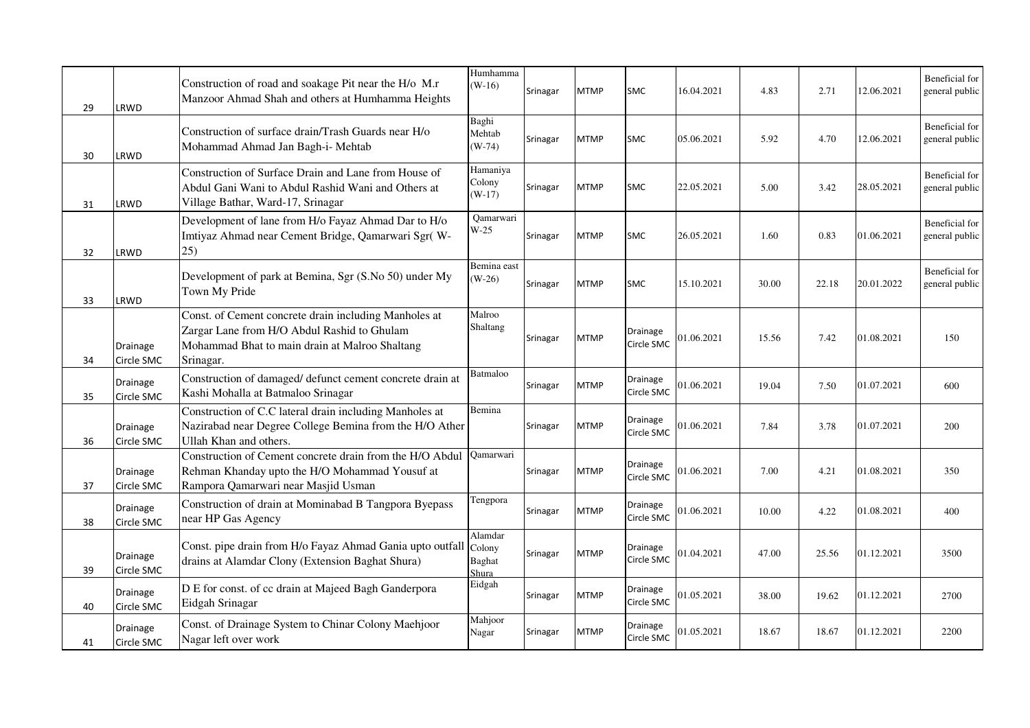| 29 | LRWD | Construction of road and soakage Pit near the H/o M.r Manzoor Ahmad Shah and others at Humhamma Heights | Humhamma (W-16) | Srinagar | MTMP | SMC | 16.04.2021 | 4.83 | 2.71 | 12.06.2021 | Beneficial for general public |
|---|---|---|---|---|---|---|---|---|---|---|---|
| 30 | LRWD | Construction of surface drain/Trash Guards near H/o Mohammad Ahmad Jan Bagh-i- Mehtab | Baghi Mehtab (W-74) | Srinagar | MTMP | SMC | 05.06.2021 | 5.92 | 4.70 | 12.06.2021 | Beneficial for general public |
| 31 | LRWD | Construction of Surface Drain and Lane from House of Abdul Gani Wani to Abdul Rashid Wani and Others at Village Bathar, Ward-17, Srinagar | Hamaniya Colony (W-17) | Srinagar | MTMP | SMC | 22.05.2021 | 5.00 | 3.42 | 28.05.2021 | Beneficial for general public |
| 32 | LRWD | Development of lane from H/o Fayaz Ahmad Dar to H/o Imtiyaz Ahmad near Cement Bridge, Qamarwari Sgr( W-25) | Qamarwari W-25 | Srinagar | MTMP | SMC | 26.05.2021 | 1.60 | 0.83 | 01.06.2021 | Beneficial for general public |
| 33 | LRWD | Development of park at Bemina, Sgr (S.No 50) under My Town My Pride | Bemina east (W-26) | Srinagar | MTMP | SMC | 15.10.2021 | 30.00 | 22.18 | 20.01.2022 | Beneficial for general public |
| 34 | Drainage Circle SMC | Const. of Cement concrete drain including Manholes at Zargar Lane from H/O Abdul Rashid to Ghulam Mohammad Bhat to main drain at Malroo Shaltang Srinagar. | Malroo Shaltang | Srinagar | MTMP | Drainage Circle SMC | 01.06.2021 | 15.56 | 7.42 | 01.08.2021 | 150 |
| 35 | Drainage Circle SMC | Construction of damaged/ defunct cement concrete drain at Kashi Mohalla at Batmaloo Srinagar | Batmaloo | Srinagar | MTMP | Drainage Circle SMC | 01.06.2021 | 19.04 | 7.50 | 01.07.2021 | 600 |
| 36 | Drainage Circle SMC | Construction of C.C lateral drain including Manholes at Nazirabad near Degree College Bemina from the H/O Ather Ullah Khan and others. | Bemina | Srinagar | MTMP | Drainage Circle SMC | 01.06.2021 | 7.84 | 3.78 | 01.07.2021 | 200 |
| 37 | Drainage Circle SMC | Construction of Cement concrete drain from the H/O Abdul Rehman Khanday upto the H/O Mohammad Yousuf at Rampora Qamarwari near Masjid Usman | Qamarwari | Srinagar | MTMP | Drainage Circle SMC | 01.06.2021 | 7.00 | 4.21 | 01.08.2021 | 350 |
| 38 | Drainage Circle SMC | Construction of drain at Mominabad B Tangpora Byepass near HP Gas Agency | Tengpora | Srinagar | MTMP | Drainage Circle SMC | 01.06.2021 | 10.00 | 4.22 | 01.08.2021 | 400 |
| 39 | Drainage Circle SMC | Const. pipe drain from H/o Fayaz Ahmad Gania upto outfall drains at Alamdar Clony (Extension Baghat Shura) | Alamdar Colony Baghat Shura | Srinagar | MTMP | Drainage Circle SMC | 01.04.2021 | 47.00 | 25.56 | 01.12.2021 | 3500 |
| 40 | Drainage Circle SMC | D E for const. of cc drain at Majeed Bagh Ganderpora Eidgah Srinagar | Eidgah | Srinagar | MTMP | Drainage Circle SMC | 01.05.2021 | 38.00 | 19.62 | 01.12.2021 | 2700 |
| 41 | Drainage Circle SMC | Const. of Drainage System to Chinar Colony Maehjoor Nagar left over work | Mahjoor Nagar | Srinagar | MTMP | Drainage Circle SMC | 01.05.2021 | 18.67 | 18.67 | 01.12.2021 | 2200 |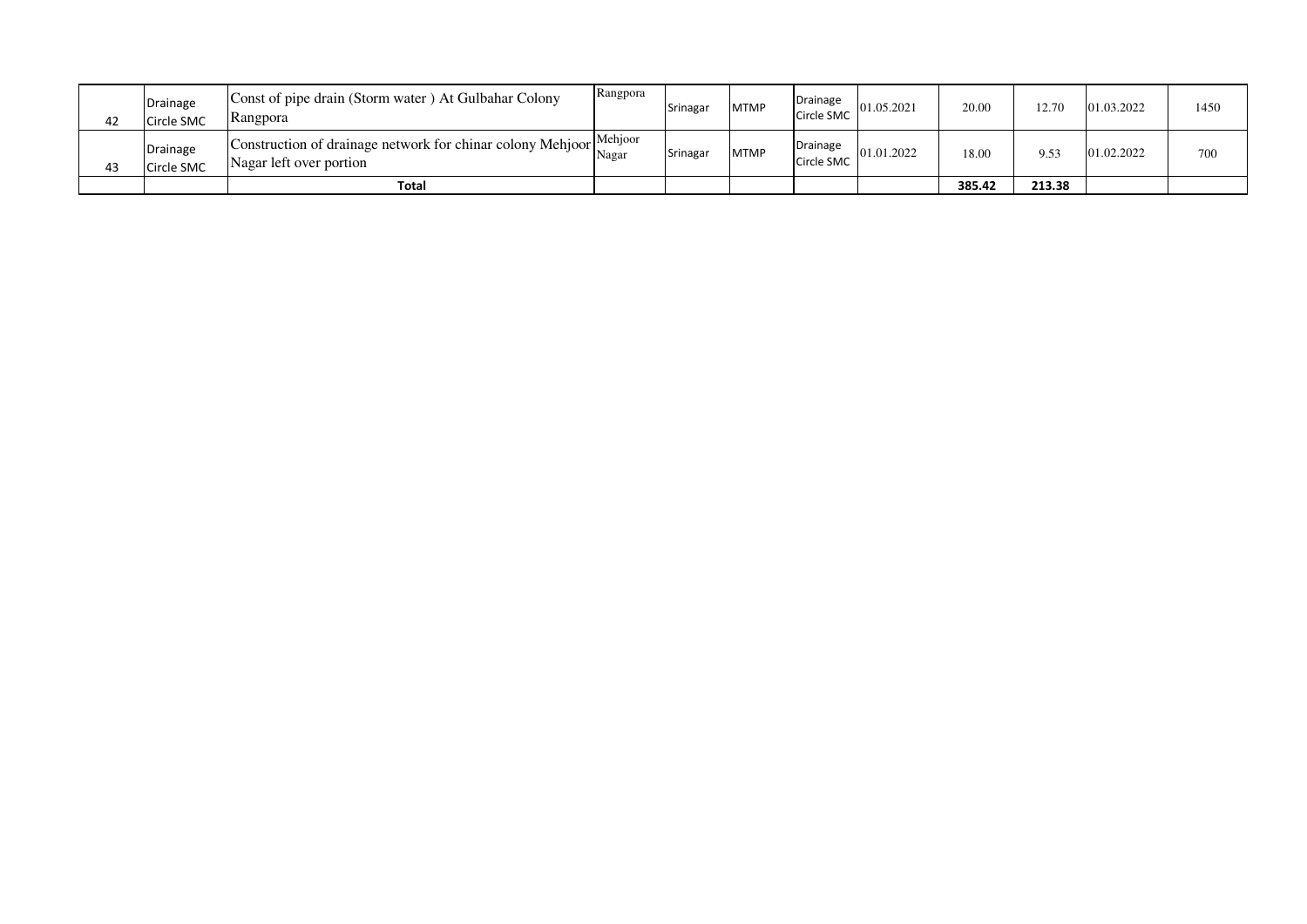| | | | | | | | | | | | |
|---|---|---|---|---|---|---|---|---|---|---|---|
| 42 | Drainage Circle SMC | Const of pipe drain (Storm water ) At Gulbahar Colony Rangpora | Rangpora | Srinagar | MTMP | Drainage Circle SMC | 01.05.2021 | 20.00 | 12.70 | 01.03.2022 | 1450 |
| 43 | Drainage Circle SMC | Construction of drainage network for chinar colony Mehjoor Nagar left over portion | Mehjoor Nagar | Srinagar | MTMP | Drainage Circle SMC | 01.01.2022 | 18.00 | 9.53 | 01.02.2022 | 700 |
| | | **Total** | | | | | | **385.42** | **213.38** | | |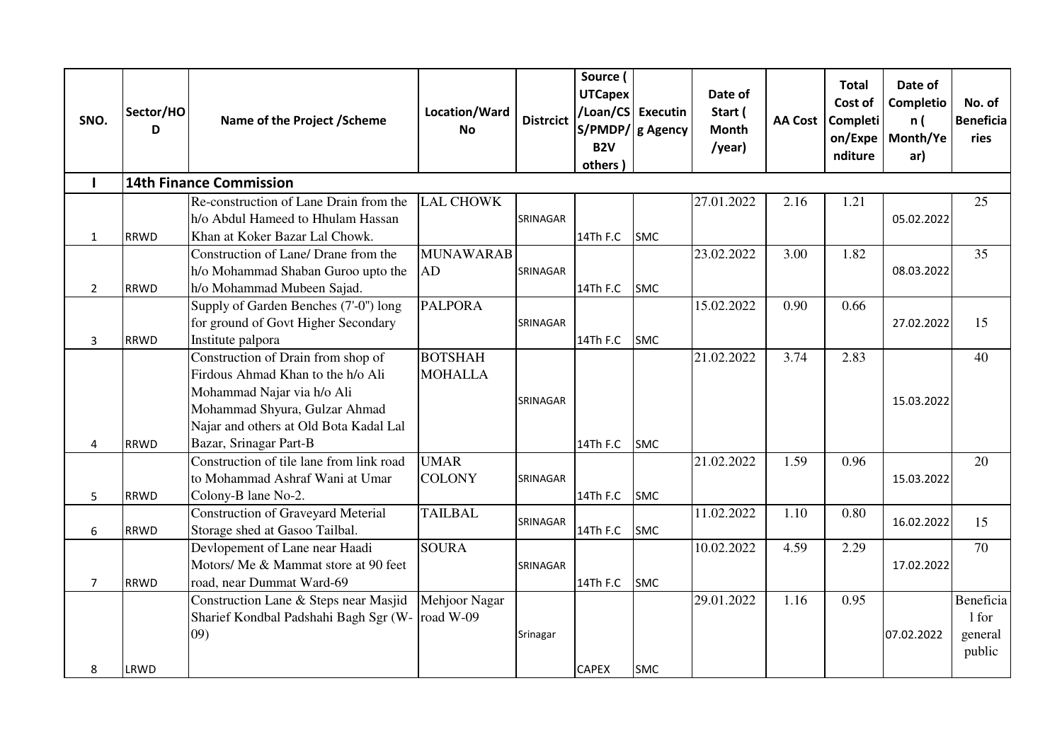| SNO. | Sector/HOD | Name of the Project /Scheme | Location/Ward No | Distrcict | Source ( UTCapex /Loan/CSS/PMDP/ B2V others ) | Executing Agency | Date of Start ( Month /year) | AA Cost | Total Cost of Completion/Expenditure | Date of Completion ( Month/Year) | No. of Beneficiaries |
|---|---|---|---|---|---|---|---|---|---|---|---|
| I | 14th Finance Commission | | | | | | | | | | |
| 1 | RRWD | Re-construction of Lane Drain from the h/o Abdul Hameed to Hhulam Hassan Khan at Koker Bazar Lal Chowk. | LAL CHOWK | SRINAGAR | 14Th F.C | SMC | 27.01.2022 | 2.16 | 1.21 | 05.02.2022 | 25 |
| 2 | RRWD | Construction of Lane/ Drane from the h/o Mohammad Shaban Guroo upto the h/o Mohammad Mubeen Sajad. | MUNAWARABAD | SRINAGAR | 14Th F.C | SMC | 23.02.2022 | 3.00 | 1.82 | 08.03.2022 | 35 |
| 3 | RRWD | Supply of Garden Benches (7'-0") long for ground of Govt Higher Secondary Institute palpora | PALPORA | SRINAGAR | 14Th F.C | SMC | 15.02.2022 | 0.90 | 0.66 | 27.02.2022 | 15 |
| 4 | RRWD | Construction of Drain from shop of Firdous Ahmad Khan to the h/o Ali Mohammad Najar via h/o Ali Mohammad Shyura, Gulzar Ahmad Najar and others at Old Bota Kadal Lal Bazar, Srinagar Part-B | BOTSHAH MOHALLA | SRINAGAR | 14Th F.C | SMC | 21.02.2022 | 3.74 | 2.83 | 15.03.2022 | 40 |
| 5 | RRWD | Construction of tile lane from link road to Mohammad Ashraf Wani at Umar Colony-B lane No-2. | UMAR COLONY | SRINAGAR | 14Th F.C | SMC | 21.02.2022 | 1.59 | 0.96 | 15.03.2022 | 20 |
| 6 | RRWD | Construction of Graveyard Meterial Storage shed at Gasoo Tailbal. | TAILBAL | SRINAGAR | 14Th F.C | SMC | 11.02.2022 | 1.10 | 0.80 | 16.02.2022 | 15 |
| 7 | RRWD | Devlopement of Lane near Haadi Motors/ Me & Mammat store at 90 feet road, near Dummat Ward-69 | SOURA | SRINAGAR | 14Th F.C | SMC | 10.02.2022 | 4.59 | 2.29 | 17.02.2022 | 70 |
| 8 | LRWD | Construction Lane & Steps near Masjid Sharief Kondbal Padshahi Bagh Sgr (W-09) | Mehjoor Nagar road W-09 | Srinagar | CAPEX | SMC | 29.01.2022 | 1.16 | 0.95 | 07.02.2022 | Beneficial for general public |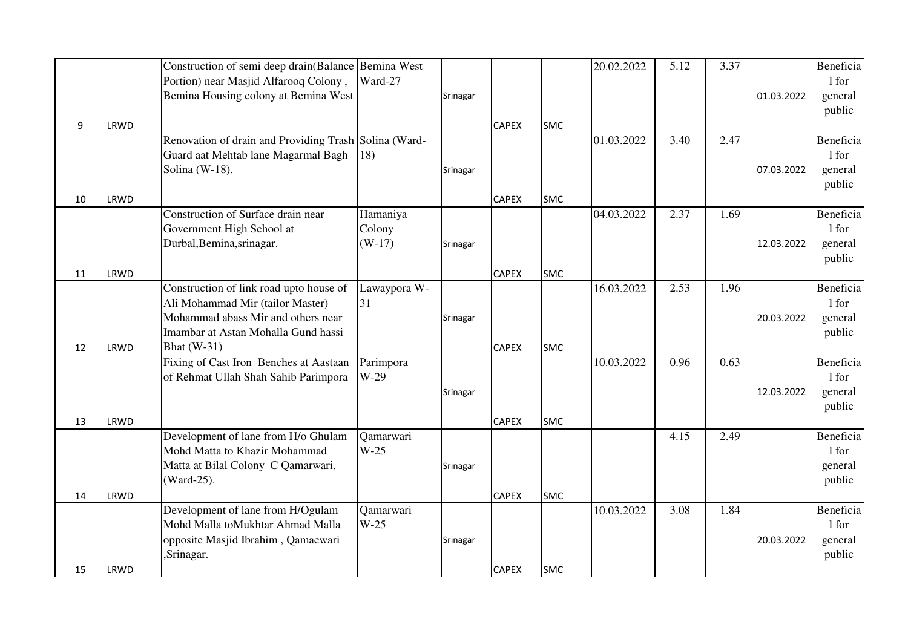| | | | | | | | | | | | |
|---|---|---|---|---|---|---|---|---|---|---|---|
| 9 | LRWD | Construction of semi deep drain(Balance Portion) near Masjid Alfarooq Colony , Bemina Housing colony at Bemina West | Bemina West Ward-27 | Srinagar | CAPEX | SMC | 20.02.2022 | 5.12 | 3.37 | 01.03.2022 | Beneficial for general public |
| 10 | LRWD | Renovation of drain and Providing Trash Guard aat Mehtab lane Magarmal Bagh Solina (W-18). | Solina (Ward-18) | Srinagar | CAPEX | SMC | 01.03.2022 | 3.40 | 2.47 | 07.03.2022 | Beneficial for general public |
| 11 | LRWD | Construction of Surface drain near Government High School at Durbal,Bemina,srinagar. | Hamaniya Colony (W-17) | Srinagar | CAPEX | SMC | 04.03.2022 | 2.37 | 1.69 | 12.03.2022 | Beneficial for general public |
| 12 | LRWD | Construction of link road upto house of Ali Mohammad Mir (tailor Master) Mohammad abass Mir and others near Imambar at Astan Mohalla Gund hassi Bhat (W-31) | Lawaypora W-31 | Srinagar | CAPEX | SMC | 16.03.2022 | 2.53 | 1.96 | 20.03.2022 | Beneficial for general public |
| 13 | LRWD | Fixing of Cast Iron Benches at Aastaan of Rehmat Ullah Shah Sahib Parimpora | Parimpora W-29 | Srinagar | CAPEX | SMC | 10.03.2022 | 0.96 | 0.63 | 12.03.2022 | Beneficial for general public |
| 14 | LRWD | Development of lane from H/o Ghulam Mohd Matta to Khazir Mohammad Matta at Bilal Colony C Qamarwari, (Ward-25). | Qamarwari W-25 | Srinagar | CAPEX | SMC | | 4.15 | 2.49 | | Beneficial for general public |
| 15 | LRWD | Development of lane from H/Ogulam Mohd Malla toMukhtar Ahmad Malla opposite Masjid Ibrahim , Qamaewari ,Srinagar. | Qamarwari W-25 | Srinagar | CAPEX | SMC | 10.03.2022 | 3.08 | 1.84 | 20.03.2022 | Beneficial for general public |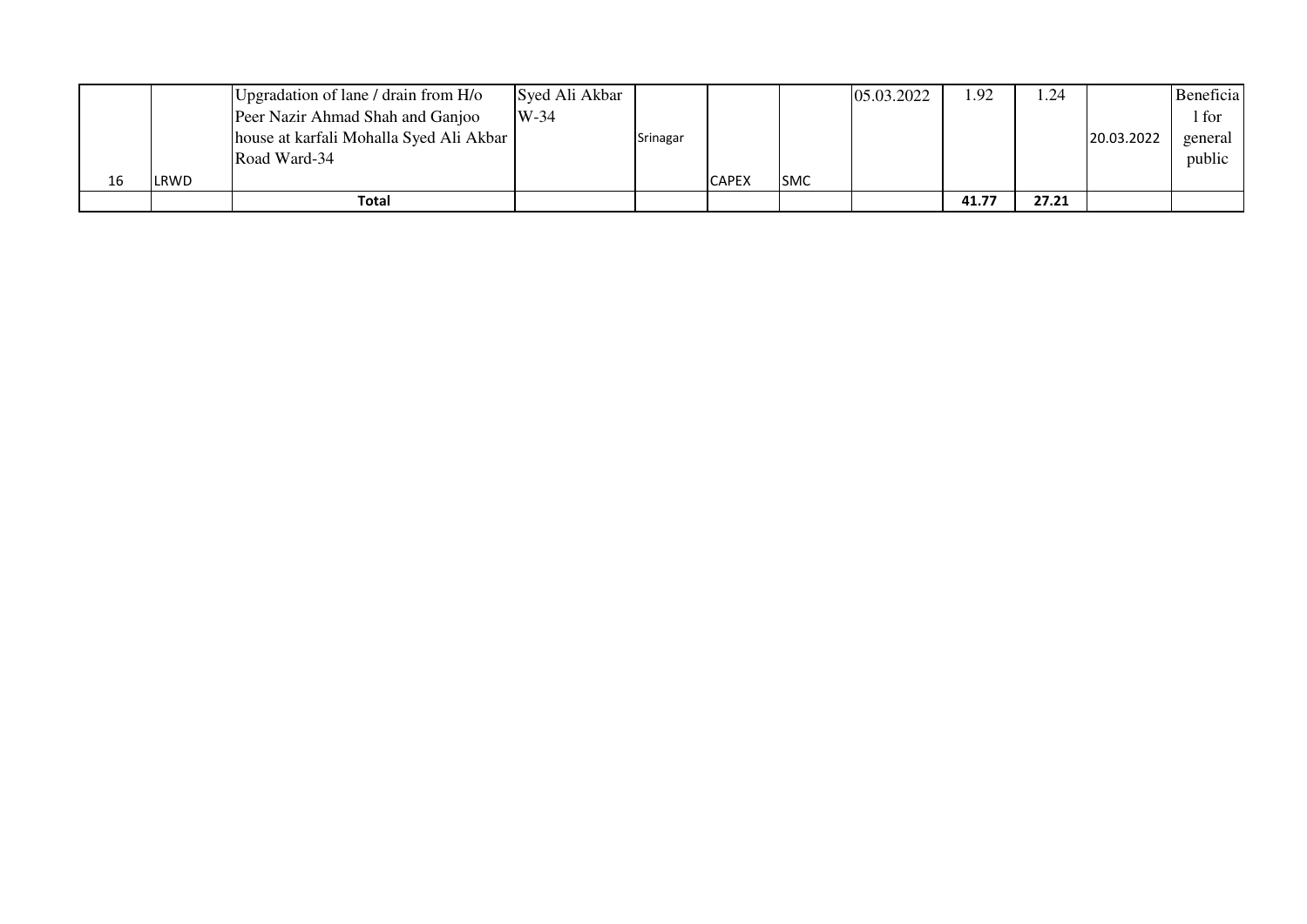| | | | | | | | | | | | |
|---|---|---|---|---|---|---|---|---|---|---|---|
| 16 | LRWD | Upgradation of lane / drain from H/o Peer Nazir Ahmad Shah and Ganjoo house at karfali Mohalla Syed Ali Akbar Road Ward-34 | Syed Ali Akbar W-34 | Srinagar | CAPEX | SMC | 05.03.2022 | 1.92 | 1.24 | 20.03.2022 | Beneficial for general public |
| | | **Total** | | | | | | **41.77** | **27.21** | | |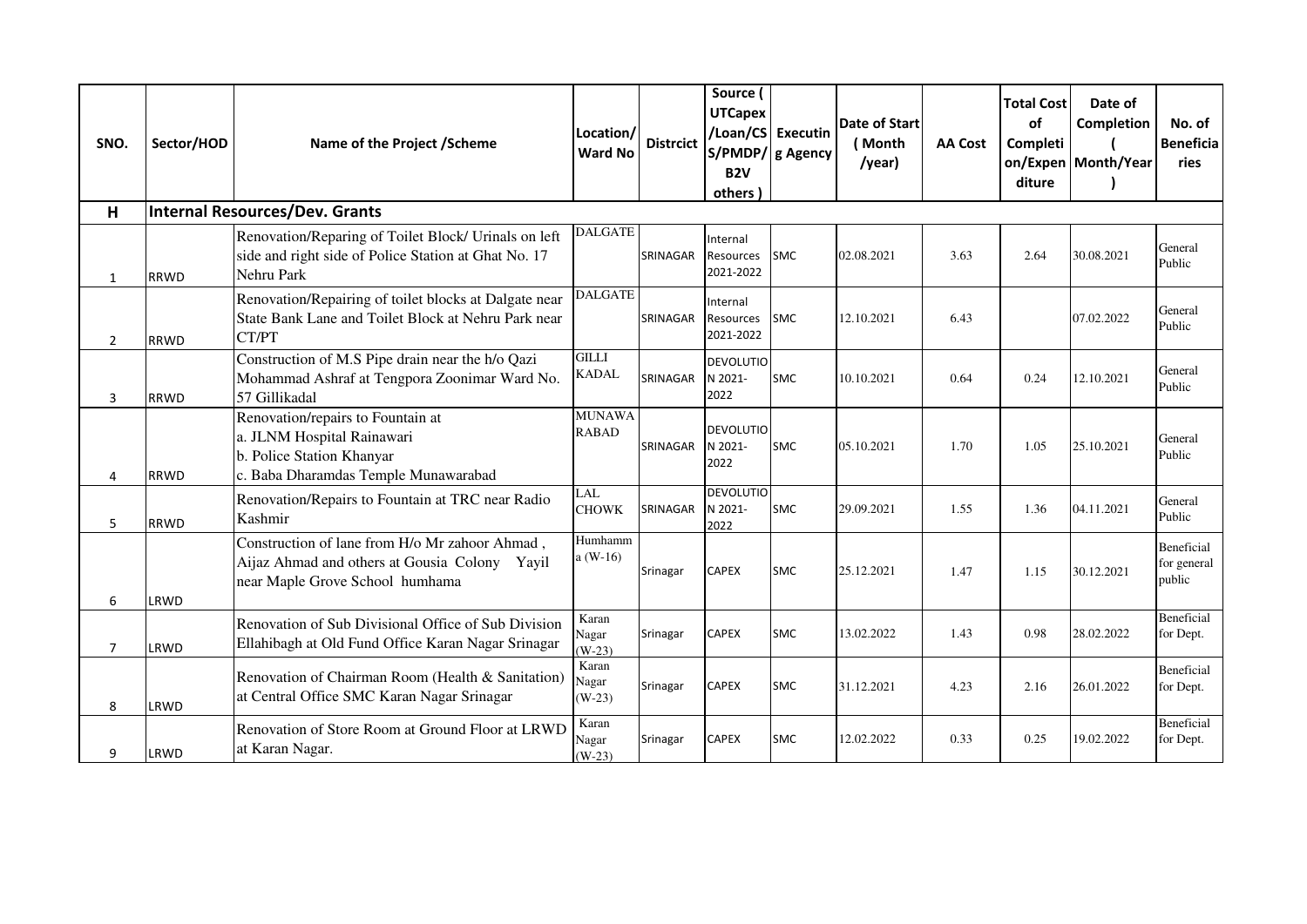| SNO. | Sector/HOD | Name of the Project /Scheme | Location/ Ward No | Distrcict | Source ( UTCapex /Loan/CSS/PMDP/ B2V others ) | Executing Agency | Date of Start ( Month /year) | AA Cost | Total Cost of Completion/Expenditure | Date of Completion ( Month/Year ) | No. of Beneficiaries |
|---|---|---|---|---|---|---|---|---|---|---|---|
| **H** | **Internal Resources/Dev. Grants** | | | | | | | | | | |
| 1 | RRWD | Renovation/Reparing of Toilet Block/ Urinals on left side and right side of Police Station at Ghat No. 17 Nehru Park | DALGATE | SRINAGAR | Internal Resources 2021-2022 | SMC | 02.08.2021 | 3.63 | 2.64 | 30.08.2021 | General Public |
| 2 | RRWD | Renovation/Repairing of toilet blocks at Dalgate near State Bank Lane and Toilet Block at Nehru Park near CT/PT | DALGATE | SRINAGAR | Internal Resources 2021-2022 | SMC | 12.10.2021 | 6.43 | | 07.02.2022 | General Public |
| 3 | RRWD | Construction of M.S Pipe drain near the h/o Qazi Mohammad Ashraf at Tengpora Zoonimar Ward No. 57 Gillikadal | GILLI KADAL | SRINAGAR | DEVOLUTION 2021-2022 | SMC | 10.10.2021 | 0.64 | 0.24 | 12.10.2021 | General Public |
| 4 | RRWD | Renovation/repairs to Fountain at<br>a. JLNM Hospital Rainawari<br>b. Police Station Khanyar<br>c. Baba Dharamdas Temple Munawarabad | MUNAWARABAD | SRINAGAR | DEVOLUTION 2021-2022 | SMC | 05.10.2021 | 1.70 | 1.05 | 25.10.2021 | General Public |
| 5 | RRWD | Renovation/Repairs to Fountain at TRC near Radio Kashmir | LAL CHOWK | SRINAGAR | DEVOLUTION 2021-2022 | SMC | 29.09.2021 | 1.55 | 1.36 | 04.11.2021 | General Public |
| 6 | LRWD | Construction of lane from H/o Mr zahoor Ahmad , Aijaz Ahmad and others at Gousia Colony Yayil near Maple Grove School humhama | Humhamma (W-16) | Srinagar | CAPEX | SMC | 25.12.2021 | 1.47 | 1.15 | 30.12.2021 | Beneficial for general public |
| 7 | LRWD | Renovation of Sub Divisional Office of Sub Division Ellahibagh at Old Fund Office Karan Nagar Srinagar | Karan Nagar (W-23) | Srinagar | CAPEX | SMC | 13.02.2022 | 1.43 | 0.98 | 28.02.2022 | Beneficial for Dept. |
| 8 | LRWD | Renovation of Chairman Room (Health & Sanitation) at Central Office SMC Karan Nagar Srinagar | Karan Nagar (W-23) | Srinagar | CAPEX | SMC | 31.12.2021 | 4.23 | 2.16 | 26.01.2022 | Beneficial for Dept. |
| 9 | LRWD | Renovation of Store Room at Ground Floor at LRWD at Karan Nagar. | Karan Nagar (W-23) | Srinagar | CAPEX | SMC | 12.02.2022 | 0.33 | 0.25 | 19.02.2022 | Beneficial for Dept. |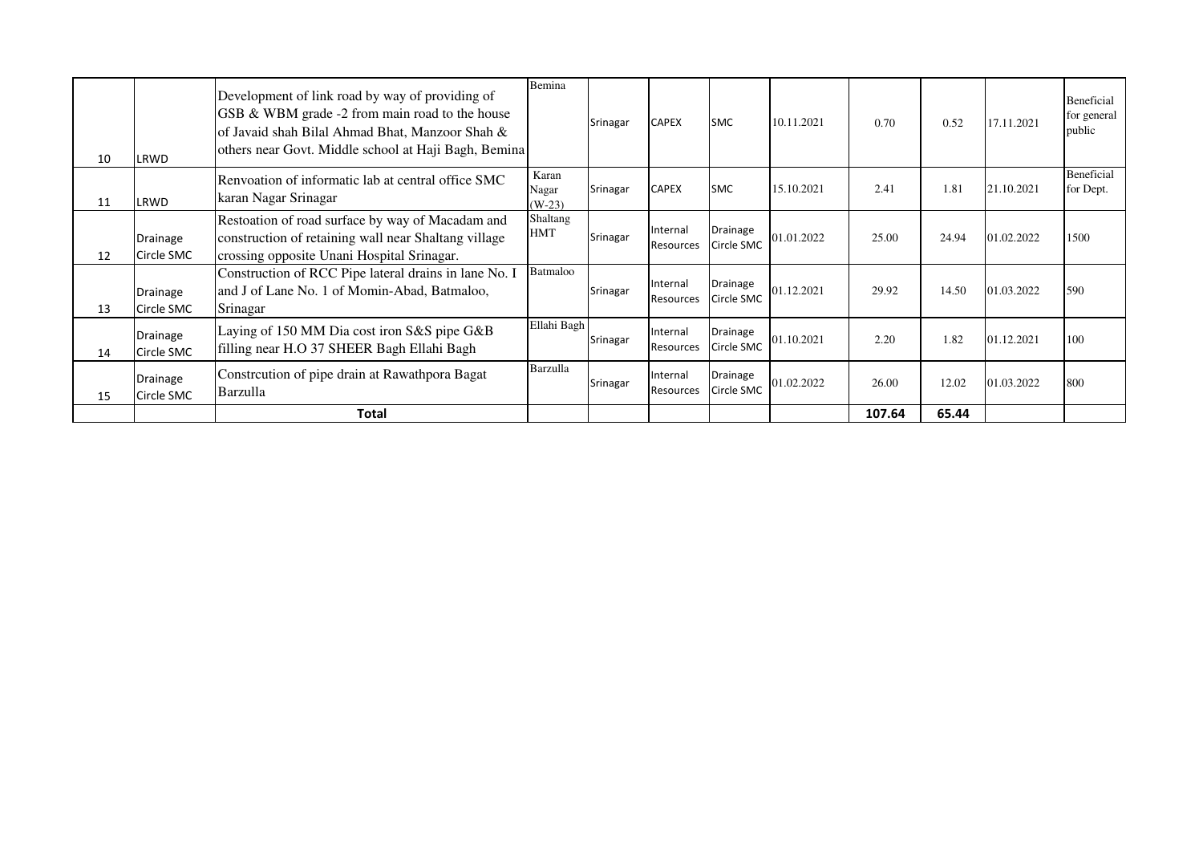| | | | | | | | | | | | |
|---|---|---|---|---|---|---|---|---|---|---|---|
| 10 | LRWD | Development of link road by way of providing of GSB & WBM grade -2 from main road to the house of Javaid shah Bilal Ahmad Bhat, Manzoor Shah & others near Govt. Middle school at Haji Bagh, Bemina | Bemina | Srinagar | CAPEX | SMC | 10.11.2021 | 0.70 | 0.52 | 17.11.2021 | Beneficial for general public |
| 11 | LRWD | Renvoation of informatic lab at central office SMC karan Nagar Srinagar | Karan Nagar (W-23) | Srinagar | CAPEX | SMC | 15.10.2021 | 2.41 | 1.81 | 21.10.2021 | Beneficial for Dept. |
| 12 | Drainage Circle SMC | Restoation of road surface by way of Macadam and construction of retaining wall near Shaltang village crossing opposite Unani Hospital Srinagar. | Shaltang HMT | Srinagar | Internal Resources | Drainage Circle SMC | 01.01.2022 | 25.00 | 24.94 | 01.02.2022 | 1500 |
| 13 | Drainage Circle SMC | Construction of RCC Pipe lateral drains in lane No. I and J of Lane No. 1 of Momin-Abad, Batmaloo, Srinagar | Batmaloo | Srinagar | Internal Resources | Drainage Circle SMC | 01.12.2021 | 29.92 | 14.50 | 01.03.2022 | 590 |
| 14 | Drainage Circle SMC | Laying of 150 MM Dia cost iron S&S pipe G&B filling near H.O 37 SHEER Bagh Ellahi Bagh | Ellahi Bagh | Srinagar | Internal Resources | Drainage Circle SMC | 01.10.2021 | 2.20 | 1.82 | 01.12.2021 | 100 |
| 15 | Drainage Circle SMC | Constrcution of pipe drain at Rawathpora Bagat Barzulla | Barzulla | Srinagar | Internal Resources | Drainage Circle SMC | 01.02.2022 | 26.00 | 12.02 | 01.03.2022 | 800 |
| | | **Total** | | | | | | **107.64** | **65.44** | | |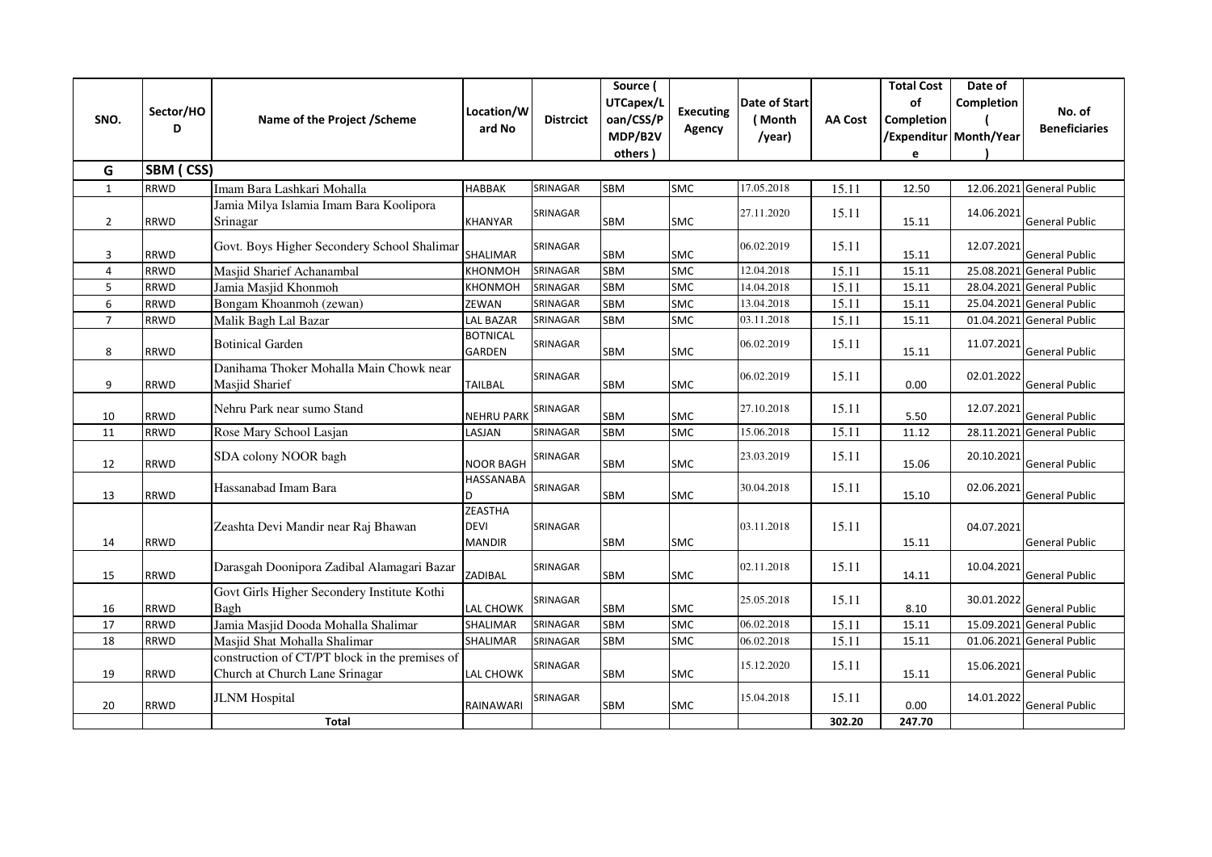| SNO. | Sector/HOD | Name of the Project /Scheme | Location/Ward No | Distrcict | Source ( UTCapex/Loan/CSS/PMDP/B2V others ) | Executing Agency | Date of Start ( Month /year) | AA Cost | Total Cost of Completion /Expenditure | Date of Completion ( Month/Year ) | No. of Beneficiaries |
|---|---|---|---|---|---|---|---|---|---|---|---|
| G | SBM ( CSS) | | | | | | | | | | |
| 1 | RRWD | Imam Bara Lashkari Mohalla | HABBAK | SRINAGAR | SBM | SMC | 17.05.2018 | 15.11 | 12.50 | 12.06.2021 | General Public |
| 2 | RRWD | Jamia Milya Islamia Imam Bara Koolipora Srinagar | KHANYAR | SRINAGAR | SBM | SMC | 27.11.2020 | 15.11 | 15.11 | 14.06.2021 | General Public |
| 3 | RRWD | Govt. Boys Higher Secondery School Shalimar | SHALIMAR | SRINAGAR | SBM | SMC | 06.02.2019 | 15.11 | 15.11 | 12.07.2021 | General Public |
| 4 | RRWD | Masjid Sharief Achanambal | KHONMOH | SRINAGAR | SBM | SMC | 12.04.2018 | 15.11 | 15.11 | 25.08.2021 | General Public |
| 5 | RRWD | Jamia Masjid Khonmoh | KHONMOH | SRINAGAR | SBM | SMC | 14.04.2018 | 15.11 | 15.11 | 28.04.2021 | General Public |
| 6 | RRWD | Bongam Khoanmoh (zewan) | ZEWAN | SRINAGAR | SBM | SMC | 13.04.2018 | 15.11 | 15.11 | 25.04.2021 | General Public |
| 7 | RRWD | Malik Bagh Lal Bazar | LAL BAZAR | SRINAGAR | SBM | SMC | 03.11.2018 | 15.11 | 15.11 | 01.04.2021 | General Public |
| 8 | RRWD | Botinical Garden | BOTNICAL GARDEN | SRINAGAR | SBM | SMC | 06.02.2019 | 15.11 | 15.11 | 11.07.2021 | General Public |
| 9 | RRWD | Danihama Thoker Mohalla Main Chowk near Masjid Sharief | TAILBAL | SRINAGAR | SBM | SMC | 06.02.2019 | 15.11 | 0.00 | 02.01.2022 | General Public |
| 10 | RRWD | Nehru Park near sumo Stand | NEHRU PARK | SRINAGAR | SBM | SMC | 27.10.2018 | 15.11 | 5.50 | 12.07.2021 | General Public |
| 11 | RRWD | Rose Mary School Lasjan | LASJAN | SRINAGAR | SBM | SMC | 15.06.2018 | 15.11 | 11.12 | 28.11.2021 | General Public |
| 12 | RRWD | SDA colony NOOR bagh | NOOR BAGH | SRINAGAR | SBM | SMC | 23.03.2019 | 15.11 | 15.06 | 20.10.2021 | General Public |
| 13 | RRWD | Hassanabad Imam Bara | HASSANABAD | SRINAGAR | SBM | SMC | 30.04.2018 | 15.11 | 15.10 | 02.06.2021 | General Public |
| 14 | RRWD | Zeashta Devi Mandir near Raj Bhawan | ZEASTHA DEVI MANDIR | SRINAGAR | SBM | SMC | 03.11.2018 | 15.11 | 15.11 | 04.07.2021 | General Public |
| 15 | RRWD | Darasgah Doonipora Zadibal Alamagari Bazar | ZADIBAL | SRINAGAR | SBM | SMC | 02.11.2018 | 15.11 | 14.11 | 10.04.2021 | General Public |
| 16 | RRWD | Govt Girls Higher Secondery Institute Kothi Bagh | LAL CHOWK | SRINAGAR | SBM | SMC | 25.05.2018 | 15.11 | 8.10 | 30.01.2022 | General Public |
| 17 | RRWD | Jamia Masjid Dooda Mohalla Shalimar | SHALIMAR | SRINAGAR | SBM | SMC | 06.02.2018 | 15.11 | 15.11 | 15.09.2021 | General Public |
| 18 | RRWD | Masjid Shat Mohalla Shalimar | SHALIMAR | SRINAGAR | SBM | SMC | 06.02.2018 | 15.11 | 15.11 | 01.06.2021 | General Public |
| 19 | RRWD | construction of CT/PT block in the premises of Church at Church Lane Srinagar | LAL CHOWK | SRINAGAR | SBM | SMC | 15.12.2020 | 15.11 | 15.11 | 15.06.2021 | General Public |
| 20 | RRWD | JLNM Hospital | RAINAWARI | SRINAGAR | SBM | SMC | 15.04.2018 | 15.11 | 0.00 | 14.01.2022 | General Public |
| | | **Total** | | | | | | **302.20** | **247.70** | | |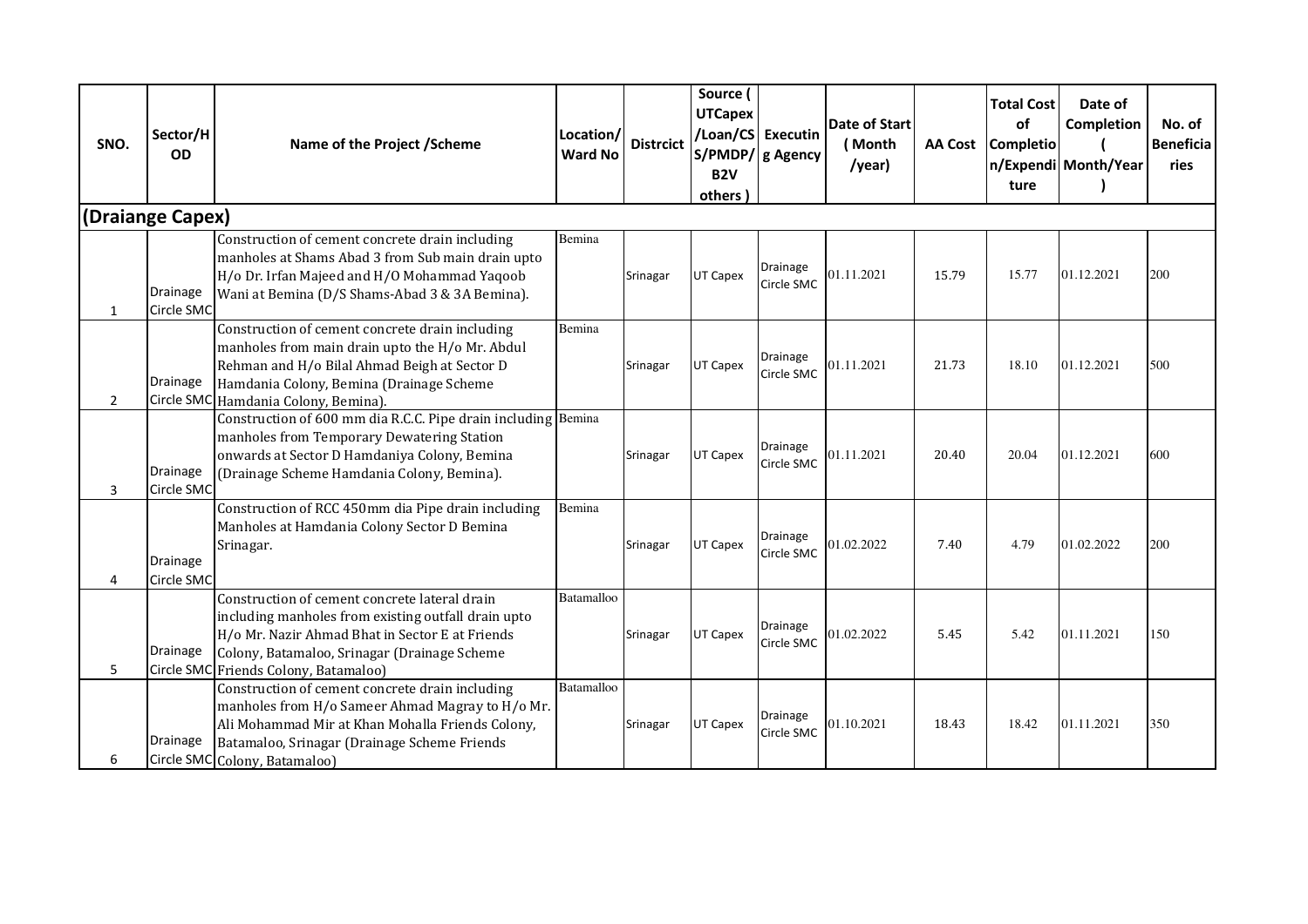| SNO. | Sector/HOD | Name of the Project /Scheme | Location/ Ward No | Distrcict | Source ( UTCapex /Loan/CSS/PMDP/ B2V others ) | Executing Agency | Date of Start ( Month /year) | AA Cost | Total Cost of Completion/Expenditure | Date of Completion ( Month/Year ) | No. of Beneficiaries |
|---|---|---|---|---|---|---|---|---|---|---|---|
| **(Draiange Capex)** | | | | | | | | | | | |
| 1 | Drainage Circle SMC | Construction of cement concrete drain including manholes at Shams Abad 3 from Sub main drain upto H/o Dr. Irfan Majeed and H/O Mohammad Yaqoob Wani at Bemina (D/S Shams-Abad 3 & 3A Bemina). | Bemina | Srinagar | UT Capex | Drainage Circle SMC | 01.11.2021 | 15.79 | 15.77 | 01.12.2021 | 200 |
| 2 | Drainage Circle SMC | Construction of cement concrete drain including manholes from main drain upto the H/o Mr. Abdul Rehman and H/o Bilal Ahmad Beigh at Sector D Hamdania Colony, Bemina (Drainage Scheme Hamdania Colony, Bemina). | Bemina | Srinagar | UT Capex | Drainage Circle SMC | 01.11.2021 | 21.73 | 18.10 | 01.12.2021 | 500 |
| 3 | Drainage Circle SMC | Construction of 600 mm dia R.C.C. Pipe drain including manholes from Temporary Dewatering Station onwards at Sector D Hamdaniya Colony, Bemina (Drainage Scheme Hamdania Colony, Bemina). | Bemina | Srinagar | UT Capex | Drainage Circle SMC | 01.11.2021 | 20.40 | 20.04 | 01.12.2021 | 600 |
| 4 | Drainage Circle SMC | Construction of RCC 450mm dia Pipe drain including Manholes at Hamdania Colony Sector D Bemina Srinagar. | Bemina | Srinagar | UT Capex | Drainage Circle SMC | 01.02.2022 | 7.40 | 4.79 | 01.02.2022 | 200 |
| 5 | Drainage Circle SMC | Construction of cement concrete lateral drain including manholes from existing outfall drain upto H/o Mr. Nazir Ahmad Bhat in Sector E at Friends Colony, Batamaloo, Srinagar (Drainage Scheme Friends Colony, Batamaloo) | Batamalloo | Srinagar | UT Capex | Drainage Circle SMC | 01.02.2022 | 5.45 | 5.42 | 01.11.2021 | 150 |
| 6 | Drainage Circle SMC | Construction of cement concrete drain including manholes from H/o Sameer Ahmad Magray to H/o Mr. Ali Mohammad Mir at Khan Mohalla Friends Colony, Batamaloo, Srinagar (Drainage Scheme Friends Colony, Batamaloo) | Batamalloo | Srinagar | UT Capex | Drainage Circle SMC | 01.10.2021 | 18.43 | 18.42 | 01.11.2021 | 350 |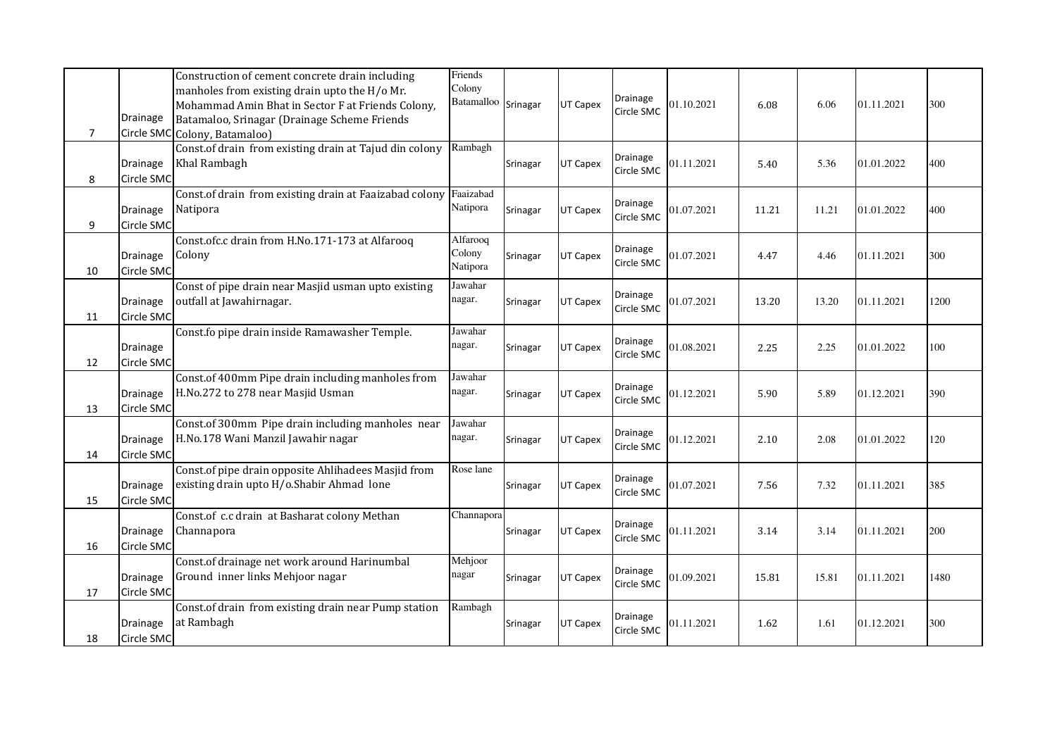| 7 | Drainage Circle SMC | Construction of cement concrete drain including manholes from existing drain upto the H/o Mr. Mohammad Amin Bhat in Sector F at Friends Colony, Batamaloo, Srinagar (Drainage Scheme Friends Colony, Batamaloo) | Friends Colony Batamalloo | Srinagar | UT Capex | Drainage Circle SMC | 01.10.2021 | 6.08 | 6.06 | 01.11.2021 | 300 |
|---|---|---|---|---|---|---|---|---|---|---|---|
| 8 | Drainage Circle SMC | Const.of drain from existing drain at Tajud din colony Khal Rambagh | Rambagh | Srinagar | UT Capex | Drainage Circle SMC | 01.11.2021 | 5.40 | 5.36 | 01.01.2022 | 400 |
| 9 | Drainage Circle SMC | Const.of drain from existing drain at Faaizabad colony Natipora | Faaizabad Natipora | Srinagar | UT Capex | Drainage Circle SMC | 01.07.2021 | 11.21 | 11.21 | 01.01.2022 | 400 |
| 10 | Drainage Circle SMC | Const.ofc.c drain from H.No.171-173 at Alfarooq Colony | Alfarooq Colony Natipora | Srinagar | UT Capex | Drainage Circle SMC | 01.07.2021 | 4.47 | 4.46 | 01.11.2021 | 300 |
| 11 | Drainage Circle SMC | Const of pipe drain near Masjid usman upto existing outfall at Jawahirnagar. | Jawahar nagar. | Srinagar | UT Capex | Drainage Circle SMC | 01.07.2021 | 13.20 | 13.20 | 01.11.2021 | 1200 |
| 12 | Drainage Circle SMC | Const.fo pipe drain inside Ramawasher Temple. | Jawahar nagar. | Srinagar | UT Capex | Drainage Circle SMC | 01.08.2021 | 2.25 | 2.25 | 01.01.2022 | 100 |
| 13 | Drainage Circle SMC | Const.of 400mm Pipe drain including manholes from H.No.272 to 278 near Masjid Usman | Jawahar nagar. | Srinagar | UT Capex | Drainage Circle SMC | 01.12.2021 | 5.90 | 5.89 | 01.12.2021 | 390 |
| 14 | Drainage Circle SMC | Const.of 300mm Pipe drain including manholes near H.No.178 Wani Manzil Jawahir nagar | Jawahar nagar. | Srinagar | UT Capex | Drainage Circle SMC | 01.12.2021 | 2.10 | 2.08 | 01.01.2022 | 120 |
| 15 | Drainage Circle SMC | Const.of pipe drain opposite Ahlihadees Masjid from existing drain upto H/o.Shabir Ahmad lone | Rose lane | Srinagar | UT Capex | Drainage Circle SMC | 01.07.2021 | 7.56 | 7.32 | 01.11.2021 | 385 |
| 16 | Drainage Circle SMC | Const.of c.c drain at Basharat colony Methan Channapora | Channapora | Srinagar | UT Capex | Drainage Circle SMC | 01.11.2021 | 3.14 | 3.14 | 01.11.2021 | 200 |
| 17 | Drainage Circle SMC | Const.of drainage net work around Harinumbal Ground inner links Mehjoor nagar | Mehjoor nagar | Srinagar | UT Capex | Drainage Circle SMC | 01.09.2021 | 15.81 | 15.81 | 01.11.2021 | 1480 |
| 18 | Drainage Circle SMC | Const.of drain from existing drain near Pump station at Rambagh | Rambagh | Srinagar | UT Capex | Drainage Circle SMC | 01.11.2021 | 1.62 | 1.61 | 01.12.2021 | 300 |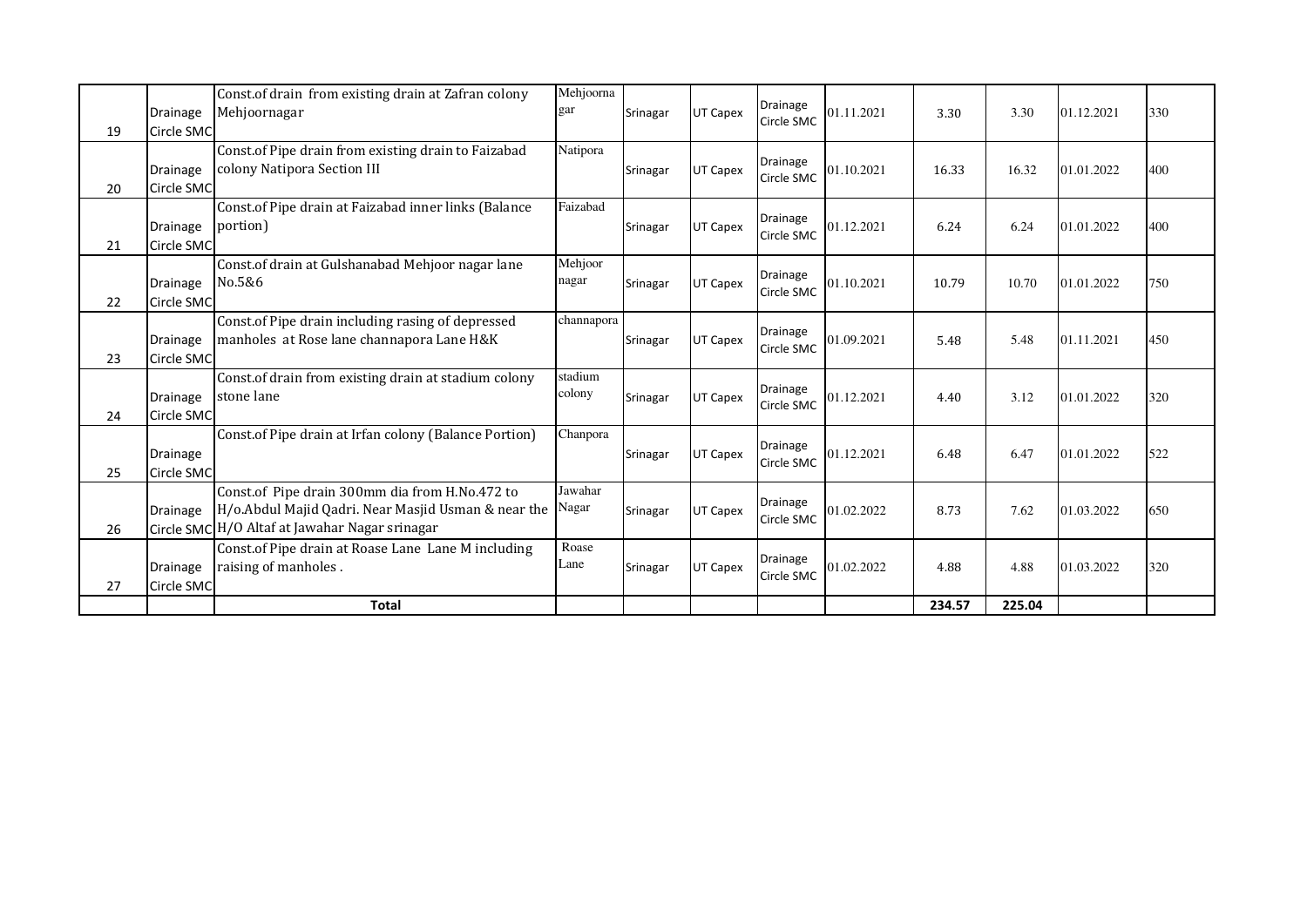| | | | | | | | | | | | |
|---|---|---|---|---|---|---|---|---|---|---|---|
| 19 | Drainage Circle SMC | Const.of drain from existing drain at Zafran colony Mehjoornagar | Mehjoornagar | Srinagar | UT Capex | Drainage Circle SMC | 01.11.2021 | 3.30 | 3.30 | 01.12.2021 | 330 |
| 20 | Drainage Circle SMC | Const.of Pipe drain from existing drain to Faizabad colony Natipora Section III | Natipora | Srinagar | UT Capex | Drainage Circle SMC | 01.10.2021 | 16.33 | 16.32 | 01.01.2022 | 400 |
| 21 | Drainage Circle SMC | Const.of Pipe drain at Faizabad inner links (Balance portion) | Faizabad | Srinagar | UT Capex | Drainage Circle SMC | 01.12.2021 | 6.24 | 6.24 | 01.01.2022 | 400 |
| 22 | Drainage Circle SMC | Const.of drain at Gulshanabad Mehjoor nagar lane No.5&6 | Mehjoor nagar | Srinagar | UT Capex | Drainage Circle SMC | 01.10.2021 | 10.79 | 10.70 | 01.01.2022 | 750 |
| 23 | Drainage Circle SMC | Const.of Pipe drain including rasing of depressed manholes at Rose lane channapora Lane H&K | channapora | Srinagar | UT Capex | Drainage Circle SMC | 01.09.2021 | 5.48 | 5.48 | 01.11.2021 | 450 |
| 24 | Drainage Circle SMC | Const.of drain from existing drain at stadium colony stone lane | stadium colony | Srinagar | UT Capex | Drainage Circle SMC | 01.12.2021 | 4.40 | 3.12 | 01.01.2022 | 320 |
| 25 | Drainage Circle SMC | Const.of Pipe drain at Irfan colony (Balance Portion) | Chanpora | Srinagar | UT Capex | Drainage Circle SMC | 01.12.2021 | 6.48 | 6.47 | 01.01.2022 | 522 |
| 26 | Drainage Circle SMC | Const.of Pipe drain 300mm dia from H.No.472 to H/o.Abdul Majid Qadri. Near Masjid Usman & near the H/O Altaf at Jawahar Nagar srinagar | Jawahar Nagar | Srinagar | UT Capex | Drainage Circle SMC | 01.02.2022 | 8.73 | 7.62 | 01.03.2022 | 650 |
| 27 | Drainage Circle SMC | Const.of Pipe drain at Roase Lane Lane M including raising of manholes . | Roase Lane | Srinagar | UT Capex | Drainage Circle SMC | 01.02.2022 | 4.88 | 4.88 | 01.03.2022 | 320 |
| | | **Total** | | | | | | **234.57** | **225.04** | | |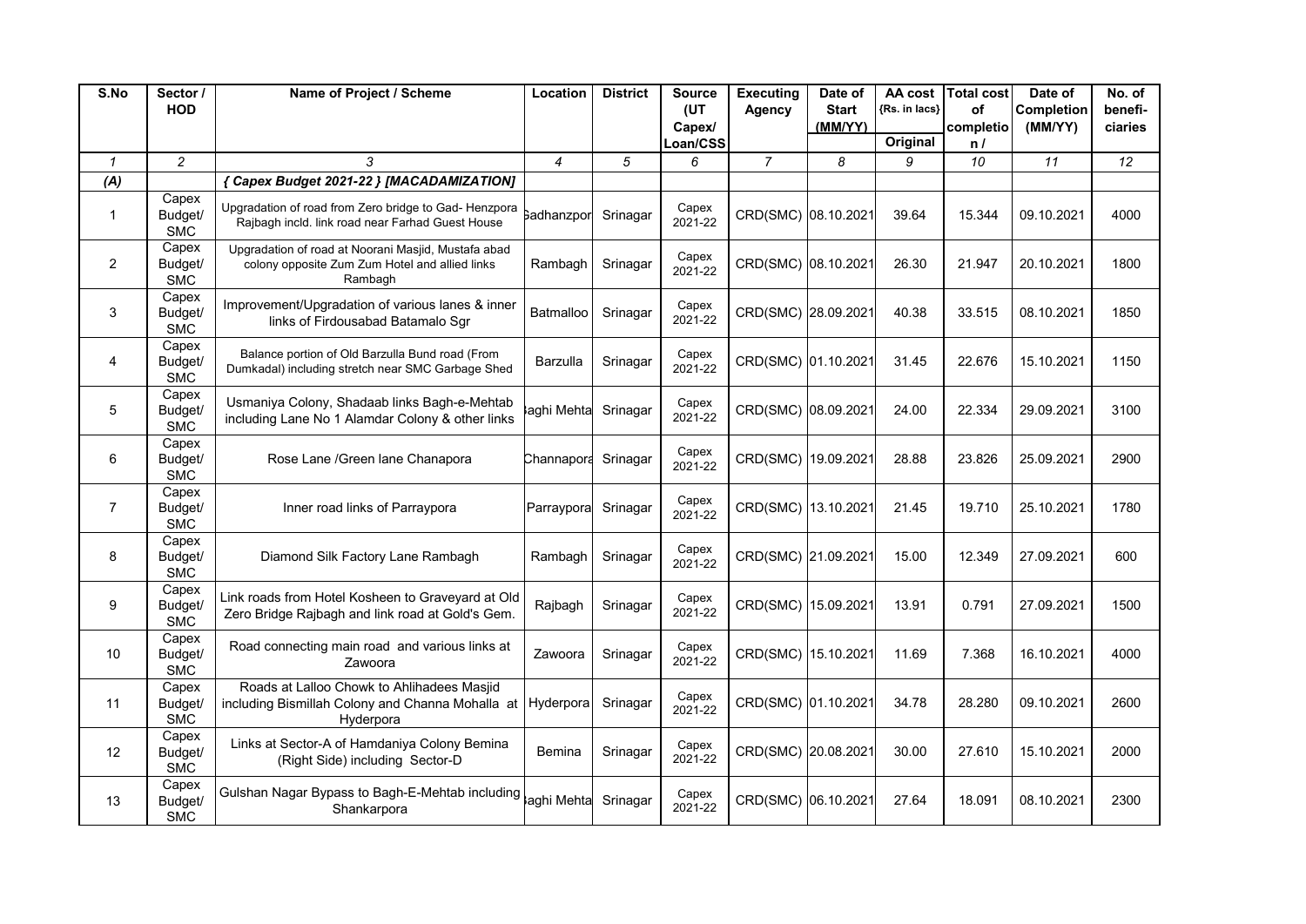| S.No | Sector / HOD | Name of Project / Scheme | Location | District | Source (UT Capex/ Loan/CSS | Executing Agency | Date of Start (MM/YY) | AA cost {Rs. in lacs} Original | Total cost of completion / | Date of Completion (MM/YY) | No. of beneficiaries |
|---|---|---|---|---|---|---|---|---|---|---|---|
| *1* | *2* | *3* | *4* | *5* | *6* | *7* | *8* | *9* | *10* | *11* | *12* |
| *(A)* | | *{ Capex Budget 2021-22 } [MACADAMIZATION]* | | | | | | | | | |
| 1 | Capex Budget/ SMC | Upgradation of road from Zero bridge to Gad- Henzpora Rajbagh incld. link road near Farhad Guest House | Gadhanzpor | Srinagar | Capex 2021-22 | CRD(SMC) | 08.10.2021 | 39.64 | 15.344 | 09.10.2021 | 4000 |
| 2 | Capex Budget/ SMC | Upgradation of road at Noorani Masjid, Mustafa abad colony opposite Zum Zum Hotel and allied links Rambagh | Rambagh | Srinagar | Capex 2021-22 | CRD(SMC) | 08.10.2021 | 26.30 | 21.947 | 20.10.2021 | 1800 |
| 3 | Capex Budget/ SMC | Improvement/Upgradation of various lanes & inner links of Firdousabad Batamalo Sgr | Batmalloo | Srinagar | Capex 2021-22 | CRD(SMC) | 28.09.2021 | 40.38 | 33.515 | 08.10.2021 | 1850 |
| 4 | Capex Budget/ SMC | Balance portion of Old Barzulla Bund road (From Dumkadal) including stretch near SMC Garbage Shed | Barzulla | Srinagar | Capex 2021-22 | CRD(SMC) | 01.10.2021 | 31.45 | 22.676 | 15.10.2021 | 1150 |
| 5 | Capex Budget/ SMC | Usmaniya Colony, Shadaab links Bagh-e-Mehtab including Lane No 1 Alamdar Colony & other links | Baghi Mehta | Srinagar | Capex 2021-22 | CRD(SMC) | 08.09.2021 | 24.00 | 22.334 | 29.09.2021 | 3100 |
| 6 | Capex Budget/ SMC | Rose Lane /Green lane Chanapora | Channapora | Srinagar | Capex 2021-22 | CRD(SMC) | 19.09.2021 | 28.88 | 23.826 | 25.09.2021 | 2900 |
| 7 | Capex Budget/ SMC | Inner road links of Parraypora | Parraypora | Srinagar | Capex 2021-22 | CRD(SMC) | 13.10.2021 | 21.45 | 19.710 | 25.10.2021 | 1780 |
| 8 | Capex Budget/ SMC | Diamond Silk Factory Lane Rambagh | Rambagh | Srinagar | Capex 2021-22 | CRD(SMC) | 21.09.2021 | 15.00 | 12.349 | 27.09.2021 | 600 |
| 9 | Capex Budget/ SMC | Link roads from Hotel Kosheen to Graveyard at Old Zero Bridge Rajbagh and link road at Gold's Gem. | Rajbagh | Srinagar | Capex 2021-22 | CRD(SMC) | 15.09.2021 | 13.91 | 0.791 | 27.09.2021 | 1500 |
| 10 | Capex Budget/ SMC | Road connecting main road and various links at Zawoora | Zawoora | Srinagar | Capex 2021-22 | CRD(SMC) | 15.10.2021 | 11.69 | 7.368 | 16.10.2021 | 4000 |
| 11 | Capex Budget/ SMC | Roads at Lalloo Chowk to Ahlihadees Masjid including Bismillah Colony and Channa Mohalla at Hyderpora | Hyderpora | Srinagar | Capex 2021-22 | CRD(SMC) | 01.10.2021 | 34.78 | 28.280 | 09.10.2021 | 2600 |
| 12 | Capex Budget/ SMC | Links at Sector-A of Hamdaniya Colony Bemina (Right Side) including Sector-D | Bemina | Srinagar | Capex 2021-22 | CRD(SMC) | 20.08.2021 | 30.00 | 27.610 | 15.10.2021 | 2000 |
| 13 | Capex Budget/ SMC | Gulshan Nagar Bypass to Bagh-E-Mehtab including Shankarpora | Baghi Mehta | Srinagar | Capex 2021-22 | CRD(SMC) | 06.10.2021 | 27.64 | 18.091 | 08.10.2021 | 2300 |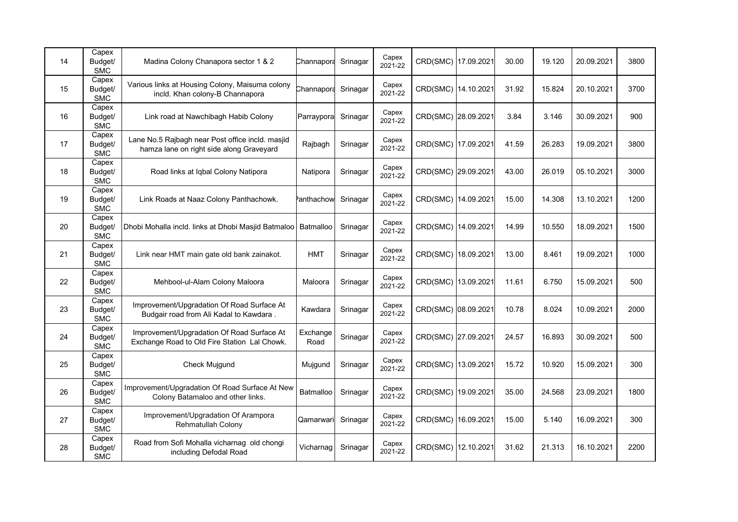| 14 | Capex Budget/ SMC | Madina Colony Chanapora sector 1 & 2 | Channapora | Srinagar | Capex 2021-22 | CRD(SMC) | 17.09.2021 | 30.00 | 19.120 | 20.09.2021 | 3800 |
|---|---|---|---|---|---|---|---|---|---|---|---|
| 15 | Capex Budget/ SMC | Various links at Housing Colony, Maisuma colony incld. Khan colony-B Channapora | Channapora | Srinagar | Capex 2021-22 | CRD(SMC) | 14.10.2021 | 31.92 | 15.824 | 20.10.2021 | 3700 |
| 16 | Capex Budget/ SMC | Link road at Nawchibagh Habib Colony | Parraypora | Srinagar | Capex 2021-22 | CRD(SMC) | 28.09.2021 | 3.84 | 3.146 | 30.09.2021 | 900 |
| 17 | Capex Budget/ SMC | Lane No.5 Rajbagh near Post office incld. masjid hamza lane on right side along Graveyard | Rajbagh | Srinagar | Capex 2021-22 | CRD(SMC) | 17.09.2021 | 41.59 | 26.283 | 19.09.2021 | 3800 |
| 18 | Capex Budget/ SMC | Road links at Iqbal Colony Natipora | Natipora | Srinagar | Capex 2021-22 | CRD(SMC) | 29.09.2021 | 43.00 | 26.019 | 05.10.2021 | 3000 |
| 19 | Capex Budget/ SMC | Link Roads at Naaz Colony Panthachowk. | Panthachow | Srinagar | Capex 2021-22 | CRD(SMC) | 14.09.2021 | 15.00 | 14.308 | 13.10.2021 | 1200 |
| 20 | Capex Budget/ SMC | Dhobi Mohalla incld. links at Dhobi Masjid Batmaloo | Batmalloo | Srinagar | Capex 2021-22 | CRD(SMC) | 14.09.2021 | 14.99 | 10.550 | 18.09.2021 | 1500 |
| 21 | Capex Budget/ SMC | Link near HMT main gate old bank zainakot. | HMT | Srinagar | Capex 2021-22 | CRD(SMC) | 18.09.2021 | 13.00 | 8.461 | 19.09.2021 | 1000 |
| 22 | Capex Budget/ SMC | Mehbool-ul-Alam Colony Maloora | Maloora | Srinagar | Capex 2021-22 | CRD(SMC) | 13.09.2021 | 11.61 | 6.750 | 15.09.2021 | 500 |
| 23 | Capex Budget/ SMC | Improvement/Upgradation Of Road Surface At Budgair road from Ali Kadal to Kawdara . | Kawdara | Srinagar | Capex 2021-22 | CRD(SMC) | 08.09.2021 | 10.78 | 8.024 | 10.09.2021 | 2000 |
| 24 | Capex Budget/ SMC | Improvement/Upgradation Of Road Surface At Exchange Road to Old Fire Station Lal Chowk. | Exchange Road | Srinagar | Capex 2021-22 | CRD(SMC) | 27.09.2021 | 24.57 | 16.893 | 30.09.2021 | 500 |
| 25 | Capex Budget/ SMC | Check Mujgund | Mujgund | Srinagar | Capex 2021-22 | CRD(SMC) | 13.09.2021 | 15.72 | 10.920 | 15.09.2021 | 300 |
| 26 | Capex Budget/ SMC | Improvement/Upgradation Of Road Surface At New Colony Batamaloo and other links. | Batmalloo | Srinagar | Capex 2021-22 | CRD(SMC) | 19.09.2021 | 35.00 | 24.568 | 23.09.2021 | 1800 |
| 27 | Capex Budget/ SMC | Improvement/Upgradation Of Arampora Rehmatullah Colony | Qamarwari | Srinagar | Capex 2021-22 | CRD(SMC) | 16.09.2021 | 15.00 | 5.140 | 16.09.2021 | 300 |
| 28 | Capex Budget/ SMC | Road from Sofi Mohalla vicharnag old chongi including Defodal Road | Vicharnag | Srinagar | Capex 2021-22 | CRD(SMC) | 12.10.2021 | 31.62 | 21.313 | 16.10.2021 | 2200 |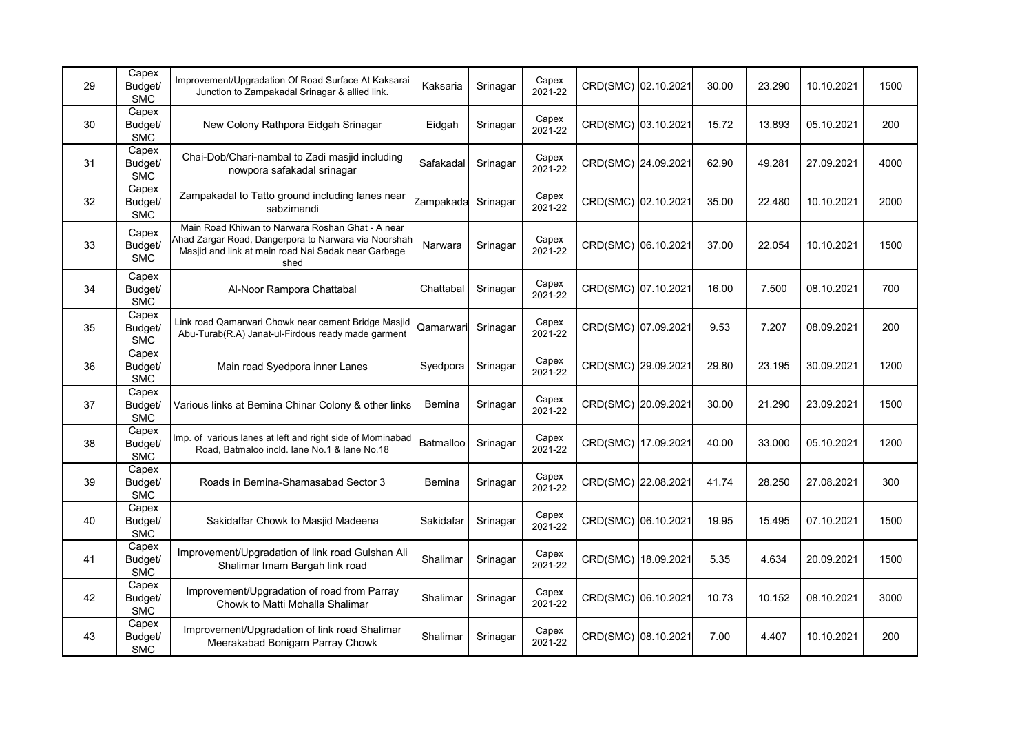| 29 | Capex Budget/ SMC | Improvement/Upgradation Of Road Surface At Kaksarai Junction to Zampakadal Srinagar & allied link. | Kaksaria | Srinagar | Capex 2021-22 | CRD(SMC) | 02.10.2021 | 30.00 | 23.290 | 10.10.2021 | 1500 |
|---|---|---|---|---|---|---|---|---|---|---|---|
| 30 | Capex Budget/ SMC | New Colony Rathpora Eidgah Srinagar | Eidgah | Srinagar | Capex 2021-22 | CRD(SMC) | 03.10.2021 | 15.72 | 13.893 | 05.10.2021 | 200 |
| 31 | Capex Budget/ SMC | Chai-Dob/Chari-nambal to Zadi masjid including nowpora safakadal srinagar | Safakadal | Srinagar | Capex 2021-22 | CRD(SMC) | 24.09.2021 | 62.90 | 49.281 | 27.09.2021 | 4000 |
| 32 | Capex Budget/ SMC | Zampakadal to Tatto ground including lanes near sabzimandi | Zampakada | Srinagar | Capex 2021-22 | CRD(SMC) | 02.10.2021 | 35.00 | 22.480 | 10.10.2021 | 2000 |
| 33 | Capex Budget/ SMC | Main Road Khiwan to Narwara Roshan Ghat - A near Ahad Zargar Road, Dangerpora to Narwara via Noorshah Masjid and link at main road Nai Sadak near Garbage shed | Narwara | Srinagar | Capex 2021-22 | CRD(SMC) | 06.10.2021 | 37.00 | 22.054 | 10.10.2021 | 1500 |
| 34 | Capex Budget/ SMC | Al-Noor Rampora Chattabal | Chattabal | Srinagar | Capex 2021-22 | CRD(SMC) | 07.10.2021 | 16.00 | 7.500 | 08.10.2021 | 700 |
| 35 | Capex Budget/ SMC | Link road Qamarwari Chowk near cement Bridge Masjid Abu-Turab(R.A) Janat-ul-Firdous ready made garment | Qamarwari | Srinagar | Capex 2021-22 | CRD(SMC) | 07.09.2021 | 9.53 | 7.207 | 08.09.2021 | 200 |
| 36 | Capex Budget/ SMC | Main road Syedpora inner Lanes | Syedpora | Srinagar | Capex 2021-22 | CRD(SMC) | 29.09.2021 | 29.80 | 23.195 | 30.09.2021 | 1200 |
| 37 | Capex Budget/ SMC | Various links at Bemina Chinar Colony & other links | Bemina | Srinagar | Capex 2021-22 | CRD(SMC) | 20.09.2021 | 30.00 | 21.290 | 23.09.2021 | 1500 |
| 38 | Capex Budget/ SMC | Imp. of various lanes at left and right side of Mominabad Road, Batmaloo incld. lane No.1 & lane No.18 | Batmalloo | Srinagar | Capex 2021-22 | CRD(SMC) | 17.09.2021 | 40.00 | 33.000 | 05.10.2021 | 1200 |
| 39 | Capex Budget/ SMC | Roads in Bemina-Shamasabad Sector 3 | Bemina | Srinagar | Capex 2021-22 | CRD(SMC) | 22.08.2021 | 41.74 | 28.250 | 27.08.2021 | 300 |
| 40 | Capex Budget/ SMC | Sakidaffar Chowk to Masjid Madeena | Sakidafar | Srinagar | Capex 2021-22 | CRD(SMC) | 06.10.2021 | 19.95 | 15.495 | 07.10.2021 | 1500 |
| 41 | Capex Budget/ SMC | Improvement/Upgradation of link road Gulshan Ali Shalimar Imam Bargah link road | Shalimar | Srinagar | Capex 2021-22 | CRD(SMC) | 18.09.2021 | 5.35 | 4.634 | 20.09.2021 | 1500 |
| 42 | Capex Budget/ SMC | Improvement/Upgradation of road from Parray Chowk to Matti Mohalla Shalimar | Shalimar | Srinagar | Capex 2021-22 | CRD(SMC) | 06.10.2021 | 10.73 | 10.152 | 08.10.2021 | 3000 |
| 43 | Capex Budget/ SMC | Improvement/Upgradation of link road Shalimar Meerakabad Bonigam Parray Chowk | Shalimar | Srinagar | Capex 2021-22 | CRD(SMC) | 08.10.2021 | 7.00 | 4.407 | 10.10.2021 | 200 |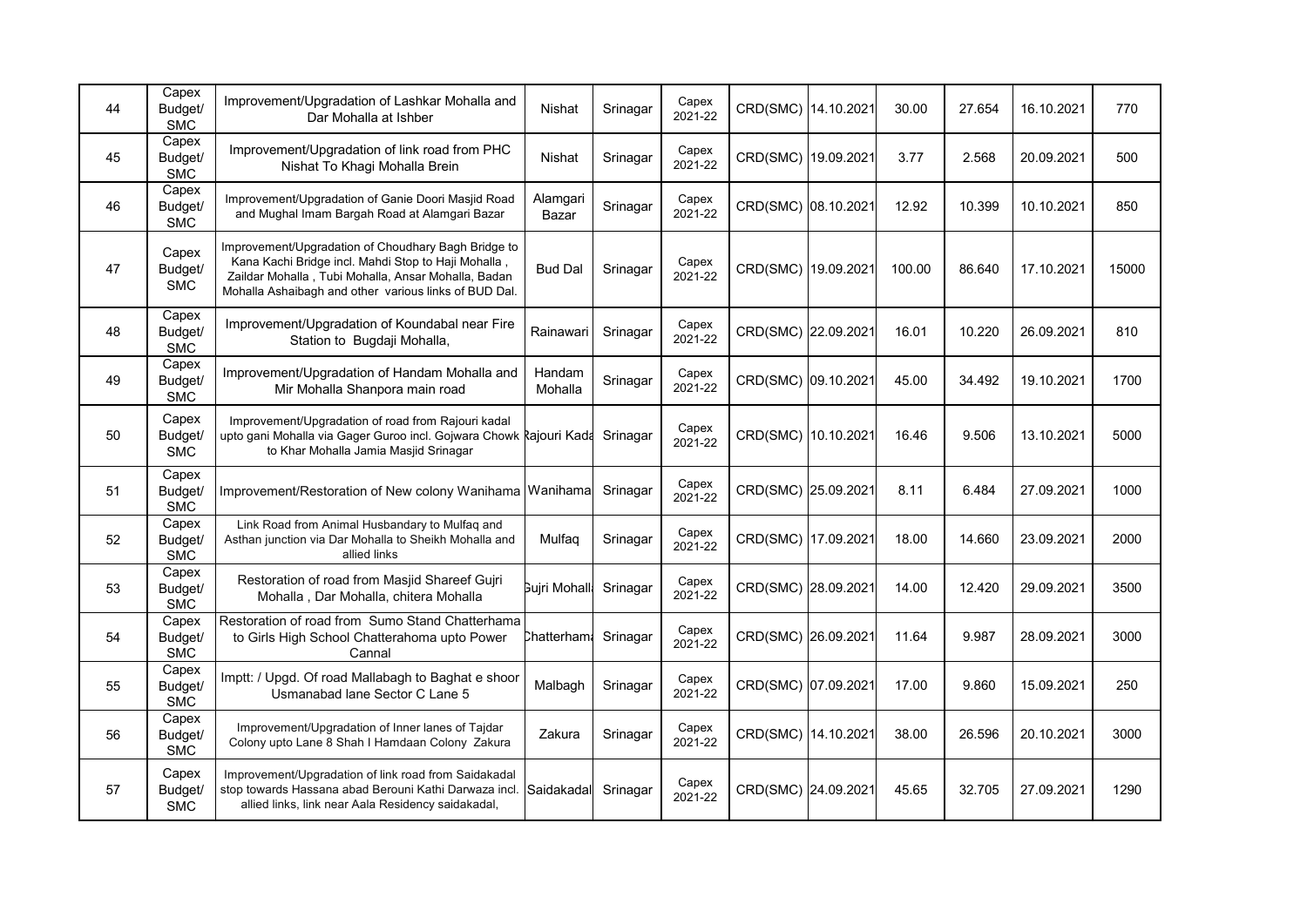| 44 | Capex Budget/ SMC | Improvement/Upgradation of Lashkar Mohalla and Dar Mohalla at Ishber | Nishat | Srinagar | Capex 2021-22 | CRD(SMC) | 14.10.2021 | 30.00 | 27.654 | 16.10.2021 | 770 |
|---|---|---|---|---|---|---|---|---|---|---|---|
| 45 | Capex Budget/ SMC | Improvement/Upgradation of link road from PHC Nishat To Khagi Mohalla Brein | Nishat | Srinagar | Capex 2021-22 | CRD(SMC) | 19.09.2021 | 3.77 | 2.568 | 20.09.2021 | 500 |
| 46 | Capex Budget/ SMC | Improvement/Upgradation of Ganie Doori Masjid Road and Mughal Imam Bargah Road at Alamgari Bazar | Alamgari Bazar | Srinagar | Capex 2021-22 | CRD(SMC) | 08.10.2021 | 12.92 | 10.399 | 10.10.2021 | 850 |
| 47 | Capex Budget/ SMC | Improvement/Upgradation of Choudhary Bagh Bridge to Kana Kachi Bridge incl. Mahdi Stop to Haji Mohalla , Zaildar Mohalla , Tubi Mohalla, Ansar Mohalla, Badan Mohalla Ashaibagh and other various links of BUD Dal. | Bud Dal | Srinagar | Capex 2021-22 | CRD(SMC) | 19.09.2021 | 100.00 | 86.640 | 17.10.2021 | 15000 |
| 48 | Capex Budget/ SMC | Improvement/Upgradation of Koundabal near Fire Station to Bugdaji Mohalla, | Rainawari | Srinagar | Capex 2021-22 | CRD(SMC) | 22.09.2021 | 16.01 | 10.220 | 26.09.2021 | 810 |
| 49 | Capex Budget/ SMC | Improvement/Upgradation of Handam Mohalla and Mir Mohalla Shanpora main road | Handam Mohalla | Srinagar | Capex 2021-22 | CRD(SMC) | 09.10.2021 | 45.00 | 34.492 | 19.10.2021 | 1700 |
| 50 | Capex Budget/ SMC | Improvement/Upgradation of road from Rajouri kadal upto gani Mohalla via Gager Guroo incl. Gojwara Chowk to Khar Mohalla Jamia Masjid Srinagar | Rajouri Kada | Srinagar | Capex 2021-22 | CRD(SMC) | 10.10.2021 | 16.46 | 9.506 | 13.10.2021 | 5000 |
| 51 | Capex Budget/ SMC | Improvement/Restoration of New colony Wanihama | Wanihama | Srinagar | Capex 2021-22 | CRD(SMC) | 25.09.2021 | 8.11 | 6.484 | 27.09.2021 | 1000 |
| 52 | Capex Budget/ SMC | Link Road from Animal Husbandary to Mulfaq and Asthan junction via Dar Mohalla to Sheikh Mohalla and allied links | Mulfaq | Srinagar | Capex 2021-22 | CRD(SMC) | 17.09.2021 | 18.00 | 14.660 | 23.09.2021 | 2000 |
| 53 | Capex Budget/ SMC | Restoration of road from Masjid Shareef Gujri Mohalla , Dar Mohalla, chitera Mohalla | Gujri Mohall | Srinagar | Capex 2021-22 | CRD(SMC) | 28.09.2021 | 14.00 | 12.420 | 29.09.2021 | 3500 |
| 54 | Capex Budget/ SMC | Restoration of road from Sumo Stand Chatterhama to Girls High School Chatterahoma upto Power Cannal | Chatterham | Srinagar | Capex 2021-22 | CRD(SMC) | 26.09.2021 | 11.64 | 9.987 | 28.09.2021 | 3000 |
| 55 | Capex Budget/ SMC | Imptt: / Upgd. Of road Mallabagh to Baghat e shoor Usmanabad lane Sector C Lane 5 | Malbagh | Srinagar | Capex 2021-22 | CRD(SMC) | 07.09.2021 | 17.00 | 9.860 | 15.09.2021 | 250 |
| 56 | Capex Budget/ SMC | Improvement/Upgradation of Inner lanes of Tajdar Colony upto Lane 8 Shah I Hamdaan Colony Zakura | Zakura | Srinagar | Capex 2021-22 | CRD(SMC) | 14.10.2021 | 38.00 | 26.596 | 20.10.2021 | 3000 |
| 57 | Capex Budget/ SMC | Improvement/Upgradation of link road from Saidakadal stop towards Hassana abad Berouni Kathi Darwaza incl. allied links, link near Aala Residency saidakadal, | Saidakadal | Srinagar | Capex 2021-22 | CRD(SMC) | 24.09.2021 | 45.65 | 32.705 | 27.09.2021 | 1290 |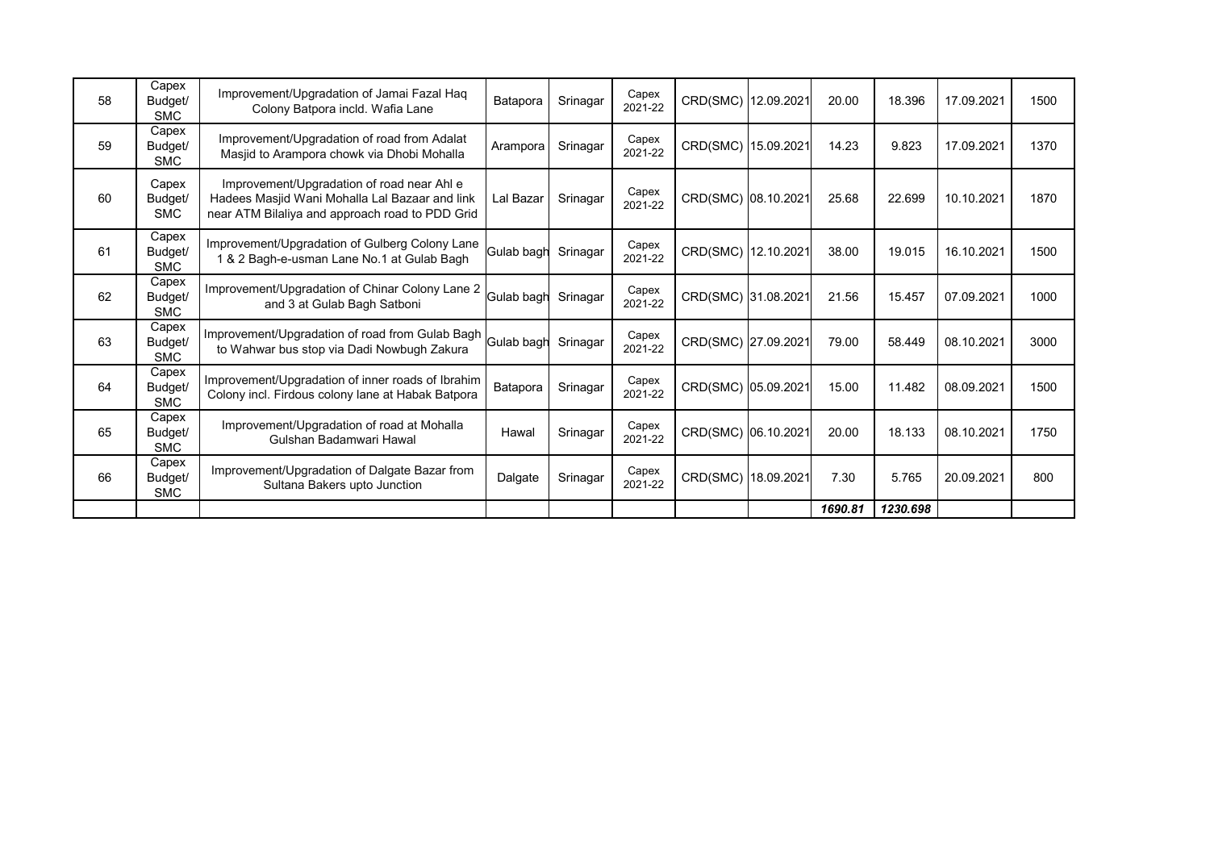| | | | | | | | | | | | |
|---|---|---|---|---|---|---|---|---|---|---|---|
| 58 | Capex Budget/ SMC | Improvement/Upgradation of Jamai Fazal Haq Colony Batpora incld. Wafia Lane | Batapora | Srinagar | Capex 2021-22 | CRD(SMC) | 12.09.2021 | 20.00 | 18.396 | 17.09.2021 | 1500 |
| 59 | Capex Budget/ SMC | Improvement/Upgradation of road from Adalat Masjid to Arampora chowk via Dhobi Mohalla | Arampora | Srinagar | Capex 2021-22 | CRD(SMC) | 15.09.2021 | 14.23 | 9.823 | 17.09.2021 | 1370 |
| 60 | Capex Budget/ SMC | Improvement/Upgradation of road near Ahl e Hadees Masjid Wani Mohalla Lal Bazaar and link near ATM Bilaliya and approach road to PDD Grid | Lal Bazar | Srinagar | Capex 2021-22 | CRD(SMC) | 08.10.2021 | 25.68 | 22.699 | 10.10.2021 | 1870 |
| 61 | Capex Budget/ SMC | Improvement/Upgradation of Gulberg Colony Lane 1 & 2 Bagh-e-usman Lane No.1 at Gulab Bagh | Gulab bagh | Srinagar | Capex 2021-22 | CRD(SMC) | 12.10.2021 | 38.00 | 19.015 | 16.10.2021 | 1500 |
| 62 | Capex Budget/ SMC | Improvement/Upgradation of Chinar Colony Lane 2 and 3 at Gulab Bagh Satboni | Gulab bagh | Srinagar | Capex 2021-22 | CRD(SMC) | 31.08.2021 | 21.56 | 15.457 | 07.09.2021 | 1000 |
| 63 | Capex Budget/ SMC | Improvement/Upgradation of road from Gulab Bagh to Wahwar bus stop via Dadi Nowbugh Zakura | Gulab bagh | Srinagar | Capex 2021-22 | CRD(SMC) | 27.09.2021 | 79.00 | 58.449 | 08.10.2021 | 3000 |
| 64 | Capex Budget/ SMC | Improvement/Upgradation of inner roads of Ibrahim Colony incl. Firdous colony lane at Habak Batpora | Batapora | Srinagar | Capex 2021-22 | CRD(SMC) | 05.09.2021 | 15.00 | 11.482 | 08.09.2021 | 1500 |
| 65 | Capex Budget/ SMC | Improvement/Upgradation of road at Mohalla Gulshan Badamwari Hawal | Hawal | Srinagar | Capex 2021-22 | CRD(SMC) | 06.10.2021 | 20.00 | 18.133 | 08.10.2021 | 1750 |
| 66 | Capex Budget/ SMC | Improvement/Upgradation of Dalgate Bazar from Sultana Bakers upto Junction | Dalgate | Srinagar | Capex 2021-22 | CRD(SMC) | 18.09.2021 | 7.30 | 5.765 | 20.09.2021 | 800 |
| | | | | | | | | *1690.81* | *1230.698* | | |